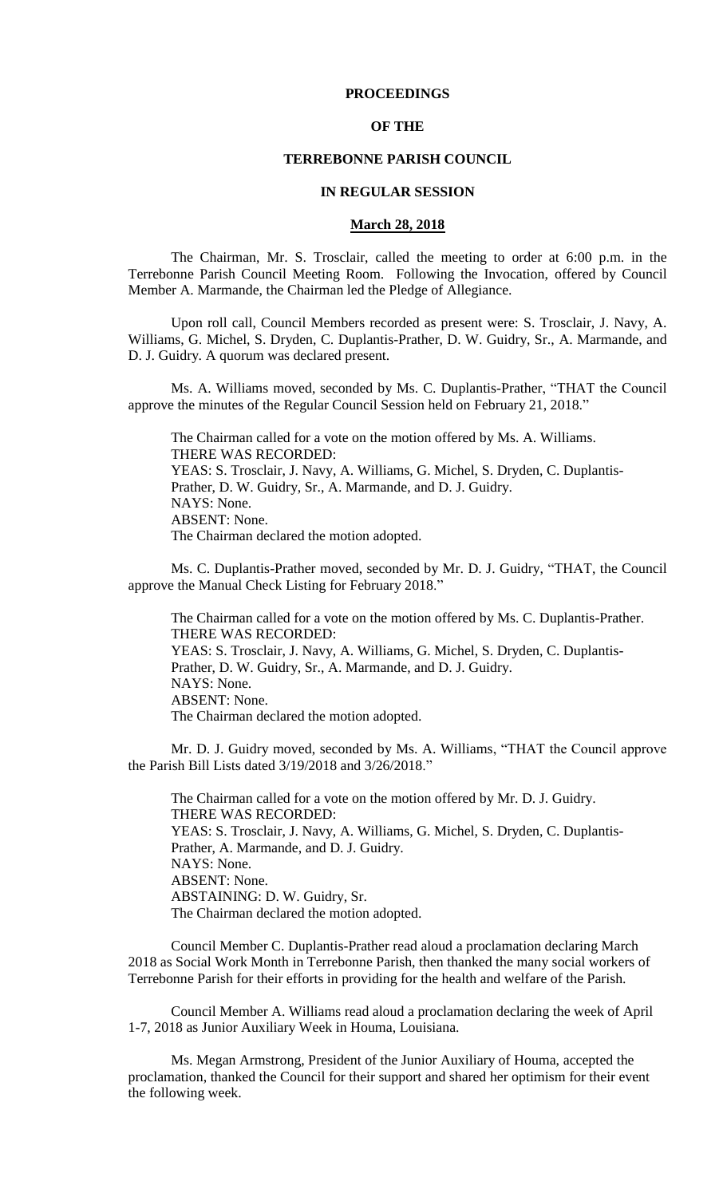# PROCEEDINGS

# OF THE

# TERREBONNE PARISH COUNCIL

# IN REGULAR SESSION

## March 28, 2018

The Chairman, Mr. S. Trosclair, called the meeting to order at 6:00 p.m. in the Terrebonne Parish Council Meeting Room. Following the Invocation, offered by Council Member A. Marmande, the Chairman led the Pledge of Allegiance.

Upon roll call, Council Members recorded as present were: S. Trosclair, J. Navy, A. Williams, G. Michel, S. Dryden, C. Duplantis-Prather, D. W. Guidry, Sr., A. Marmande, and D. J. Guidry. A quorum was declared present.

Ms. A. Williams moved, seconded by Ms. C. Duplantis-Prather, "THAT the Council approve the minutes of the Regular Council Session held on February 21, 2018."

The Chairman called for a vote on the motion offered by Ms. A. Williams.
THERE WAS RECORDED:
YEAS: S. Trosclair, J. Navy, A. Williams, G. Michel, S. Dryden, C. Duplantis-Prather, D. W. Guidry, Sr., A. Marmande, and D. J. Guidry.
NAYS: None.
ABSENT: None.
The Chairman declared the motion adopted.

Ms. C. Duplantis-Prather moved, seconded by Mr. D. J. Guidry, "THAT, the Council approve the Manual Check Listing for February 2018."

The Chairman called for a vote on the motion offered by Ms. C. Duplantis-Prather.
THERE WAS RECORDED:
YEAS: S. Trosclair, J. Navy, A. Williams, G. Michel, S. Dryden, C. Duplantis-Prather, D. W. Guidry, Sr., A. Marmande, and D. J. Guidry.
NAYS: None.
ABSENT: None.
The Chairman declared the motion adopted.

Mr. D. J. Guidry moved, seconded by Ms. A. Williams, "THAT the Council approve the Parish Bill Lists dated 3/19/2018 and 3/26/2018."

The Chairman called for a vote on the motion offered by Mr. D. J. Guidry.
THERE WAS RECORDED:
YEAS: S. Trosclair, J. Navy, A. Williams, G. Michel, S. Dryden, C. Duplantis-Prather, A. Marmande, and D. J. Guidry.
NAYS: None.
ABSENT: None.
ABSTAINING: D. W. Guidry, Sr.
The Chairman declared the motion adopted.

Council Member C. Duplantis-Prather read aloud a proclamation declaring March 2018 as Social Work Month in Terrebonne Parish, then thanked the many social workers of Terrebonne Parish for their efforts in providing for the health and welfare of the Parish.

Council Member A. Williams read aloud a proclamation declaring the week of April 1-7, 2018 as Junior Auxiliary Week in Houma, Louisiana.

Ms. Megan Armstrong, President of the Junior Auxiliary of Houma, accepted the proclamation, thanked the Council for their support and shared her optimism for their event the following week.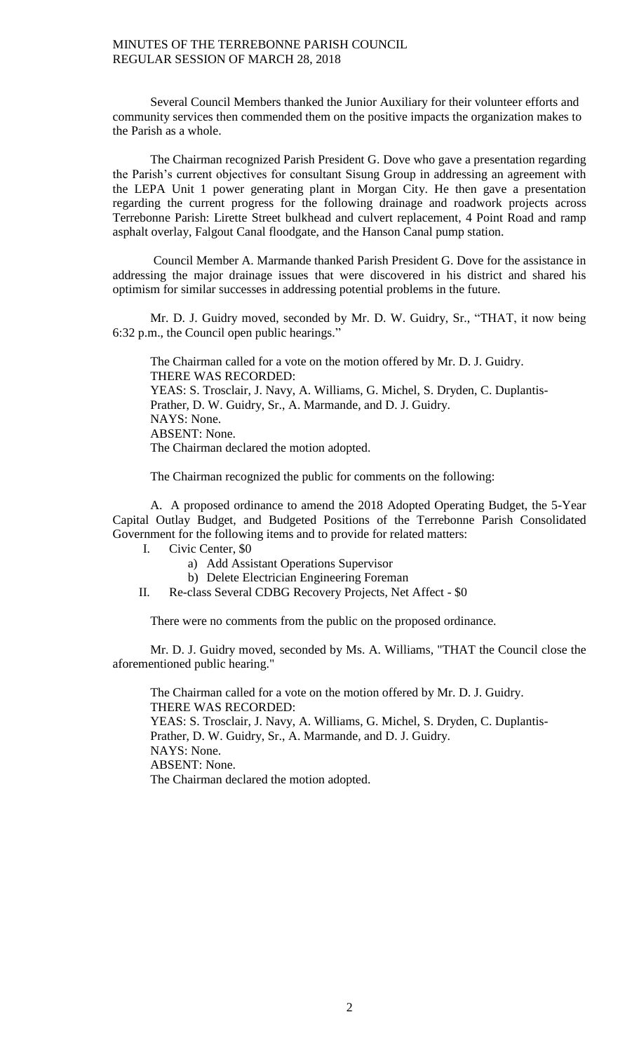Several Council Members thanked the Junior Auxiliary for their volunteer efforts and community services then commended them on the positive impacts the organization makes to the Parish as a whole.

The Chairman recognized Parish President G. Dove who gave a presentation regarding the Parish's current objectives for consultant Sisung Group in addressing an agreement with the LEPA Unit 1 power generating plant in Morgan City. He then gave a presentation regarding the current progress for the following drainage and roadwork projects across Terrebonne Parish: Lirette Street bulkhead and culvert replacement, 4 Point Road and ramp asphalt overlay, Falgout Canal floodgate, and the Hanson Canal pump station.

Council Member A. Marmande thanked Parish President G. Dove for the assistance in addressing the major drainage issues that were discovered in his district and shared his optimism for similar successes in addressing potential problems in the future.

Mr. D. J. Guidry moved, seconded by Mr. D. W. Guidry, Sr., "THAT, it now being 6:32 p.m., the Council open public hearings."

The Chairman called for a vote on the motion offered by Mr. D. J. Guidry.
THERE WAS RECORDED:
YEAS: S. Trosclair, J. Navy, A. Williams, G. Michel, S. Dryden, C. Duplantis-Prather, D. W. Guidry, Sr., A. Marmande, and D. J. Guidry.
NAYS: None.
ABSENT: None.
The Chairman declared the motion adopted.

The Chairman recognized the public for comments on the following:

A. A proposed ordinance to amend the 2018 Adopted Operating Budget, the 5-Year Capital Outlay Budget, and Budgeted Positions of the Terrebonne Parish Consolidated Government for the following items and to provide for related matters:

I. Civic Center, $0
   a) Add Assistant Operations Supervisor
   b) Delete Electrician Engineering Foreman

II. Re-class Several CDBG Recovery Projects, Net Affect - $0

There were no comments from the public on the proposed ordinance.

Mr. D. J. Guidry moved, seconded by Ms. A. Williams, "THAT the Council close the aforementioned public hearing."

The Chairman called for a vote on the motion offered by Mr. D. J. Guidry.
THERE WAS RECORDED:
YEAS: S. Trosclair, J. Navy, A. Williams, G. Michel, S. Dryden, C. Duplantis-Prather, D. W. Guidry, Sr., A. Marmande, and D. J. Guidry.
NAYS: None.
ABSENT: None.
The Chairman declared the motion adopted.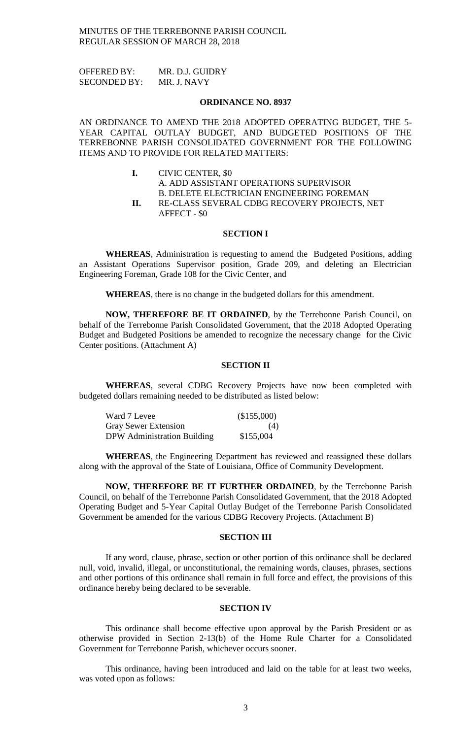OFFERED BY: MR. D.J. GUIDRY
SECONDED BY: MR. J. NAVY

**ORDINANCE NO. 8937**

AN ORDINANCE TO AMEND THE 2018 ADOPTED OPERATING BUDGET, THE 5-YEAR CAPITAL OUTLAY BUDGET, AND BUDGETED POSITIONS OF THE TERREBONNE PARISH CONSOLIDATED GOVERNMENT FOR THE FOLLOWING ITEMS AND TO PROVIDE FOR RELATED MATTERS:

**I.** CIVIC CENTER, $0
A. ADD ASSISTANT OPERATIONS SUPERVISOR
B. DELETE ELECTRICIAN ENGINEERING FOREMAN

**II.** RE-CLASS SEVERAL CDBG RECOVERY PROJECTS, NET AFFECT - $0

**SECTION I**

**WHEREAS**, Administration is requesting to amend the Budgeted Positions, adding an Assistant Operations Supervisor position, Grade 209, and deleting an Electrician Engineering Foreman, Grade 108 for the Civic Center, and

**WHEREAS**, there is no change in the budgeted dollars for this amendment.

**NOW, THEREFORE BE IT ORDAINED**, by the Terrebonne Parish Council, on behalf of the Terrebonne Parish Consolidated Government, that the 2018 Adopted Operating Budget and Budgeted Positions be amended to recognize the necessary change for the Civic Center positions. (Attachment A)

**SECTION II**

**WHEREAS**, several CDBG Recovery Projects have now been completed with budgeted dollars remaining needed to be distributed as listed below:

| | |
|---|---|
| Ward 7 Levee | ($155,000) |
| Gray Sewer Extension | (4) |
| DPW Administration Building | $155,004 |

**WHEREAS**, the Engineering Department has reviewed and reassigned these dollars along with the approval of the State of Louisiana, Office of Community Development.

**NOW, THEREFORE BE IT FURTHER ORDAINED**, by the Terrebonne Parish Council, on behalf of the Terrebonne Parish Consolidated Government, that the 2018 Adopted Operating Budget and 5-Year Capital Outlay Budget of the Terrebonne Parish Consolidated Government be amended for the various CDBG Recovery Projects. (Attachment B)

**SECTION III**

If any word, clause, phrase, section or other portion of this ordinance shall be declared null, void, invalid, illegal, or unconstitutional, the remaining words, clauses, phrases, sections and other portions of this ordinance shall remain in full force and effect, the provisions of this ordinance hereby being declared to be severable.

**SECTION IV**

This ordinance shall become effective upon approval by the Parish President or as otherwise provided in Section 2-13(b) of the Home Rule Charter for a Consolidated Government for Terrebonne Parish, whichever occurs sooner.

This ordinance, having been introduced and laid on the table for at least two weeks, was voted upon as follows: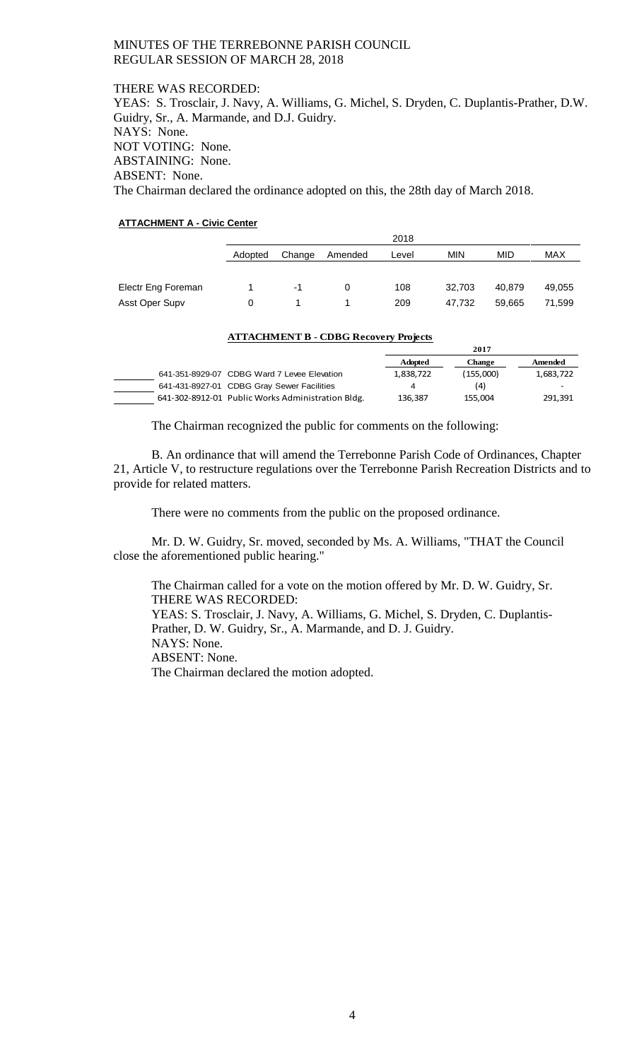THERE WAS RECORDED:
YEAS: S. Trosclair, A. Williams, G. Michel, S. Dryden, C. Duplantis-Prather, D.W. Guidry, Sr., A. Marmande, and D.J. Guidry.
NAYS: None.
NOT VOTING: None.
ABSTAINING: None.
ABSENT: None.
The Chairman declared the ordinance adopted on this, the 28th day of March 2018.

**ATTACHMENT A - Civic Center**

| | 2018 | | | | | | |
|---|---|---|---|---|---|---|---|
| | Adopted | Change | Amended | Level | MIN | MID | MAX |
| Electr Eng Foreman | 1 | -1 | 0 | 108 | 32,703 | 40,879 | 49,055 |
| Asst Oper Supv | 0 | 1 | 1 | 209 | 47,732 | 59,665 | 71,599 |

**ATTACHMENT B - CDBG Recovery Projects**

| | 2017 | | |
|---|---|---|---|
| | **Adopted** | **Change** | **Amended** |
| 641-351-8929-07 CDBG Ward 7 Levee Elevation | 1,838,722 | (155,000) | 1,683,722 |
| 641-431-8927-01 CDBG Gray Sewer Facilities | 4 | (4) | - |
| 641-302-8912-01 Public Works Administration Bldg. | 136,387 | 155,004 | 291,391 |

The Chairman recognized the public for comments on the following:

B. An ordinance that will amend the Terrebonne Parish Code of Ordinances, Chapter 21, Article V, to restructure regulations over the Terrebonne Parish Recreation Districts and to provide for related matters.

There were no comments from the public on the proposed ordinance.

Mr. D. W. Guidry, Sr. moved, seconded by Ms. A. Williams, "THAT the Council close the aforementioned public hearing."

The Chairman called for a vote on the motion offered by Mr. D. W. Guidry, Sr.
THERE WAS RECORDED:
YEAS: S. Trosclair, J. Navy, A. Williams, G. Michel, S. Dryden, C. Duplantis-Prather, D. W. Guidry, Sr., A. Marmande, and D. J. Guidry.
NAYS: None.
ABSENT: None.
The Chairman declared the motion adopted.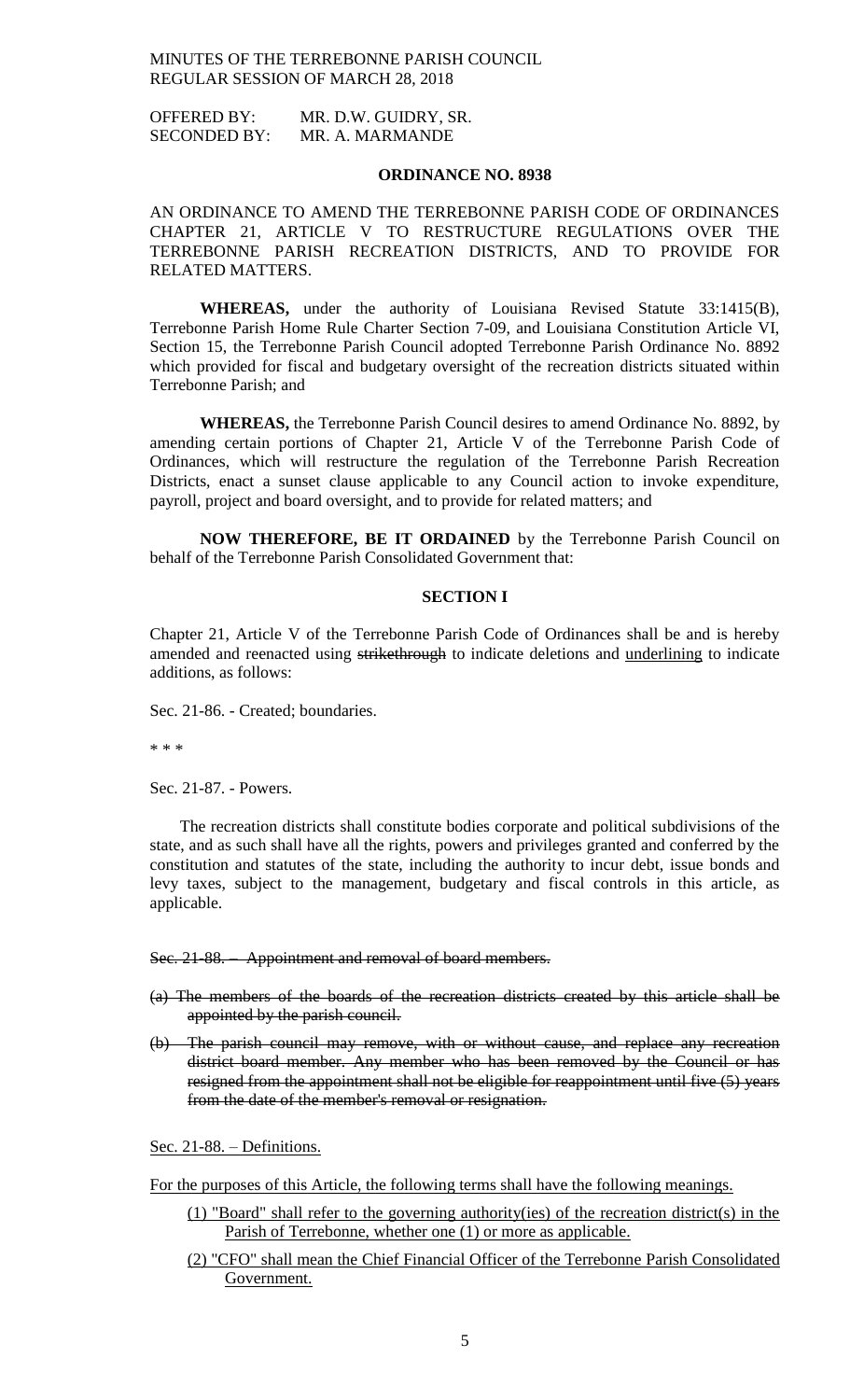OFFERED BY: MR. D.W. GUIDRY, SR.
SECONDED BY: MR. A. MARMANDE

**ORDINANCE NO. 8938**

AN ORDINANCE TO AMEND THE TERREBONNE PARISH CODE OF ORDINANCES CHAPTER 21, ARTICLE V TO RESTRUCTURE REGULATIONS OVER THE TERREBONNE PARISH RECREATION DISTRICTS, AND TO PROVIDE FOR RELATED MATTERS.

**WHEREAS,** under the authority of Louisiana Revised Statute 33:1415(B), Terrebonne Parish Home Rule Charter Section 7-09, and Louisiana Constitution Article VI, Section 15, the Terrebonne Parish Council adopted Terrebonne Parish Ordinance No. 8892 which provided for fiscal and budgetary oversight of the recreation districts situated within Terrebonne Parish; and

**WHEREAS,** the Terrebonne Parish Council desires to amend Ordinance No. 8892, by amending certain portions of Chapter 21, Article V of the Terrebonne Parish Code of Ordinances, which will restructure the regulation of the Terrebonne Parish Recreation Districts, enact a sunset clause applicable to any Council action to invoke expenditure, payroll, project and board oversight, and to provide for related matters; and

**NOW THEREFORE, BE IT ORDAINED** by the Terrebonne Parish Council on behalf of the Terrebonne Parish Consolidated Government that:

**SECTION I**

Chapter 21, Article V of the Terrebonne Parish Code of Ordinances shall be and is hereby amended and reenacted using ~~strikethrough~~ to indicate deletions and <u>underlining</u> to indicate additions, as follows:

Sec. 21-86. - Created; boundaries.

* * *

Sec. 21-87. - Powers.

The recreation districts shall constitute bodies corporate and political subdivisions of the state, and as such shall have all the rights, powers and privileges granted and conferred by the constitution and statutes of the state, including the authority to incur debt, issue bonds and levy taxes, subject to the management, budgetary and fiscal controls in this article, as applicable.

~~Sec. 21-88. – Appointment and removal of board members.~~

~~(a) The members of the boards of the recreation districts created by this article shall be appointed by the parish council.~~

~~(b) The parish council may remove, with or without cause, and replace any recreation district board member. Any member who has been removed by the Council or has resigned from the appointment shall not be eligible for reappointment until five (5) years from the date of the member's removal or resignation.~~

<u>Sec. 21-88. – Definitions.</u>

<u>For the purposes of this Article, the following terms shall have the following meanings.</u>

<u>(1) "Board" shall refer to the governing authority(ies) of the recreation district(s) in the Parish of Terrebonne, whether one (1) or more as applicable.</u>

<u>(2) "CFO" shall mean the Chief Financial Officer of the Terrebonne Parish Consolidated Government.</u>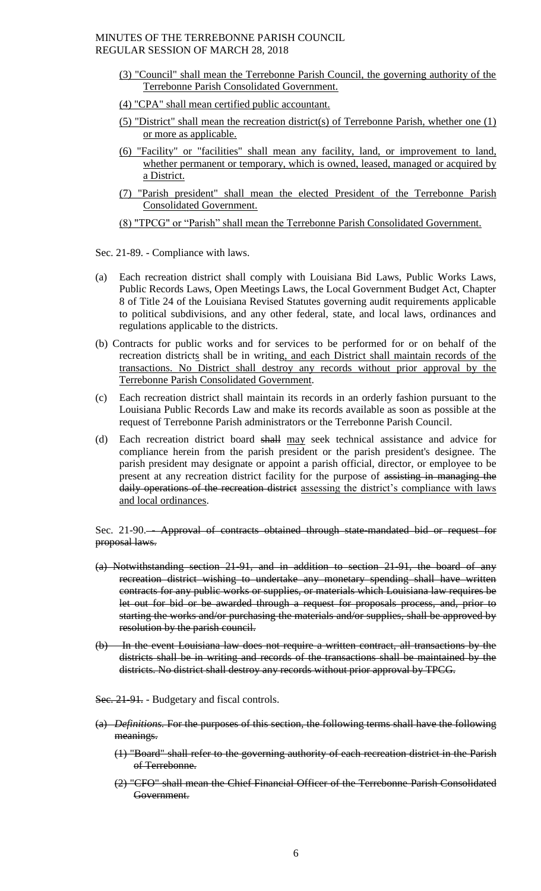(3) "Council" shall mean the Terrebonne Parish Council, the governing authority of the Terrebonne Parish Consolidated Government.

(4) "CPA" shall mean certified public accountant.

(5) "District" shall mean the recreation district(s) of Terrebonne Parish, whether one (1) or more as applicable.

(6) "Facility" or "facilities" shall mean any facility, land, or improvement to land, whether permanent or temporary, which is owned, leased, managed or acquired by a District.

(7) "Parish president" shall mean the elected President of the Terrebonne Parish Consolidated Government.

(8) "TPCG" or "Parish" shall mean the Terrebonne Parish Consolidated Government.

Sec. 21-89. - Compliance with laws.

(a) Each recreation district shall comply with Louisiana Bid Laws, Public Works Laws, Public Records Laws, Open Meetings Laws, the Local Government Budget Act, Chapter 8 of Title 24 of the Louisiana Revised Statutes governing audit requirements applicable to political subdivisions, and any other federal, state, and local laws, ordinances and regulations applicable to the districts.

(b) Contracts for public works and for services to be performed for or on behalf of the recreation districts shall be in writing, and each District shall maintain records of the transactions. No District shall destroy any records without prior approval by the Terrebonne Parish Consolidated Government.

(c) Each recreation district shall maintain its records in an orderly fashion pursuant to the Louisiana Public Records Law and make its records available as soon as possible at the request of Terrebonne Parish administrators or the Terrebonne Parish Council.

(d) Each recreation district board ~~shall~~ may seek technical assistance and advice for compliance herein from the parish president or the parish president's designee. The parish president may designate or appoint a parish official, director, or employee to be present at any recreation district facility for the purpose of ~~assisting in managing the daily operations of the recreation district~~ assessing the district's compliance with laws and local ordinances.

Sec. 21-90. ~~- Approval of contracts obtained through state-mandated bid or request for proposal laws.~~

~~(a) Notwithstanding section 21-91, and in addition to section 21-91, the board of any recreation district wishing to undertake any monetary spending shall have written contracts for any public works or supplies, or materials which Louisiana law requires be let out for bid or be awarded through a request for proposals process, and, prior to starting the works and/or purchasing the materials and/or supplies, shall be approved by resolution by the parish council.~~

~~(b) In the event Louisiana law does not require a written contract, all transactions by the districts shall be in writing and records of the transactions shall be maintained by the districts. No district shall destroy any records without prior approval by TPCG.~~

~~Sec. 21-91.~~ - Budgetary and fiscal controls.

~~(a) *Definitions.* For the purposes of this section, the following terms shall have the following meanings.~~

~~(1) "Board" shall refer to the governing authority of each recreation district in the Parish of Terrebonne.~~

~~(2) "CFO" shall mean the Chief Financial Officer of the Terrebonne Parish Consolidated Government.~~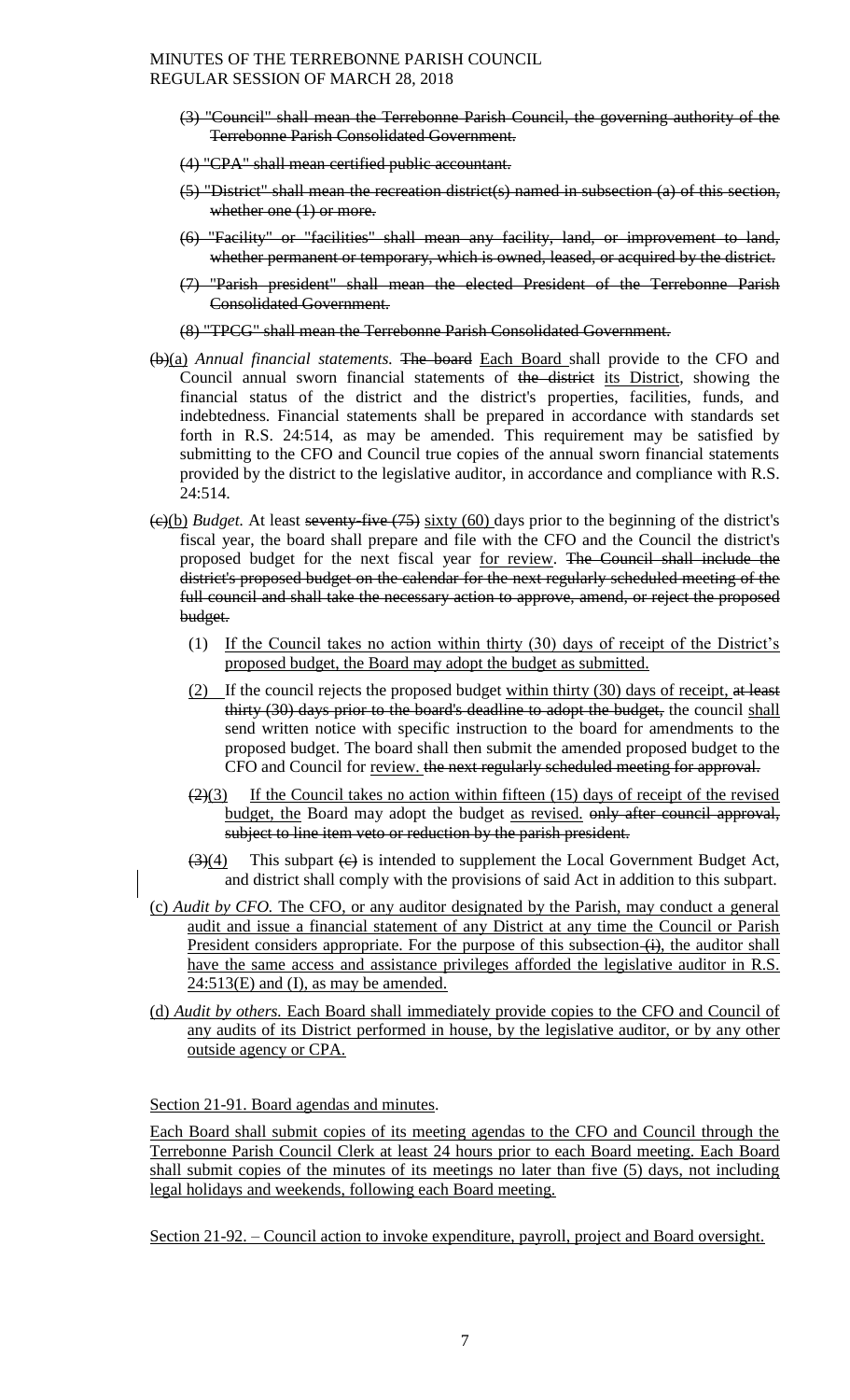MINUTES OF THE TERREBONNE PARISH COUNCIL
REGULAR SESSION OF MARCH 28, 2018

(3) ~~"Council" shall mean the Terrebonne Parish Council, the governing authority of the Terrebonne Parish Consolidated Government.~~

(4) ~~"CPA" shall mean certified public accountant.~~

(5) ~~"District" shall mean the recreation district(s) named in subsection (a) of this section, whether one (1) or more.~~

(6) ~~"Facility" or "facilities" shall mean any facility, land, or improvement to land, whether permanent or temporary, which is owned, leased, or acquired by the district.~~

(7) ~~"Parish president" shall mean the elected President of the Terrebonne Parish Consolidated Government.~~

(8) ~~"TPCG" shall mean the Terrebonne Parish Consolidated Government.~~

~~(b)~~(a) *Annual financial statements.* ~~The board~~ Each Board shall provide to the CFO and Council annual sworn financial statements of ~~the district~~ its District, showing the financial status of the district and the district's properties, facilities, funds, and indebtedness. Financial statements shall be prepared in accordance with standards set forth in R.S. 24:514, as may be amended. This requirement may be satisfied by submitting to the CFO and Council true copies of the annual sworn financial statements provided by the district to the legislative auditor, in accordance and compliance with R.S. 24:514.

~~(c)~~(b) *Budget.* At least ~~seventy-five (75)~~ sixty (60) days prior to the beginning of the district's fiscal year, the board shall prepare and file with the CFO and the Council the district's proposed budget for the next fiscal year for review. ~~The Council shall include the district's proposed budget on the calendar for the next regularly scheduled meeting of the full council and shall take the necessary action to approve, amend, or reject the proposed budget.~~

(1) If the Council takes no action within thirty (30) days of receipt of the District's proposed budget, the Board may adopt the budget as submitted.

(2) If the council rejects the proposed budget within thirty (30) days of receipt, ~~at least thirty (30) days prior to the board's deadline to adopt the budget,~~ the council shall send written notice with specific instruction to the board for amendments to the proposed budget. The board shall then submit the amended proposed budget to the CFO and Council for review. ~~the next regularly scheduled meeting for approval.~~

~~(2)~~(3) If the Council takes no action within fifteen (15) days of receipt of the revised budget, the Board may adopt the budget as revised. ~~only after council approval, subject to line item veto or reduction by the parish president.~~

~~(3)~~(4) This subpart ~~(c)~~ is intended to supplement the Local Government Budget Act, and district shall comply with the provisions of said Act in addition to this subpart.

(c) *Audit by CFO.* The CFO, or any auditor designated by the Parish, may conduct a general audit and issue a financial statement of any District at any time the Council or Parish President considers appropriate. For the purpose of this subsection ~~(i)~~, the auditor shall have the same access and assistance privileges afforded the legislative auditor in R.S. 24:513(E) and (I), as may be amended.

(d) *Audit by others.* Each Board shall immediately provide copies to the CFO and Council of any audits of its District performed in house, by the legislative auditor, or by any other outside agency or CPA.

Section 21-91. Board agendas and minutes.

Each Board shall submit copies of its meeting agendas to the CFO and Council through the Terrebonne Parish Council Clerk at least 24 hours prior to each Board meeting. Each Board shall submit copies of the minutes of its meetings no later than five (5) days, not including legal holidays and weekends, following each Board meeting.

Section 21-92. – Council action to invoke expenditure, payroll, project and Board oversight.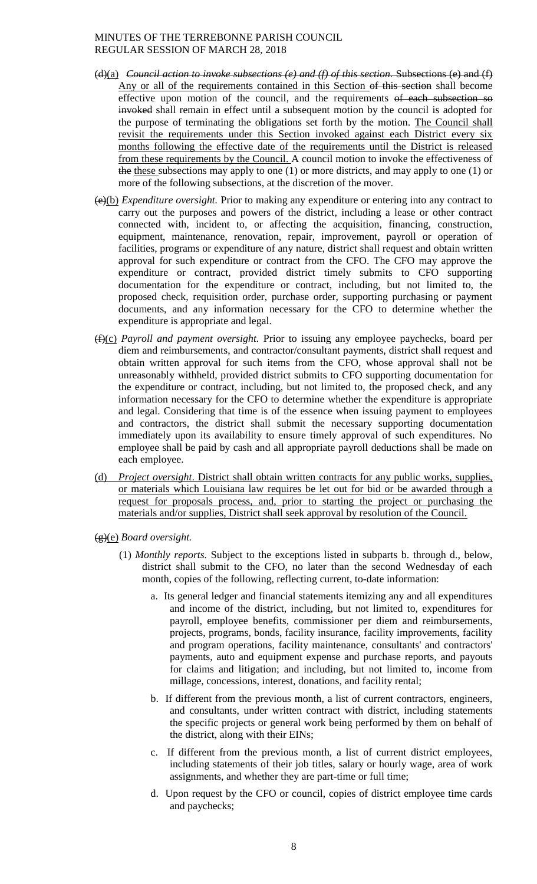- ~~(d)~~(a) *Council action to invoke subsections (e) and (f) of this section.* ~~Subsections (e) and (f)~~ Any or all of the requirements contained in this Section ~~of this section~~ shall become effective upon motion of the council, and the requirements ~~of each subsection so invoked~~ shall remain in effect until a subsequent motion by the council is adopted for the purpose of terminating the obligations set forth by the motion. The Council shall revisit the requirements under this Section invoked against each District every six months following the effective date of the requirements until the District is released from these requirements by the Council. A council motion to invoke the effectiveness of ~~the~~ these subsections may apply to one (1) or more districts, and may apply to one (1) or more of the following subsections, at the discretion of the mover.

- ~~(e)~~(b) *Expenditure oversight.* Prior to making any expenditure or entering into any contract to carry out the purposes and powers of the district, including a lease or other contract connected with, incident to, or affecting the acquisition, financing, construction, equipment, maintenance, renovation, repair, improvement, payroll or operation of facilities, programs or expenditure of any nature, district shall request and obtain written approval for such expenditure or contract from the CFO. The CFO may approve the expenditure or contract, provided district timely submits to CFO supporting documentation for the expenditure or contract, including, but not limited to, the proposed check, requisition order, purchase order, supporting purchasing or payment documents, and any information necessary for the CFO to determine whether the expenditure is appropriate and legal.

- ~~(f)~~(c) *Payroll and payment oversight.* Prior to issuing any employee paychecks, board per diem and reimbursements, and contractor/consultant payments, district shall request and obtain written approval for such items from the CFO, whose approval shall not be unreasonably withheld, provided district submits to CFO supporting documentation for the expenditure or contract, including, but not limited to, the proposed check, and any information necessary for the CFO to determine whether the expenditure is appropriate and legal. Considering that time is of the essence when issuing payment to employees and contractors, the district shall submit the necessary supporting documentation immediately upon its availability to ensure timely approval of such expenditures. No employee shall be paid by cash and all appropriate payroll deductions shall be made on each employee.

- (d) *Project oversight.* District shall obtain written contracts for any public works, supplies, or materials which Louisiana law requires be let out for bid or be awarded through a request for proposals process, and, prior to starting the project or purchasing the materials and/or supplies, District shall seek approval by resolution of the Council.

- ~~(g)~~(e) *Board oversight.*

  - (1) *Monthly reports.* Subject to the exceptions listed in subparts b. through d., below, district shall submit to the CFO, no later than the second Wednesday of each month, copies of the following, reflecting current, to-date information:

    - a. Its general ledger and financial statements itemizing any and all expenditures and income of the district, including, but not limited to, expenditures for payroll, employee benefits, commissioner per diem and reimbursements, projects, programs, bonds, facility insurance, facility improvements, facility and program operations, facility maintenance, consultants' and contractors' payments, auto and equipment expense and purchase reports, and payouts for claims and litigation; and including, but not limited to, income from millage, concessions, interest, donations, and facility rental;

    - b. If different from the previous month, a list of current contractors, engineers, and consultants, under written contract with district, including statements the specific projects or general work being performed by them on behalf of the district, along with their EINs;

    - c. If different from the previous month, a list of current district employees, including statements of their job titles, salary or hourly wage, area of work assignments, and whether they are part-time or full time;

    - d. Upon request by the CFO or council, copies of district employee time cards and paychecks;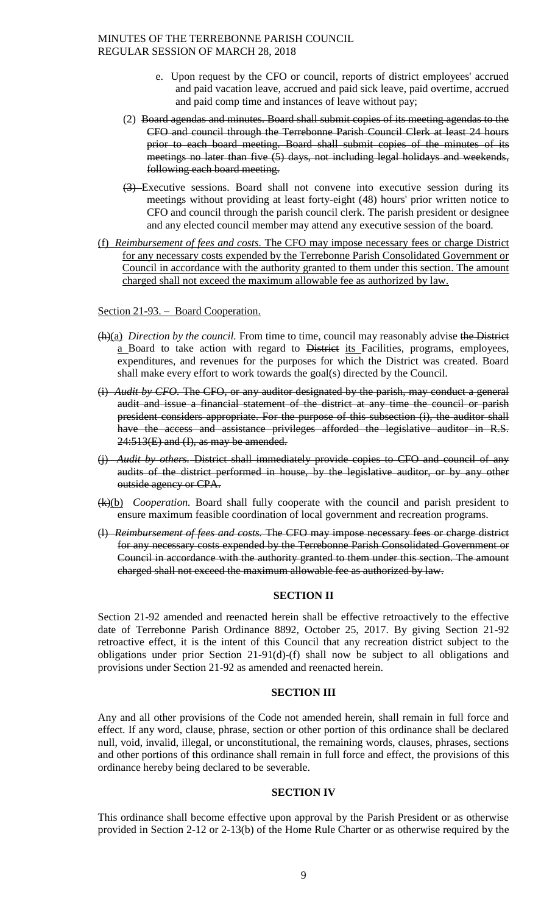e. Upon request by the CFO or council, reports of district employees' accrued and paid vacation leave, accrued and paid sick leave, paid overtime, accrued and paid comp time and instances of leave without pay;

(2) ~~Board agendas and minutes. Board shall submit copies of its meeting agendas to the CFO and council through the Terrebonne Parish Council Clerk at least 24 hours prior to each board meeting. Board shall submit copies of the minutes of its meetings no later than five (5) days, not including legal holidays and weekends, following each board meeting.~~

~~(3)~~ Executive sessions. Board shall not convene into executive session during its meetings without providing at least forty-eight (48) hours' prior written notice to CFO and council through the parish council clerk. The parish president or designee and any elected council member may attend any executive session of the board.

(f) *Reimbursement of fees and costs.* The CFO may impose necessary fees or charge District for any necessary costs expended by the Terrebonne Parish Consolidated Government or Council in accordance with the authority granted to them under this section. The amount charged shall not exceed the maximum allowable fee as authorized by law.

Section 21-93. – Board Cooperation.

~~(h)~~(a) *Direction by the council.* From time to time, council may reasonably advise ~~the District~~ a Board to take action with regard to ~~District~~ its Facilities, programs, employees, expenditures, and revenues for the purposes for which the District was created. Board shall make every effort to work towards the goal(s) directed by the Council.

~~(i) *Audit by CFO.* The CFO, or any auditor designated by the parish, may conduct a general audit and issue a financial statement of the district at any time the council or parish president considers appropriate. For the purpose of this subsection (i), the auditor shall have the access and assistance privileges afforded the legislative auditor in R.S. 24:513(E) and (I), as may be amended.~~

~~(j) *Audit by others.* District shall immediately provide copies to CFO and council of any audits of the district performed in house, by the legislative auditor, or by any other outside agency or CPA.~~

~~(k)~~(b) *Cooperation.* Board shall fully cooperate with the council and parish president to ensure maximum feasible coordination of local government and recreation programs.

~~(l) *Reimbursement of fees and costs.* The CFO may impose necessary fees or charge district for any necessary costs expended by the Terrebonne Parish Consolidated Government or Council in accordance with the authority granted to them under this section. The amount charged shall not exceed the maximum allowable fee as authorized by law.~~

## SECTION II

Section 21-92 amended and reenacted herein shall be effective retroactively to the effective date of Terrebonne Parish Ordinance 8892, October 25, 2017. By giving Section 21-92 retroactive effect, it is the intent of this Council that any recreation district subject to the obligations under prior Section 21-91(d)-(f) shall now be subject to all obligations and provisions under Section 21-92 as amended and reenacted herein.

## SECTION III

Any and all other provisions of the Code not amended herein, shall remain in full force and effect. If any word, clause, phrase, section or other portion of this ordinance shall be declared null, void, invalid, illegal, or unconstitutional, the remaining words, clauses, phrases, sections and other portions of this ordinance shall remain in full force and effect, the provisions of this ordinance hereby being declared to be severable.

## SECTION IV

This ordinance shall become effective upon approval by the Parish President or as otherwise provided in Section 2-12 or 2-13(b) of the Home Rule Charter or as otherwise required by the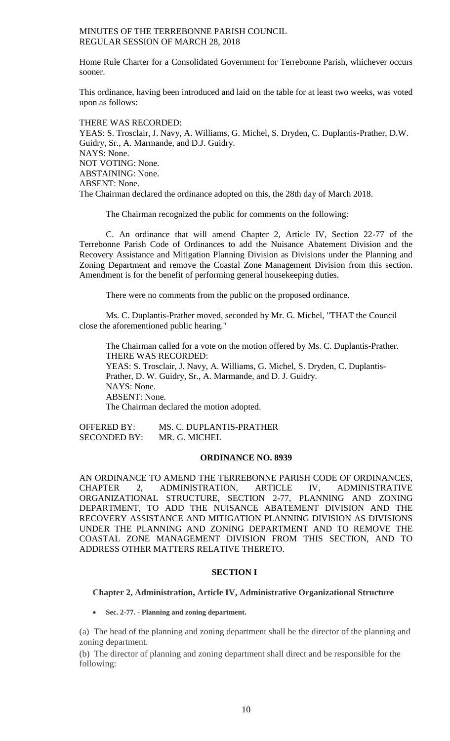Home Rule Charter for a Consolidated Government for Terrebonne Parish, whichever occurs sooner.

This ordinance, having been introduced and laid on the table for at least two weeks, was voted upon as follows:

THERE WAS RECORDED:
YEAS: S. Trosclair, J. Navy, A. Williams, G. Michel, S. Dryden, C. Duplantis-Prather, D.W. Guidry, Sr., A. Marmande, and D.J. Guidry.
NAYS: None.
NOT VOTING: None.
ABSTAINING: None.
ABSENT: None.
The Chairman declared the ordinance adopted on this, the 28th day of March 2018.

The Chairman recognized the public for comments on the following:

C. An ordinance that will amend Chapter 2, Article IV, Section 22-77 of the Terrebonne Parish Code of Ordinances to add the Nuisance Abatement Division and the Recovery Assistance and Mitigation Planning Division as Divisions under the Planning and Zoning Department and remove the Coastal Zone Management Division from this section. Amendment is for the benefit of performing general housekeeping duties.

There were no comments from the public on the proposed ordinance.

Ms. C. Duplantis-Prather moved, seconded by Mr. G. Michel, "THAT the Council close the aforementioned public hearing."

The Chairman called for a vote on the motion offered by Ms. C. Duplantis-Prather.
THERE WAS RECORDED:
YEAS: S. Trosclair, J. Navy, A. Williams, G. Michel, S. Dryden, C. Duplantis-Prather, D. W. Guidry, Sr., A. Marmande, and D. J. Guidry.
NAYS: None.
ABSENT: None.
The Chairman declared the motion adopted.

OFFERED BY: MS. C. DUPLANTIS-PRATHER
SECONDED BY: MR. G. MICHEL

**ORDINANCE NO. 8939**

AN ORDINANCE TO AMEND THE TERREBONNE PARISH CODE OF ORDINANCES, CHAPTER 2, ADMINISTRATION, ARTICLE IV, ADMINISTRATIVE ORGANIZATIONAL STRUCTURE, SECTION 2-77, PLANNING AND ZONING DEPARTMENT, TO ADD THE NUISANCE ABATEMENT DIVISION AND THE RECOVERY ASSISTANCE AND MITIGATION PLANNING DIVISION AS DIVISIONS UNDER THE PLANNING AND ZONING DEPARTMENT AND TO REMOVE THE COASTAL ZONE MANAGEMENT DIVISION FROM THIS SECTION, AND TO ADDRESS OTHER MATTERS RELATIVE THERETO.

**SECTION I**

**Chapter 2, Administration, Article IV, Administrative Organizational Structure**

- **Sec. 2-77. - Planning and zoning department.**

(a) The head of the planning and zoning department shall be the director of the planning and zoning department.

(b) The director of planning and zoning department shall direct and be responsible for the following: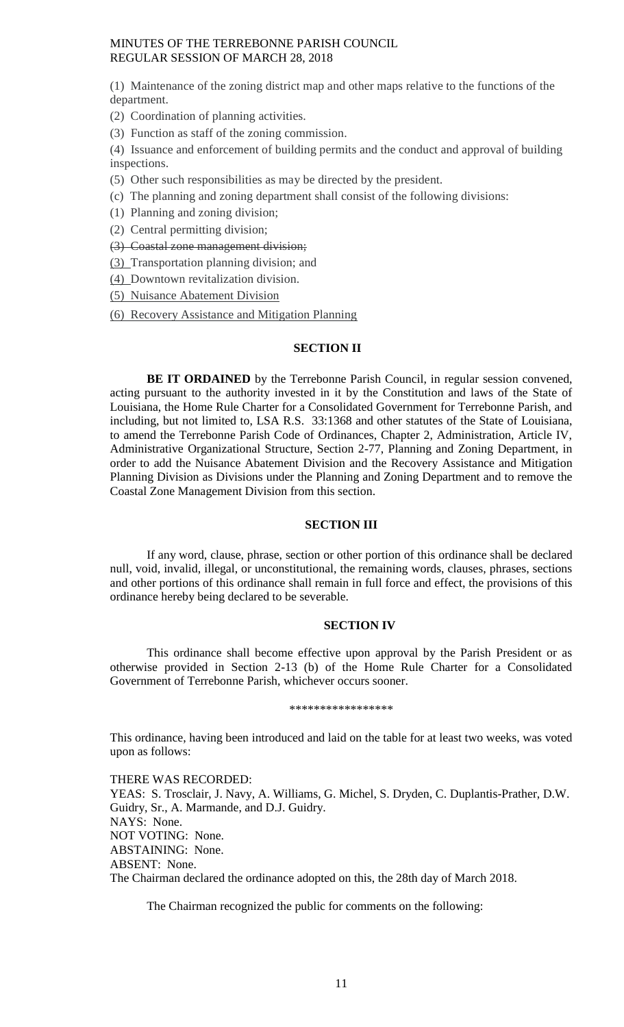(1) Maintenance of the zoning district map and other maps relative to the functions of the department.

(2) Coordination of planning activities.

(3) Function as staff of the zoning commission.

(4) Issuance and enforcement of building permits and the conduct and approval of building inspections.

(5) Other such responsibilities as may be directed by the president.

(c) The planning and zoning department shall consist of the following divisions:

(1) Planning and zoning division;

(2) Central permitting division;

~~(3) Coastal zone management division;~~

(3) Transportation planning division; and

(4) Downtown revitalization division.

(5) Nuisance Abatement Division

(6) Recovery Assistance and Mitigation Planning

**SECTION II**

**BE IT ORDAINED** by the Terrebonne Parish Council, in regular session convened, acting pursuant to the authority invested in it by the Constitution and laws of the State of Louisiana, the Home Rule Charter for a Consolidated Government for Terrebonne Parish, and including, but not limited to, LSA R.S. 33:1368 and other statutes of the State of Louisiana, to amend the Terrebonne Parish Code of Ordinances, Chapter 2, Administration, Article IV, Administrative Organizational Structure, Section 2-77, Planning and Zoning Department, in order to add the Nuisance Abatement Division and the Recovery Assistance and Mitigation Planning Division as Divisions under the Planning and Zoning Department and to remove the Coastal Zone Management Division from this section.

**SECTION III**

If any word, clause, phrase, section or other portion of this ordinance shall be declared null, void, invalid, illegal, or unconstitutional, the remaining words, clauses, phrases, sections and other portions of this ordinance shall remain in full force and effect, the provisions of this ordinance hereby being declared to be severable.

**SECTION IV**

This ordinance shall become effective upon approval by the Parish President or as otherwise provided in Section 2-13 (b) of the Home Rule Charter for a Consolidated Government of Terrebonne Parish, whichever occurs sooner.

\*\*\*\*\*\*\*\*\*\*\*\*\*\*\*\*\*

This ordinance, having been introduced and laid on the table for at least two weeks, was voted upon as follows:

THERE WAS RECORDED:
YEAS: S. Trosclair, J. Navy, A. Williams, G. Michel, S. Dryden, C. Duplantis-Prather, D.W. Guidry, Sr., A. Marmande, and D.J. Guidry.
NAYS: None.
NOT VOTING: None.
ABSTAINING: None.
ABSENT: None.
The Chairman declared the ordinance adopted on this, the 28th day of March 2018.

The Chairman recognized the public for comments on the following: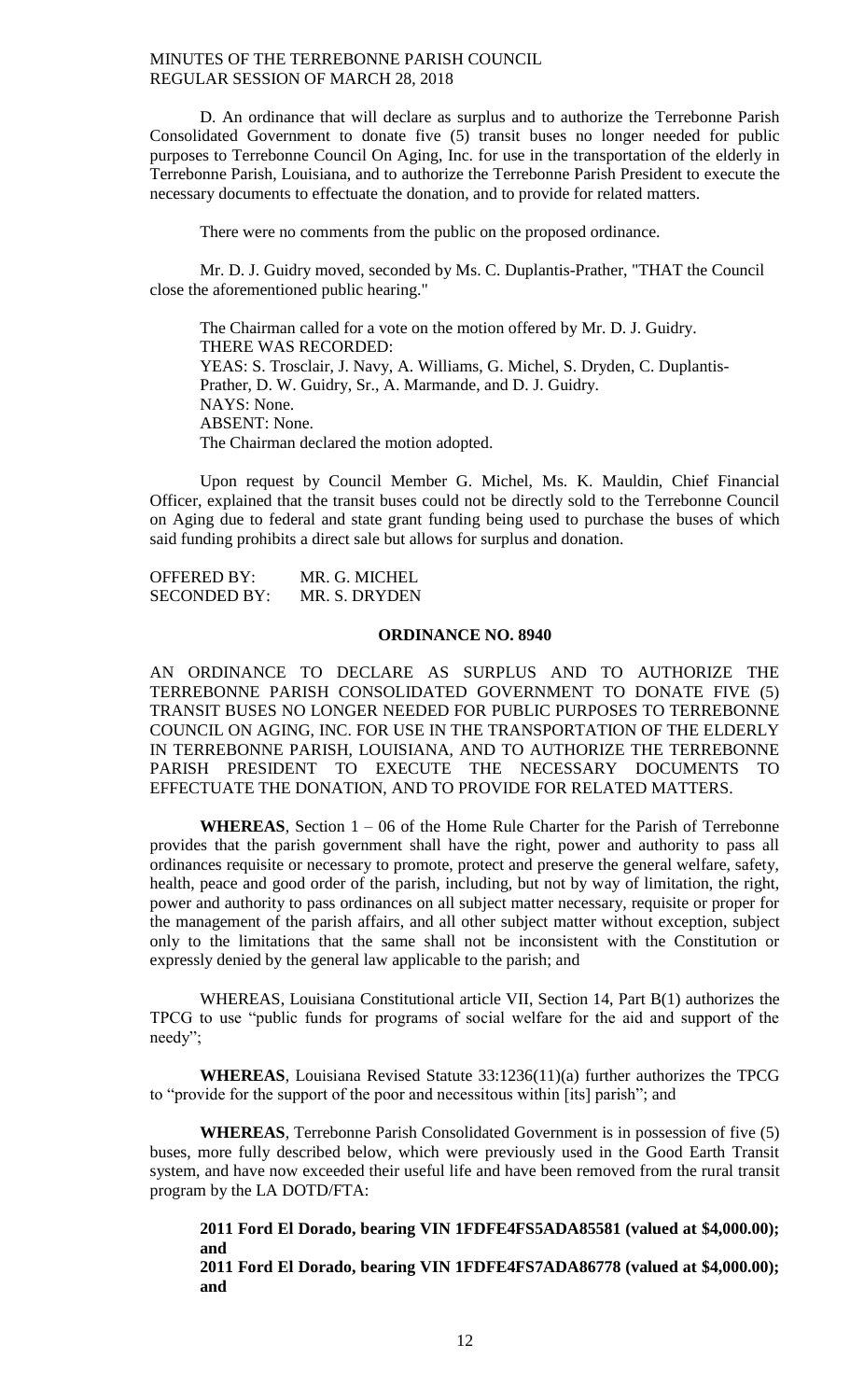D. An ordinance that will declare as surplus and to authorize the Terrebonne Parish Consolidated Government to donate five (5) transit buses no longer needed for public purposes to Terrebonne Council On Aging, Inc. for use in the transportation of the elderly in Terrebonne Parish, Louisiana, and to authorize the Terrebonne Parish President to execute the necessary documents to effectuate the donation, and to provide for related matters.

There were no comments from the public on the proposed ordinance.

Mr. D. J. Guidry moved, seconded by Ms. C. Duplantis-Prather, "THAT the Council close the aforementioned public hearing."

The Chairman called for a vote on the motion offered by Mr. D. J. Guidry.
THERE WAS RECORDED:
YEAS: S. Trosclair, J. Navy, A. Williams, G. Michel, S. Dryden, C. Duplantis-Prather, D. W. Guidry, Sr., A. Marmande, and D. J. Guidry.
NAYS: None.
ABSENT: None.
The Chairman declared the motion adopted.

Upon request by Council Member G. Michel, Ms. K. Mauldin, Chief Financial Officer, explained that the transit buses could not be directly sold to the Terrebonne Council on Aging due to federal and state grant funding being used to purchase the buses of which said funding prohibits a direct sale but allows for surplus and donation.

OFFERED BY: MR. G. MICHEL
SECONDED BY: MR. S. DRYDEN

**ORDINANCE NO. 8940**

AN ORDINANCE TO DECLARE AS SURPLUS AND TO AUTHORIZE THE TERREBONNE PARISH CONSOLIDATED GOVERNMENT TO DONATE FIVE (5) TRANSIT BUSES NO LONGER NEEDED FOR PUBLIC PURPOSES TO TERREBONNE COUNCIL ON AGING, INC. FOR USE IN THE TRANSPORTATION OF THE ELDERLY IN TERREBONNE PARISH, LOUISIANA, AND TO AUTHORIZE THE TERREBONNE PARISH PRESIDENT TO EXECUTE THE NECESSARY DOCUMENTS TO EFFECTUATE THE DONATION, AND TO PROVIDE FOR RELATED MATTERS.

**WHEREAS**, Section 1 – 06 of the Home Rule Charter for the Parish of Terrebonne provides that the parish government shall have the right, power and authority to pass all ordinances requisite or necessary to promote, protect and preserve the general welfare, safety, health, peace and good order of the parish, including, but not by way of limitation, the right, power and authority to pass ordinances on all subject matter necessary, requisite or proper for the management of the parish affairs, and all other subject matter without exception, subject only to the limitations that the same shall not be inconsistent with the Constitution or expressly denied by the general law applicable to the parish; and

WHEREAS, Louisiana Constitutional article VII, Section 14, Part B(1) authorizes the TPCG to use "public funds for programs of social welfare for the aid and support of the needy";

**WHEREAS**, Louisiana Revised Statute 33:1236(11)(a) further authorizes the TPCG to "provide for the support of the poor and necessitous within [its] parish"; and

**WHEREAS**, Terrebonne Parish Consolidated Government is in possession of five (5) buses, more fully described below, which were previously used in the Good Earth Transit system, and have now exceeded their useful life and have been removed from the rural transit program by the LA DOTD/FTA:

**2011 Ford El Dorado, bearing VIN 1FDFE4FS5ADA85581 (valued at $4,000.00); and**
**2011 Ford El Dorado, bearing VIN 1FDFE4FS7ADA86778 (valued at $4,000.00); and**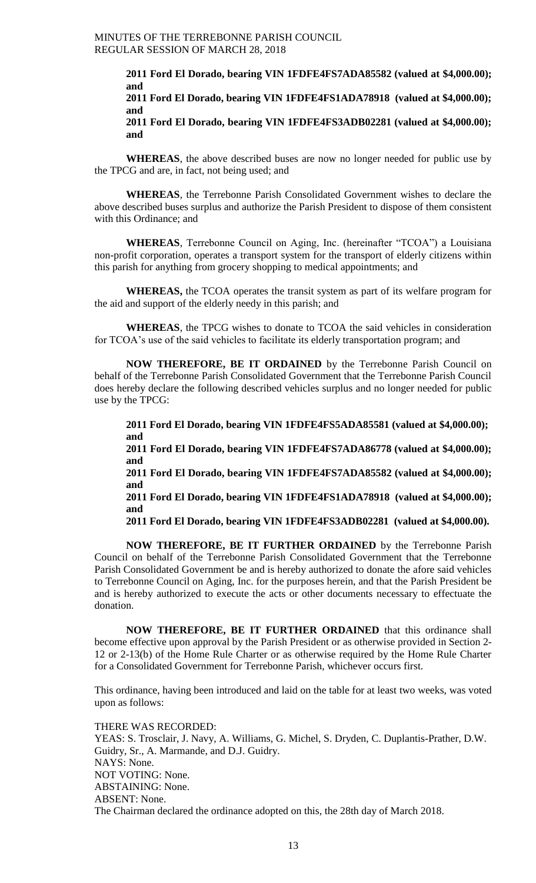**2011 Ford El Dorado, bearing VIN 1FDFE4FS7ADA85582 (valued at $4,000.00); and**

**2011 Ford El Dorado, bearing VIN 1FDFE4FS1ADA78918 (valued at $4,000.00); and**

**2011 Ford El Dorado, bearing VIN 1FDFE4FS3ADB02281 (valued at $4,000.00); and**

**WHEREAS**, the above described buses are now no longer needed for public use by the TPCG and are, in fact, not being used; and

**WHEREAS**, the Terrebonne Parish Consolidated Government wishes to declare the above described buses surplus and authorize the Parish President to dispose of them consistent with this Ordinance; and

**WHEREAS**, Terrebonne Council on Aging, Inc. (hereinafter "TCOA") a Louisiana non-profit corporation, operates a transport system for the transport of elderly citizens within this parish for anything from grocery shopping to medical appointments; and

**WHEREAS,** the TCOA operates the transit system as part of its welfare program for the aid and support of the elderly needy in this parish; and

**WHEREAS**, the TPCG wishes to donate to TCOA the said vehicles in consideration for TCOA's use of the said vehicles to facilitate its elderly transportation program; and

**NOW THEREFORE, BE IT ORDAINED** by the Terrebonne Parish Council on behalf of the Terrebonne Parish Consolidated Government that the Terrebonne Parish Council does hereby declare the following described vehicles surplus and no longer needed for public use by the TPCG:

**2011 Ford El Dorado, bearing VIN 1FDFE4FS5ADA85581 (valued at $4,000.00); and**

**2011 Ford El Dorado, bearing VIN 1FDFE4FS7ADA86778 (valued at $4,000.00); and**

**2011 Ford El Dorado, bearing VIN 1FDFE4FS7ADA85582 (valued at $4,000.00); and**

**2011 Ford El Dorado, bearing VIN 1FDFE4FS1ADA78918 (valued at $4,000.00); and**

**2011 Ford El Dorado, bearing VIN 1FDFE4FS3ADB02281 (valued at $4,000.00).**

**NOW THEREFORE, BE IT FURTHER ORDAINED** by the Terrebonne Parish Council on behalf of the Terrebonne Parish Consolidated Government that the Terrebonne Parish Consolidated Government be and is hereby authorized to donate the afore said vehicles to Terrebonne Council on Aging, Inc. for the purposes herein, and that the Parish President be and is hereby authorized to execute the acts or other documents necessary to effectuate the donation.

**NOW THEREFORE, BE IT FURTHER ORDAINED** that this ordinance shall become effective upon approval by the Parish President or as otherwise provided in Section 2-12 or 2-13(b) of the Home Rule Charter or as otherwise required by the Home Rule Charter for a Consolidated Government for Terrebonne Parish, whichever occurs first.

This ordinance, having been introduced and laid on the table for at least two weeks, was voted upon as follows:

THERE WAS RECORDED:
YEAS: S. Trosclair, J. Navy, A. Williams, G. Michel, S. Dryden, C. Duplantis-Prather, D.W. Guidry, Sr., A. Marmande, and D.J. Guidry.
NAYS: None.
NOT VOTING: None.
ABSTAINING: None.
ABSENT: None.
The Chairman declared the ordinance adopted on this, the 28th day of March 2018.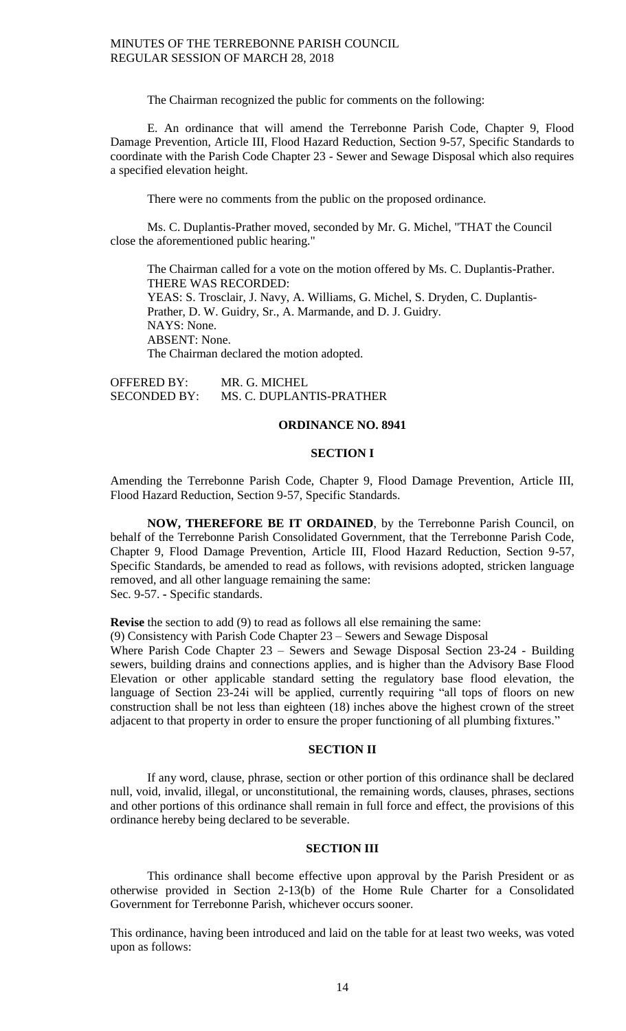The Chairman recognized the public for comments on the following:

E. An ordinance that will amend the Terrebonne Parish Code, Chapter 9, Flood Damage Prevention, Article III, Flood Hazard Reduction, Section 9-57, Specific Standards to coordinate with the Parish Code Chapter 23 - Sewer and Sewage Disposal which also requires a specified elevation height.

There were no comments from the public on the proposed ordinance.

Ms. C. Duplantis-Prather moved, seconded by Mr. G. Michel, "THAT the Council close the aforementioned public hearing."

The Chairman called for a vote on the motion offered by Ms. C. Duplantis-Prather.
THERE WAS RECORDED:
YEAS: S. Trosclair, J. Navy, A. Williams, G. Michel, S. Dryden, C. Duplantis-Prather, D. W. Guidry, Sr., A. Marmande, and D. J. Guidry.
NAYS: None.
ABSENT: None.
The Chairman declared the motion adopted.

OFFERED BY: MR. G. MICHEL
SECONDED BY: MS. C. DUPLANTIS-PRATHER

**ORDINANCE NO. 8941**

**SECTION I**

Amending the Terrebonne Parish Code, Chapter 9, Flood Damage Prevention, Article III, Flood Hazard Reduction, Section 9-57, Specific Standards.

**NOW, THEREFORE BE IT ORDAINED**, by the Terrebonne Parish Council, on behalf of the Terrebonne Parish Consolidated Government, that the Terrebonne Parish Code, Chapter 9, Flood Damage Prevention, Article III, Flood Hazard Reduction, Section 9-57, Specific Standards, be amended to read as follows, with revisions adopted, stricken language removed, and all other language remaining the same:
Sec. 9-57. - Specific standards.

**Revise** the section to add (9) to read as follows all else remaining the same:
(9) Consistency with Parish Code Chapter 23 – Sewers and Sewage Disposal
Where Parish Code Chapter 23 – Sewers and Sewage Disposal Section 23-24 - Building sewers, building drains and connections applies, and is higher than the Advisory Base Flood Elevation or other applicable standard setting the regulatory base flood elevation, the language of Section 23-24i will be applied, currently requiring "all tops of floors on new construction shall be not less than eighteen (18) inches above the highest crown of the street adjacent to that property in order to ensure the proper functioning of all plumbing fixtures."

**SECTION II**

If any word, clause, phrase, section or other portion of this ordinance shall be declared null, void, invalid, illegal, or unconstitutional, the remaining words, clauses, phrases, sections and other portions of this ordinance shall remain in full force and effect, the provisions of this ordinance hereby being declared to be severable.

**SECTION III**

This ordinance shall become effective upon approval by the Parish President or as otherwise provided in Section 2-13(b) of the Home Rule Charter for a Consolidated Government for Terrebonne Parish, whichever occurs sooner.

This ordinance, having been introduced and laid on the table for at least two weeks, was voted upon as follows: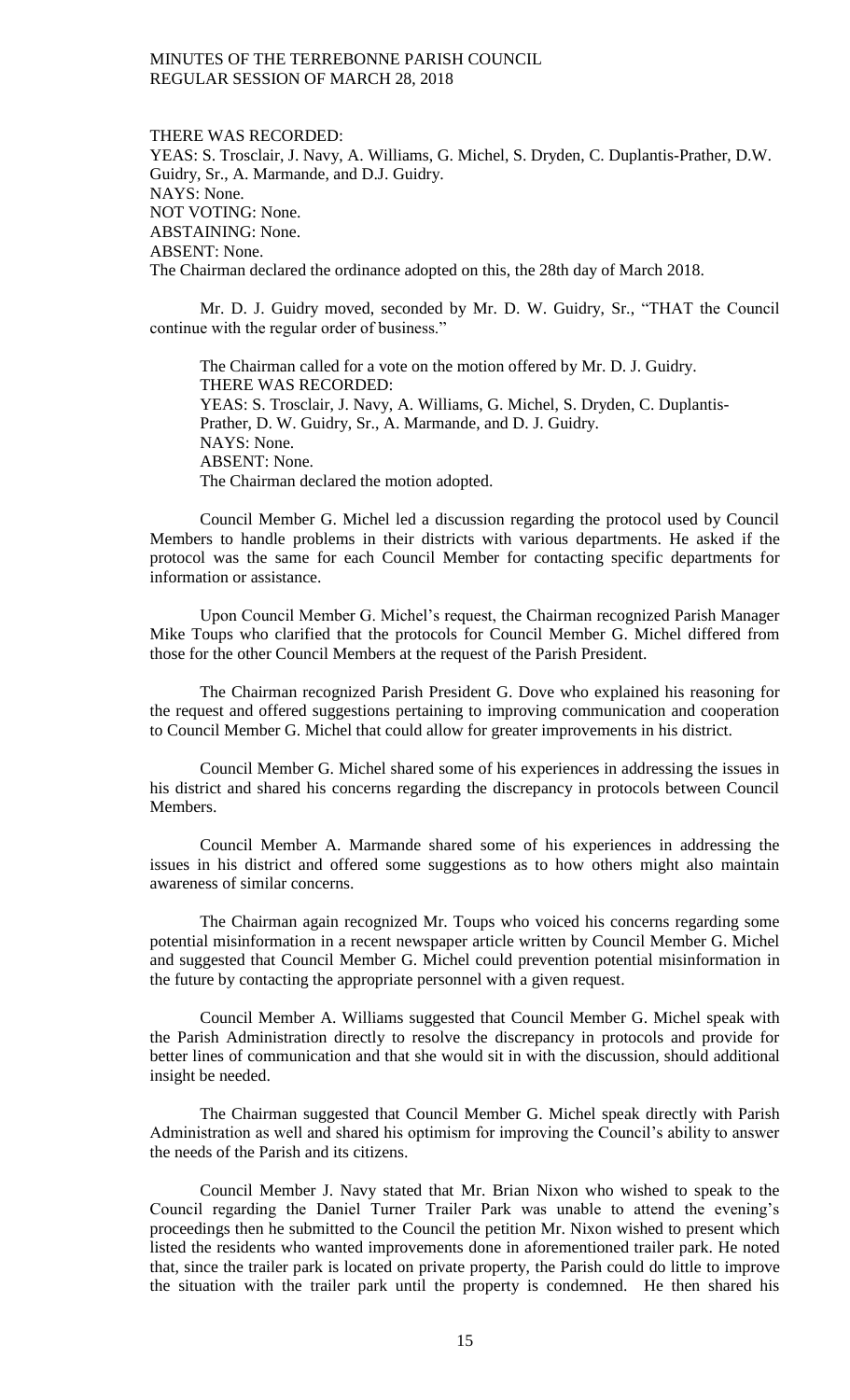THERE WAS RECORDED:
YEAS: S. Trosclair, J. Navy, A. Williams, G. Michel, S. Dryden, C. Duplantis-Prather, D.W. Guidry, Sr., A. Marmande, and D.J. Guidry.
NAYS: None.
NOT VOTING: None.
ABSTAINING: None.
ABSENT: None.
The Chairman declared the ordinance adopted on this, the 28th day of March 2018.

Mr. D. J. Guidry moved, seconded by Mr. D. W. Guidry, Sr., "THAT the Council continue with the regular order of business."

The Chairman called for a vote on the motion offered by Mr. D. J. Guidry.
THERE WAS RECORDED:
YEAS: S. Trosclair, J. Navy, A. Williams, G. Michel, S. Dryden, C. Duplantis-Prather, D. W. Guidry, Sr., A. Marmande, and D. J. Guidry.
NAYS: None.
ABSENT: None.
The Chairman declared the motion adopted.

Council Member G. Michel led a discussion regarding the protocol used by Council Members to handle problems in their districts with various departments. He asked if the protocol was the same for each Council Member for contacting specific departments for information or assistance.

Upon Council Member G. Michel's request, the Chairman recognized Parish Manager Mike Toups who clarified that the protocols for Council Member G. Michel differed from those for the other Council Members at the request of the Parish President.

The Chairman recognized Parish President G. Dove who explained his reasoning for the request and offered suggestions pertaining to improving communication and cooperation to Council Member G. Michel that could allow for greater improvements in his district.

Council Member G. Michel shared some of his experiences in addressing the issues in his district and shared his concerns regarding the discrepancy in protocols between Council Members.

Council Member A. Marmande shared some of his experiences in addressing the issues in his district and offered some suggestions as to how others might also maintain awareness of similar concerns.

The Chairman again recognized Mr. Toups who voiced his concerns regarding some potential misinformation in a recent newspaper article written by Council Member G. Michel and suggested that Council Member G. Michel could prevention potential misinformation in the future by contacting the appropriate personnel with a given request.

Council Member A. Williams suggested that Council Member G. Michel speak with the Parish Administration directly to resolve the discrepancy in protocols and provide for better lines of communication and that she would sit in with the discussion, should additional insight be needed.

The Chairman suggested that Council Member G. Michel speak directly with Parish Administration as well and shared his optimism for improving the Council's ability to answer the needs of the Parish and its citizens.

Council Member J. Navy stated that Mr. Brian Nixon who wished to speak to the Council regarding the Daniel Turner Trailer Park was unable to attend the evening's proceedings then he submitted to the Council the petition Mr. Nixon wished to present which listed the residents who wanted improvements done in aforementioned trailer park. He noted that, since the trailer park is located on private property, the Parish could do little to improve the situation with the trailer park until the property is condemned. He then shared his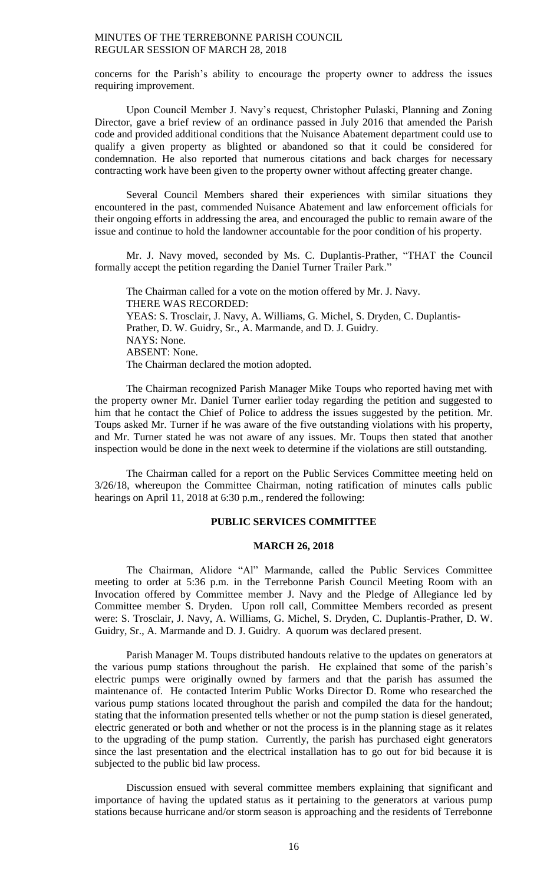concerns for the Parish's ability to encourage the property owner to address the issues requiring improvement.

Upon Council Member J. Navy's request, Christopher Pulaski, Planning and Zoning Director, gave a brief review of an ordinance passed in July 2016 that amended the Parish code and provided additional conditions that the Nuisance Abatement department could use to qualify a given property as blighted or abandoned so that it could be considered for condemnation. He also reported that numerous citations and back charges for necessary contracting work have been given to the property owner without affecting greater change.

Several Council Members shared their experiences with similar situations they encountered in the past, commended Nuisance Abatement and law enforcement officials for their ongoing efforts in addressing the area, and encouraged the public to remain aware of the issue and continue to hold the landowner accountable for the poor condition of his property.

Mr. J. Navy moved, seconded by Ms. C. Duplantis-Prather, "THAT the Council formally accept the petition regarding the Daniel Turner Trailer Park."

The Chairman called for a vote on the motion offered by Mr. J. Navy.
THERE WAS RECORDED:
YEAS: S. Trosclair, J. Navy, A. Williams, G. Michel, S. Dryden, C. Duplantis-Prather, D. W. Guidry, Sr., A. Marmande, and D. J. Guidry.
NAYS: None.
ABSENT: None.
The Chairman declared the motion adopted.

The Chairman recognized Parish Manager Mike Toups who reported having met with the property owner Mr. Daniel Turner earlier today regarding the petition and suggested to him that he contact the Chief of Police to address the issues suggested by the petition. Mr. Toups asked Mr. Turner if he was aware of the five outstanding violations with his property, and Mr. Turner stated he was not aware of any issues. Mr. Toups then stated that another inspection would be done in the next week to determine if the violations are still outstanding.

The Chairman called for a report on the Public Services Committee meeting held on 3/26/18, whereupon the Committee Chairman, noting ratification of minutes calls public hearings on April 11, 2018 at 6:30 p.m., rendered the following:

## PUBLIC SERVICES COMMITTEE

## MARCH 26, 2018

The Chairman, Alidore "Al" Marmande, called the Public Services Committee meeting to order at 5:36 p.m. in the Terrebonne Parish Council Meeting Room with an Invocation offered by Committee member J. Navy and the Pledge of Allegiance led by Committee member S. Dryden. Upon roll call, Committee Members recorded as present were: S. Trosclair, J. Navy, A. Williams, G. Michel, S. Dryden, C. Duplantis-Prather, D. W. Guidry, Sr., A. Marmande and D. J. Guidry. A quorum was declared present.

Parish Manager M. Toups distributed handouts relative to the updates on generators at the various pump stations throughout the parish. He explained that some of the parish's electric pumps were originally owned by farmers and that the parish has assumed the maintenance of. He contacted Interim Public Works Director D. Rome who researched the various pump stations located throughout the parish and compiled the data for the handout; stating that the information presented tells whether or not the pump station is diesel generated, electric generated or both and whether or not the process is in the planning stage as it relates to the upgrading of the pump station. Currently, the parish has purchased eight generators since the last presentation and the electrical installation has to go out for bid because it is subjected to the public bid law process.

Discussion ensued with several committee members explaining that significant and importance of having the updated status as it pertaining to the generators at various pump stations because hurricane and/or storm season is approaching and the residents of Terrebonne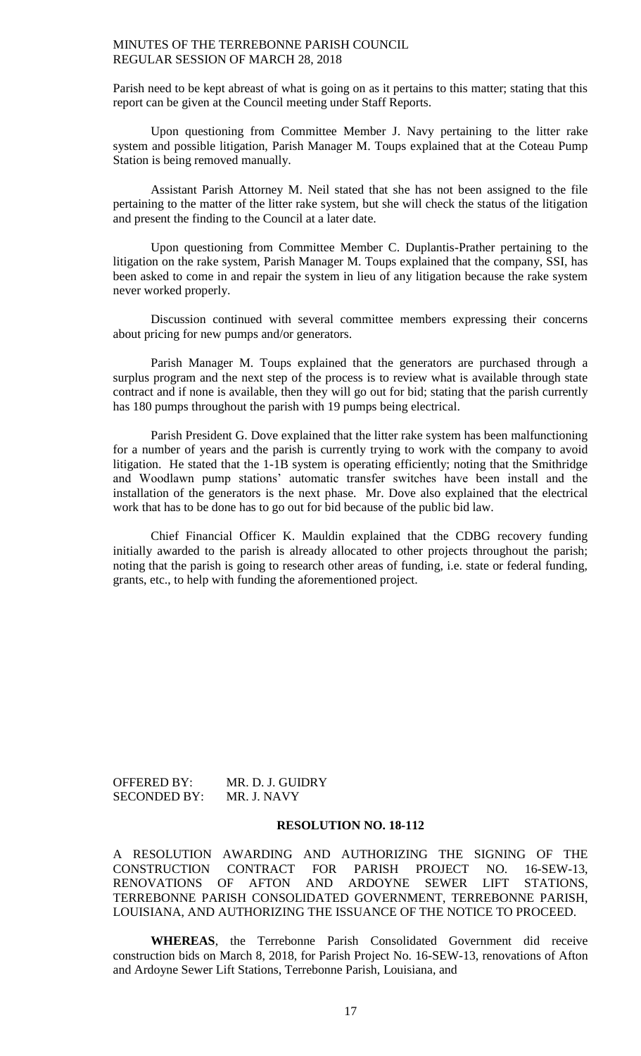Parish need to be kept abreast of what is going on as it pertains to this matter; stating that this report can be given at the Council meeting under Staff Reports.

Upon questioning from Committee Member J. Navy pertaining to the litter rake system and possible litigation, Parish Manager M. Toups explained that at the Coteau Pump Station is being removed manually.

Assistant Parish Attorney M. Neil stated that she has not been assigned to the file pertaining to the matter of the litter rake system, but she will check the status of the litigation and present the finding to the Council at a later date.

Upon questioning from Committee Member C. Duplantis-Prather pertaining to the litigation on the rake system, Parish Manager M. Toups explained that the company, SSI, has been asked to come in and repair the system in lieu of any litigation because the rake system never worked properly.

Discussion continued with several committee members expressing their concerns about pricing for new pumps and/or generators.

Parish Manager M. Toups explained that the generators are purchased through a surplus program and the next step of the process is to review what is available through state contract and if none is available, then they will go out for bid; stating that the parish currently has 180 pumps throughout the parish with 19 pumps being electrical.

Parish President G. Dove explained that the litter rake system has been malfunctioning for a number of years and the parish is currently trying to work with the company to avoid litigation. He stated that the 1-1B system is operating efficiently; noting that the Smithridge and Woodlawn pump stations' automatic transfer switches have been install and the installation of the generators is the next phase. Mr. Dove also explained that the electrical work that has to be done has to go out for bid because of the public bid law.

Chief Financial Officer K. Mauldin explained that the CDBG recovery funding initially awarded to the parish is already allocated to other projects throughout the parish; noting that the parish is going to research other areas of funding, i.e. state or federal funding, grants, etc., to help with funding the aforementioned project.

OFFERED BY: MR. D. J. GUIDRY
SECONDED BY: MR. J. NAVY

**RESOLUTION NO. 18-112**

A RESOLUTION AWARDING AND AUTHORIZING THE SIGNING OF THE CONSTRUCTION CONTRACT FOR PARISH PROJECT NO. 16-SEW-13, RENOVATIONS OF AFTON AND ARDOYNE SEWER LIFT STATIONS, TERREBONNE PARISH CONSOLIDATED GOVERNMENT, TERREBONNE PARISH, LOUISIANA, AND AUTHORIZING THE ISSUANCE OF THE NOTICE TO PROCEED.

**WHEREAS**, the Terrebonne Parish Consolidated Government did receive construction bids on March 8, 2018, for Parish Project No. 16-SEW-13, renovations of Afton and Ardoyne Sewer Lift Stations, Terrebonne Parish, Louisiana, and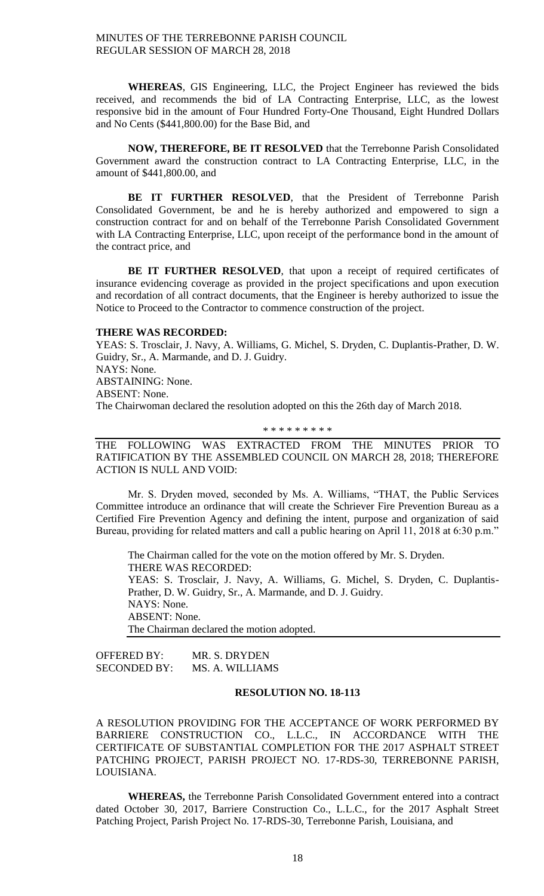**WHEREAS**, GIS Engineering, LLC, the Project Engineer has reviewed the bids received, and recommends the bid of LA Contracting Enterprise, LLC, as the lowest responsive bid in the amount of Four Hundred Forty-One Thousand, Eight Hundred Dollars and No Cents ($441,800.00) for the Base Bid, and

**NOW, THEREFORE, BE IT RESOLVED** that the Terrebonne Parish Consolidated Government award the construction contract to LA Contracting Enterprise, LLC, in the amount of $441,800.00, and

**BE IT FURTHER RESOLVED**, that the President of Terrebonne Parish Consolidated Government, be and he is hereby authorized and empowered to sign a construction contract for and on behalf of the Terrebonne Parish Consolidated Government with LA Contracting Enterprise, LLC, upon receipt of the performance bond in the amount of the contract price, and

**BE IT FURTHER RESOLVED**, that upon a receipt of required certificates of insurance evidencing coverage as provided in the project specifications and upon execution and recordation of all contract documents, that the Engineer is hereby authorized to issue the Notice to Proceed to the Contractor to commence construction of the project.

**THERE WAS RECORDED:**

YEAS: S. Trosclair, J. Navy, A. Williams, G. Michel, S. Dryden, C. Duplantis-Prather, D. W. Guidry, Sr., A. Marmande, and D. J. Guidry.
NAYS: None.
ABSTAINING: None.
ABSENT: None.
The Chairwoman declared the resolution adopted on this the 26th day of March 2018.

\* \* \* \* \* \* \* \* \*

THE FOLLOWING WAS EXTRACTED FROM THE MINUTES PRIOR TO RATIFICATION BY THE ASSEMBLED COUNCIL ON MARCH 28, 2018; THEREFORE ACTION IS NULL AND VOID:

Mr. S. Dryden moved, seconded by Ms. A. Williams, "THAT, the Public Services Committee introduce an ordinance that will create the Schriever Fire Prevention Bureau as a Certified Fire Prevention Agency and defining the intent, purpose and organization of said Bureau, providing for related matters and call a public hearing on April 11, 2018 at 6:30 p.m."

The Chairman called for the vote on the motion offered by Mr. S. Dryden.
THERE WAS RECORDED:
YEAS: S. Trosclair, J. Navy, A. Williams, G. Michel, S. Dryden, C. Duplantis-Prather, D. W. Guidry, Sr., A. Marmande, and D. J. Guidry.
NAYS: None.
ABSENT: None.
The Chairman declared the motion adopted.

OFFERED BY: MR. S. DRYDEN
SECONDED BY: MS. A. WILLIAMS

## RESOLUTION NO. 18-113

A RESOLUTION PROVIDING FOR THE ACCEPTANCE OF WORK PERFORMED BY BARRIERE CONSTRUCTION CO., L.L.C., IN ACCORDANCE WITH THE CERTIFICATE OF SUBSTANTIAL COMPLETION FOR THE 2017 ASPHALT STREET PATCHING PROJECT, PARISH PROJECT NO. 17-RDS-30, TERREBONNE PARISH, LOUISIANA.

**WHEREAS,** the Terrebonne Parish Consolidated Government entered into a contract dated October 30, 2017, Barriere Construction Co., L.L.C., for the 2017 Asphalt Street Patching Project, Parish Project No. 17-RDS-30, Terrebonne Parish, Louisiana, and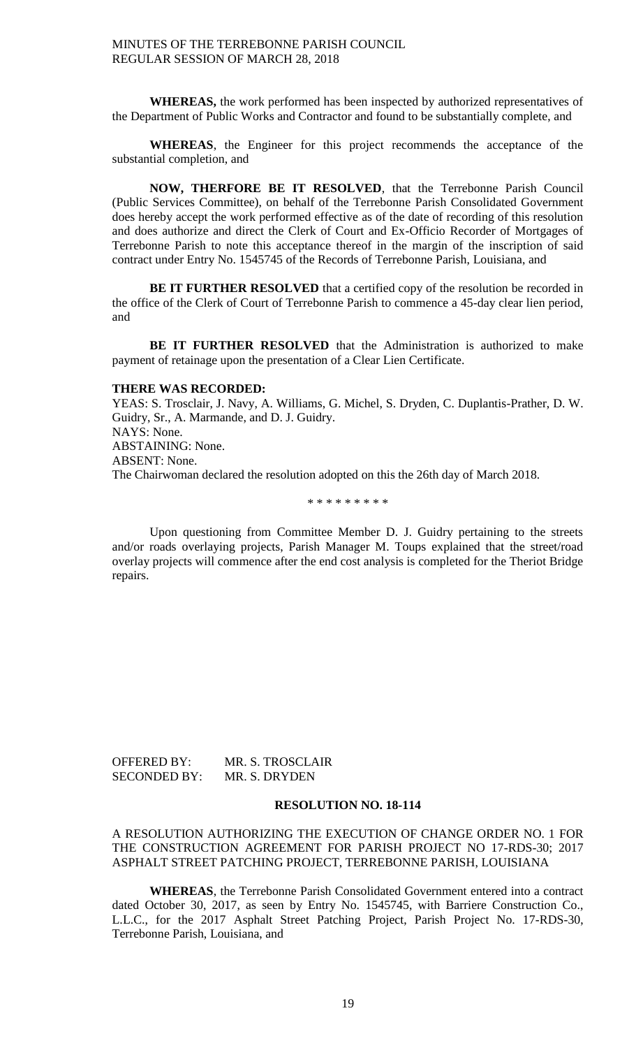**WHEREAS,** the work performed has been inspected by authorized representatives of the Department of Public Works and Contractor and found to be substantially complete, and

**WHEREAS**, the Engineer for this project recommends the acceptance of the substantial completion, and

**NOW, THERFORE BE IT RESOLVED**, that the Terrebonne Parish Council (Public Services Committee), on behalf of the Terrebonne Parish Consolidated Government does hereby accept the work performed effective as of the date of recording of this resolution and does authorize and direct the Clerk of Court and Ex-Officio Recorder of Mortgages of Terrebonne Parish to note this acceptance thereof in the margin of the inscription of said contract under Entry No. 1545745 of the Records of Terrebonne Parish, Louisiana, and

**BE IT FURTHER RESOLVED** that a certified copy of the resolution be recorded in the office of the Clerk of Court of Terrebonne Parish to commence a 45-day clear lien period, and

**BE IT FURTHER RESOLVED** that the Administration is authorized to make payment of retainage upon the presentation of a Clear Lien Certificate.

**THERE WAS RECORDED:**

YEAS: S. Trosclair, J. Navy, A. Williams, G. Michel, S. Dryden, C. Duplantis-Prather, D. W. Guidry, Sr., A. Marmande, and D. J. Guidry.
NAYS: None.
ABSTAINING: None.
ABSENT: None.
The Chairwoman declared the resolution adopted on this the 26th day of March 2018.

\* \* \* \* \* \* \* \* \*

Upon questioning from Committee Member D. J. Guidry pertaining to the streets and/or roads overlaying projects, Parish Manager M. Toups explained that the street/road overlay projects will commence after the end cost analysis is completed for the Theriot Bridge repairs.

OFFERED BY: MR. S. TROSCLAIR
SECONDED BY: MR. S. DRYDEN

**RESOLUTION NO. 18-114**

A RESOLUTION AUTHORIZING THE EXECUTION OF CHANGE ORDER NO. 1 FOR THE CONSTRUCTION AGREEMENT FOR PARISH PROJECT NO 17-RDS-30; 2017 ASPHALT STREET PATCHING PROJECT, TERREBONNE PARISH, LOUISIANA

**WHEREAS**, the Terrebonne Parish Consolidated Government entered into a contract dated October 30, 2017, as seen by Entry No. 1545745, with Barriere Construction Co., L.L.C., for the 2017 Asphalt Street Patching Project, Parish Project No. 17-RDS-30, Terrebonne Parish, Louisiana, and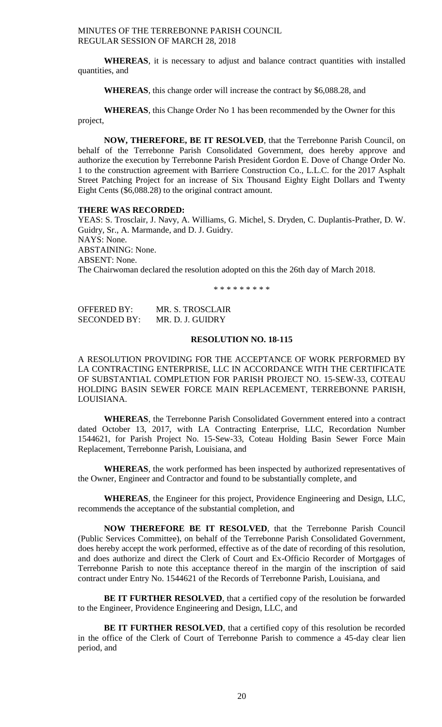**WHEREAS**, it is necessary to adjust and balance contract quantities with installed quantities, and

**WHEREAS**, this change order will increase the contract by $6,088.28, and

**WHEREAS**, this Change Order No 1 has been recommended by the Owner for this project,

**NOW, THEREFORE, BE IT RESOLVED**, that the Terrebonne Parish Council, on behalf of the Terrebonne Parish Consolidated Government, does hereby approve and authorize the execution by Terrebonne Parish President Gordon E. Dove of Change Order No. 1 to the construction agreement with Barriere Construction Co., L.L.C. for the 2017 Asphalt Street Patching Project for an increase of Six Thousand Eighty Eight Dollars and Twenty Eight Cents ($6,088.28) to the original contract amount.

**THERE WAS RECORDED:**
YEAS: S. Trosclair, J. Navy, A. Williams, G. Michel, S. Dryden, C. Duplantis-Prather, D. W. Guidry, Sr., A. Marmande, and D. J. Guidry.
NAYS: None.
ABSTAINING: None.
ABSENT: None.
The Chairwoman declared the resolution adopted on this the 26th day of March 2018.

\* \* \* \* \* \* \* \* \*

OFFERED BY: MR. S. TROSCLAIR
SECONDED BY: MR. D. J. GUIDRY

**RESOLUTION NO. 18-115**

A RESOLUTION PROVIDING FOR THE ACCEPTANCE OF WORK PERFORMED BY LA CONTRACTING ENTERPRISE, LLC IN ACCORDANCE WITH THE CERTIFICATE OF SUBSTANTIAL COMPLETION FOR PARISH PROJECT NO. 15-SEW-33, COTEAU HOLDING BASIN SEWER FORCE MAIN REPLACEMENT, TERREBONNE PARISH, LOUISIANA.

**WHEREAS**, the Terrebonne Parish Consolidated Government entered into a contract dated October 13, 2017, with LA Contracting Enterprise, LLC, Recordation Number 1544621, for Parish Project No. 15-Sew-33, Coteau Holding Basin Sewer Force Main Replacement, Terrebonne Parish, Louisiana, and

**WHEREAS**, the work performed has been inspected by authorized representatives of the Owner, Engineer and Contractor and found to be substantially complete, and

**WHEREAS**, the Engineer for this project, Providence Engineering and Design, LLC, recommends the acceptance of the substantial completion, and

**NOW THEREFORE BE IT RESOLVED**, that the Terrebonne Parish Council (Public Services Committee), on behalf of the Terrebonne Parish Consolidated Government, does hereby accept the work performed, effective as of the date of recording of this resolution, and does authorize and direct the Clerk of Court and Ex-Officio Recorder of Mortgages of Terrebonne Parish to note this acceptance thereof in the margin of the inscription of said contract under Entry No. 1544621 of the Records of Terrebonne Parish, Louisiana, and

**BE IT FURTHER RESOLVED**, that a certified copy of the resolution be forwarded to the Engineer, Providence Engineering and Design, LLC, and

**BE IT FURTHER RESOLVED**, that a certified copy of this resolution be recorded in the office of the Clerk of Court of Terrebonne Parish to commence a 45-day clear lien period, and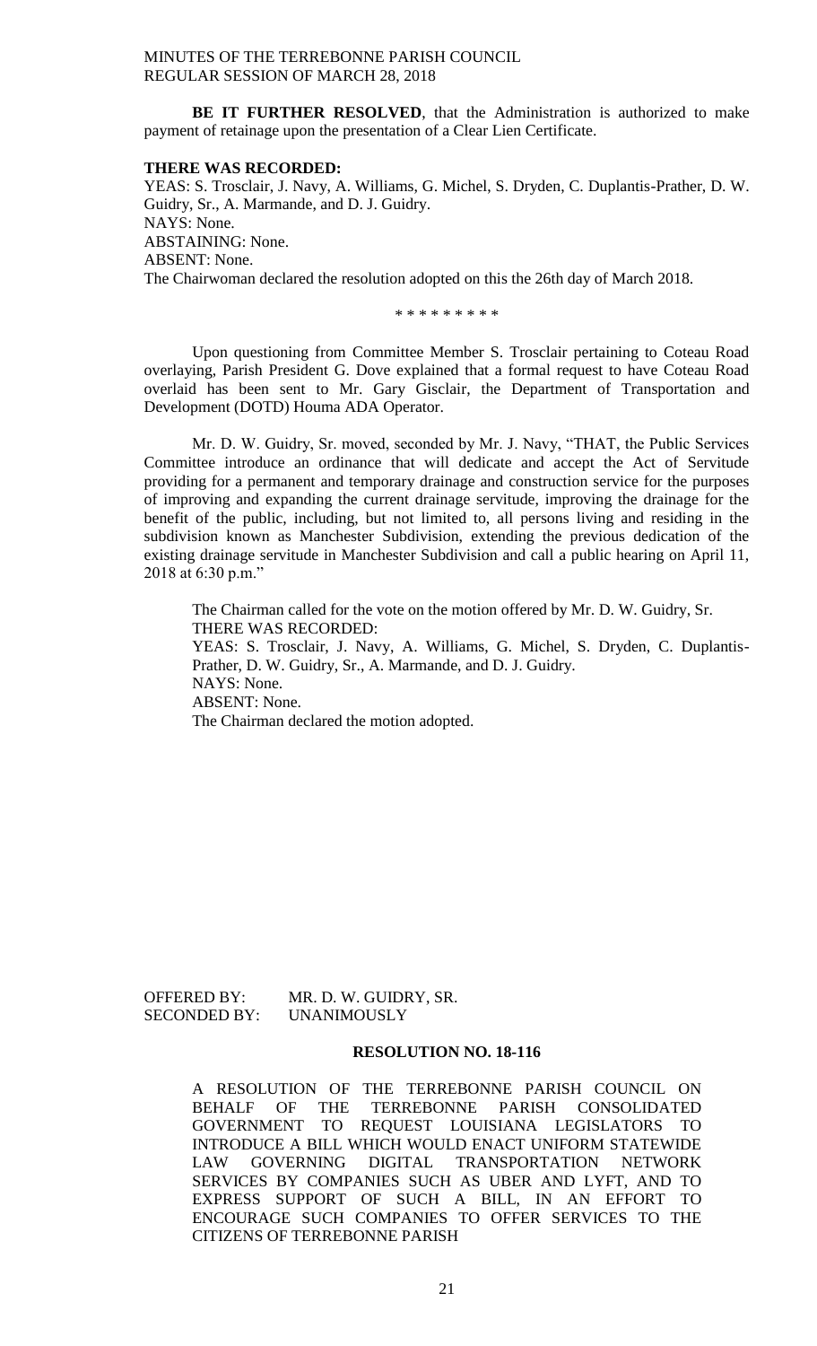**BE IT FURTHER RESOLVED**, that the Administration is authorized to make payment of retainage upon the presentation of a Clear Lien Certificate.

**THERE WAS RECORDED:**

YEAS: S. Trosclair, J. Navy, A. Williams, G. Michel, S. Dryden, C. Duplantis-Prather, D. W. Guidry, Sr., A. Marmande, and D. J. Guidry.
NAYS: None.
ABSTAINING: None.
ABSENT: None.
The Chairwoman declared the resolution adopted on this the 26th day of March 2018.

\* \* \* \* \* \* \* \* \*

Upon questioning from Committee Member S. Trosclair pertaining to Coteau Road overlaying, Parish President G. Dove explained that a formal request to have Coteau Road overlaid has been sent to Mr. Gary Gisclair, the Department of Transportation and Development (DOTD) Houma ADA Operator.

Mr. D. W. Guidry, Sr. moved, seconded by Mr. J. Navy, "THAT, the Public Services Committee introduce an ordinance that will dedicate and accept the Act of Servitude providing for a permanent and temporary drainage and construction service for the purposes of improving and expanding the current drainage servitude, improving the drainage for the benefit of the public, including, but not limited to, all persons living and residing in the subdivision known as Manchester Subdivision, extending the previous dedication of the existing drainage servitude in Manchester Subdivision and call a public hearing on April 11, 2018 at 6:30 p.m."

The Chairman called for the vote on the motion offered by Mr. D. W. Guidry, Sr.
THERE WAS RECORDED:
YEAS: S. Trosclair, J. Navy, A. Williams, G. Michel, S. Dryden, C. Duplantis-Prather, D. W. Guidry, Sr., A. Marmande, and D. J. Guidry.
NAYS: None.
ABSENT: None.
The Chairman declared the motion adopted.

OFFERED BY: MR. D. W. GUIDRY, SR.
SECONDED BY: UNANIMOUSLY

**RESOLUTION NO. 18-116**

A RESOLUTION OF THE TERREBONNE PARISH COUNCIL ON BEHALF OF THE TERREBONNE PARISH CONSOLIDATED GOVERNMENT TO REQUEST LOUISIANA LEGISLATORS TO INTRODUCE A BILL WHICH WOULD ENACT UNIFORM STATEWIDE LAW GOVERNING DIGITAL TRANSPORTATION NETWORK SERVICES BY COMPANIES SUCH AS UBER AND LYFT, AND TO EXPRESS SUPPORT OF SUCH A BILL, IN AN EFFORT TO ENCOURAGE SUCH COMPANIES TO OFFER SERVICES TO THE CITIZENS OF TERREBONNE PARISH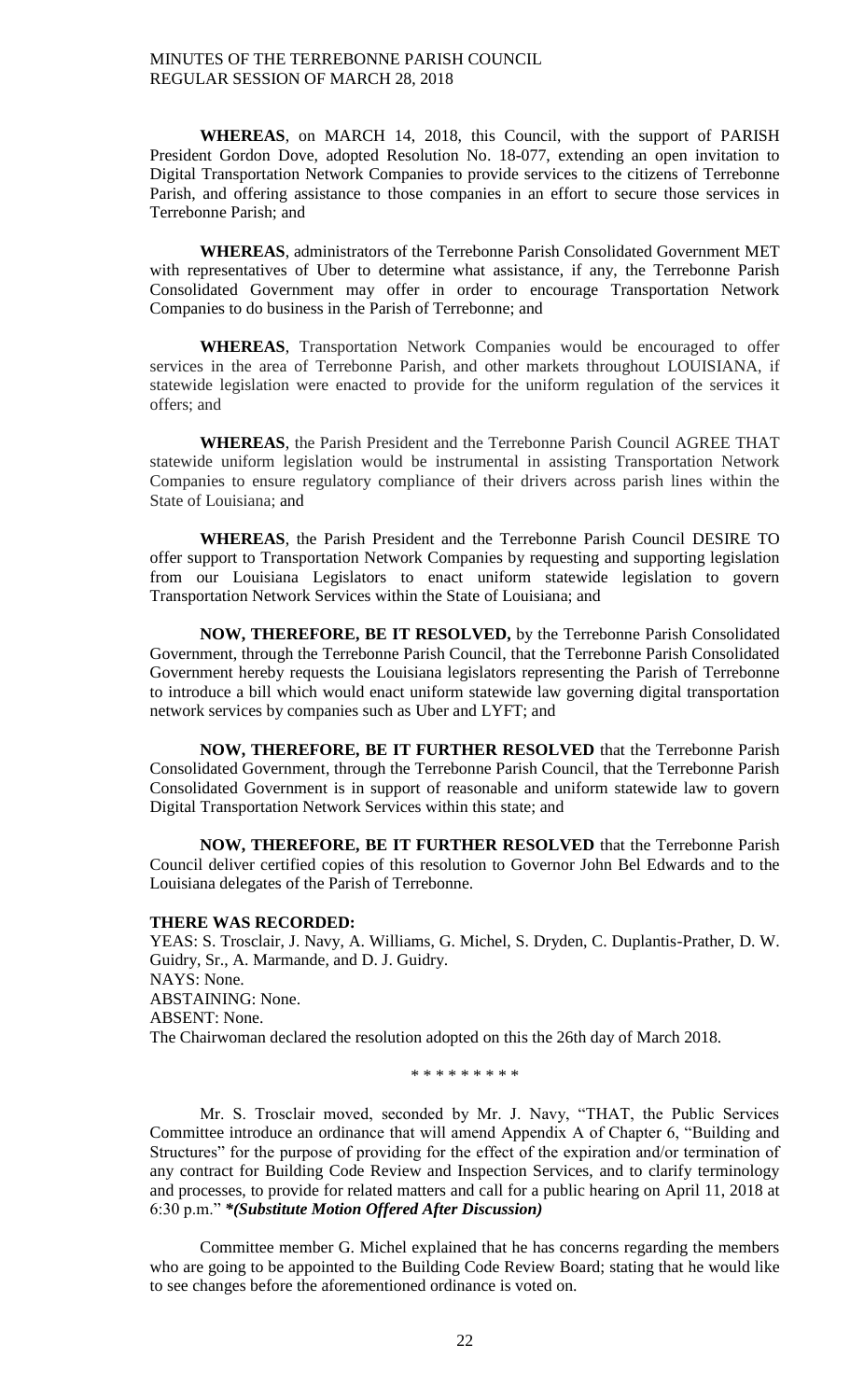**WHEREAS**, on MARCH 14, 2018, this Council, with the support of PARISH President Gordon Dove, adopted Resolution No. 18-077, extending an open invitation to Digital Transportation Network Companies to provide services to the citizens of Terrebonne Parish, and offering assistance to those companies in an effort to secure those services in Terrebonne Parish; and

**WHEREAS**, administrators of the Terrebonne Parish Consolidated Government MET with representatives of Uber to determine what assistance, if any, the Terrebonne Parish Consolidated Government may offer in order to encourage Transportation Network Companies to do business in the Parish of Terrebonne; and

**WHEREAS**, Transportation Network Companies would be encouraged to offer services in the area of Terrebonne Parish, and other markets throughout LOUISIANA, if statewide legislation were enacted to provide for the uniform regulation of the services it offers; and

**WHEREAS**, the Parish President and the Terrebonne Parish Council AGREE THAT statewide uniform legislation would be instrumental in assisting Transportation Network Companies to ensure regulatory compliance of their drivers across parish lines within the State of Louisiana; and

**WHEREAS**, the Parish President and the Terrebonne Parish Council DESIRE TO offer support to Transportation Network Companies by requesting and supporting legislation from our Louisiana Legislators to enact uniform statewide legislation to govern Transportation Network Services within the State of Louisiana; and

**NOW, THEREFORE, BE IT RESOLVED,** by the Terrebonne Parish Consolidated Government, through the Terrebonne Parish Council, that the Terrebonne Parish Consolidated Government hereby requests the Louisiana legislators representing the Parish of Terrebonne to introduce a bill which would enact uniform statewide law governing digital transportation network services by companies such as Uber and LYFT; and

**NOW, THEREFORE, BE IT FURTHER RESOLVED** that the Terrebonne Parish Consolidated Government, through the Terrebonne Parish Council, that the Terrebonne Parish Consolidated Government is in support of reasonable and uniform statewide law to govern Digital Transportation Network Services within this state; and

**NOW, THEREFORE, BE IT FURTHER RESOLVED** that the Terrebonne Parish Council deliver certified copies of this resolution to Governor John Bel Edwards and to the Louisiana delegates of the Parish of Terrebonne.

**THERE WAS RECORDED:**
YEAS: S. Trosclair, J. Navy, A. Williams, G. Michel, S. Dryden, C. Duplantis-Prather, D. W. Guidry, Sr., A. Marmande, and D. J. Guidry.
NAYS: None.
ABSTAINING: None.
ABSENT: None.
The Chairwoman declared the resolution adopted on this the 26th day of March 2018.

\* \* \* \* \* \* \* \* \*

Mr. S. Trosclair moved, seconded by Mr. J. Navy, "THAT, the Public Services Committee introduce an ordinance that will amend Appendix A of Chapter 6, "Building and Structures" for the purpose of providing for the effect of the expiration and/or termination of any contract for Building Code Review and Inspection Services, and to clarify terminology and processes, to provide for related matters and call for a public hearing on April 11, 2018 at 6:30 p.m." ***\*(Substitute Motion Offered After Discussion)***

Committee member G. Michel explained that he has concerns regarding the members who are going to be appointed to the Building Code Review Board; stating that he would like to see changes before the aforementioned ordinance is voted on.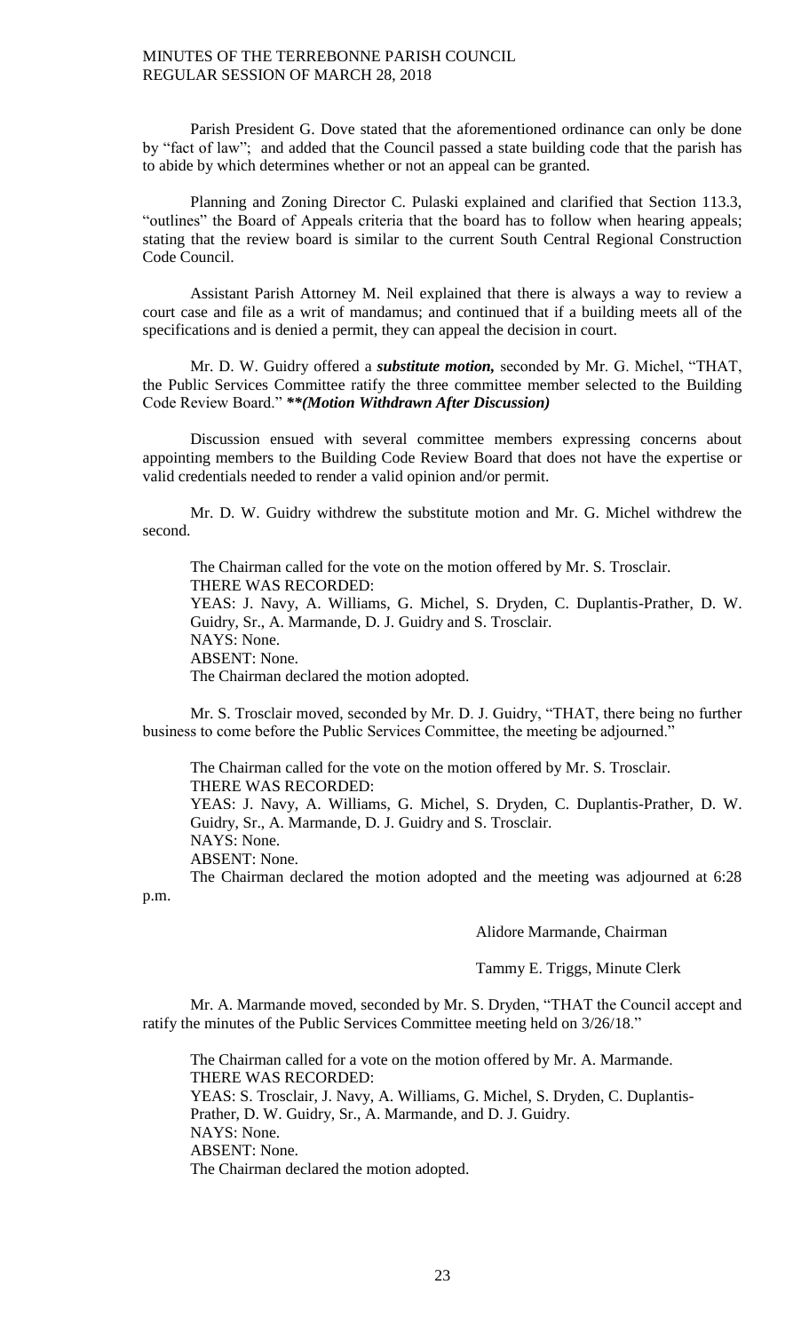Parish President G. Dove stated that the aforementioned ordinance can only be done by "fact of law"; and added that the Council passed a state building code that the parish has to abide by which determines whether or not an appeal can be granted.

Planning and Zoning Director C. Pulaski explained and clarified that Section 113.3, "outlines" the Board of Appeals criteria that the board has to follow when hearing appeals; stating that the review board is similar to the current South Central Regional Construction Code Council.

Assistant Parish Attorney M. Neil explained that there is always a way to review a court case and file as a writ of mandamus; and continued that if a building meets all of the specifications and is denied a permit, they can appeal the decision in court.

Mr. D. W. Guidry offered a ***substitute motion,*** seconded by Mr. G. Michel, "THAT, the Public Services Committee ratify the three committee member selected to the Building Code Review Board." ***\*\*(Motion Withdrawn After Discussion)***

Discussion ensued with several committee members expressing concerns about appointing members to the Building Code Review Board that does not have the expertise or valid credentials needed to render a valid opinion and/or permit.

Mr. D. W. Guidry withdrew the substitute motion and Mr. G. Michel withdrew the second.

The Chairman called for the vote on the motion offered by Mr. S. Trosclair.
THERE WAS RECORDED:
YEAS: J. Navy, A. Williams, G. Michel, S. Dryden, C. Duplantis-Prather, D. W. Guidry, Sr., A. Marmande, D. J. Guidry and S. Trosclair.
NAYS: None.
ABSENT: None.
The Chairman declared the motion adopted.

Mr. S. Trosclair moved, seconded by Mr. D. J. Guidry, "THAT, there being no further business to come before the Public Services Committee, the meeting be adjourned."

The Chairman called for the vote on the motion offered by Mr. S. Trosclair.
THERE WAS RECORDED:
YEAS: J. Navy, A. Williams, G. Michel, S. Dryden, C. Duplantis-Prather, D. W. Guidry, Sr., A. Marmande, D. J. Guidry and S. Trosclair.
NAYS: None.
ABSENT: None.
The Chairman declared the motion adopted and the meeting was adjourned at 6:28 p.m.

Alidore Marmande, Chairman

Tammy E. Triggs, Minute Clerk

Mr. A. Marmande moved, seconded by Mr. S. Dryden, "THAT the Council accept and ratify the minutes of the Public Services Committee meeting held on 3/26/18."

The Chairman called for a vote on the motion offered by Mr. A. Marmande.
THERE WAS RECORDED:
YEAS: S. Trosclair, J. Navy, A. Williams, G. Michel, S. Dryden, C. Duplantis-Prather, D. W. Guidry, Sr., A. Marmande, and D. J. Guidry.
NAYS: None.
ABSENT: None.
The Chairman declared the motion adopted.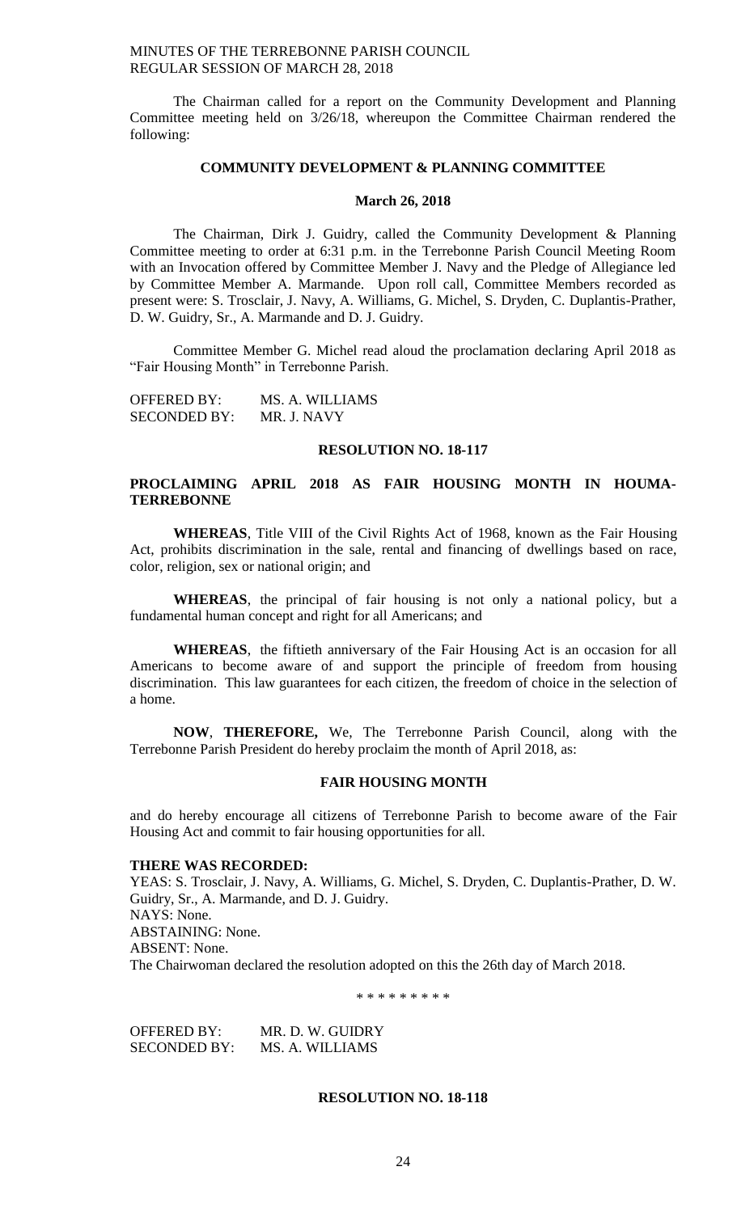The Chairman called for a report on the Community Development and Planning Committee meeting held on 3/26/18, whereupon the Committee Chairman rendered the following:

## COMMUNITY DEVELOPMENT & PLANNING COMMITTEE

### March 26, 2018

The Chairman, Dirk J. Guidry, called the Community Development & Planning Committee meeting to order at 6:31 p.m. in the Terrebonne Parish Council Meeting Room with an Invocation offered by Committee Member J. Navy and the Pledge of Allegiance led by Committee Member A. Marmande. Upon roll call, Committee Members recorded as present were: S. Trosclair, J. Navy, A. Williams, G. Michel, S. Dryden, C. Duplantis-Prather, D. W. Guidry, Sr., A. Marmande and D. J. Guidry.

Committee Member G. Michel read aloud the proclamation declaring April 2018 as "Fair Housing Month" in Terrebonne Parish.

OFFERED BY: MS. A. WILLIAMS
SECONDED BY: MR. J. NAVY

### RESOLUTION NO. 18-117

### PROCLAIMING APRIL 2018 AS FAIR HOUSING MONTH IN HOUMA-TERREBONNE

**WHEREAS**, Title VIII of the Civil Rights Act of 1968, known as the Fair Housing Act, prohibits discrimination in the sale, rental and financing of dwellings based on race, color, religion, sex or national origin; and

**WHEREAS**, the principal of fair housing is not only a national policy, but a fundamental human concept and right for all Americans; and

**WHEREAS**, the fiftieth anniversary of the Fair Housing Act is an occasion for all Americans to become aware of and support the principle of freedom from housing discrimination. This law guarantees for each citizen, the freedom of choice in the selection of a home.

**NOW**, **THEREFORE,** We, The Terrebonne Parish Council, along with the Terrebonne Parish President do hereby proclaim the month of April 2018, as:

### FAIR HOUSING MONTH

and do hereby encourage all citizens of Terrebonne Parish to become aware of the Fair Housing Act and commit to fair housing opportunities for all.

**THERE WAS RECORDED:**
YEAS: S. Trosclair, J. Navy, A. Williams, G. Michel, S. Dryden, C. Duplantis-Prather, D. W. Guidry, Sr., A. Marmande, and D. J. Guidry.
NAYS: None.
ABSTAINING: None.
ABSENT: None.
The Chairwoman declared the resolution adopted on this the 26th day of March 2018.

\* \* \* \* \* \* \* \* \*

OFFERED BY: MR. D. W. GUIDRY
SECONDED BY: MS. A. WILLIAMS

### RESOLUTION NO. 18-118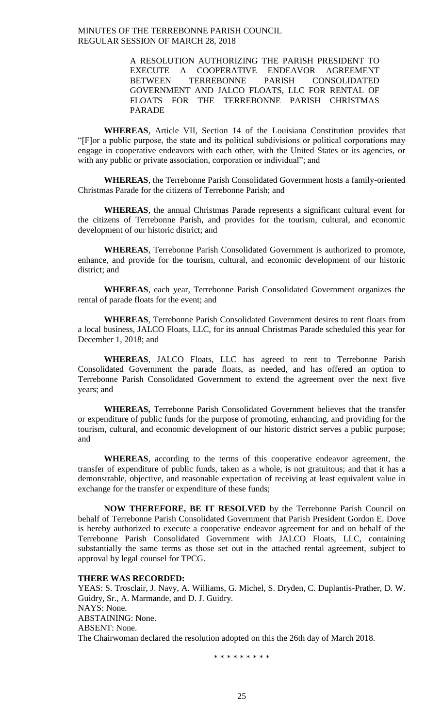A RESOLUTION AUTHORIZING THE PARISH PRESIDENT TO EXECUTE A COOPERATIVE ENDEAVOR AGREEMENT BETWEEN TERREBONNE PARISH CONSOLIDATED GOVERNMENT AND JALCO FLOATS, LLC FOR RENTAL OF FLOATS FOR THE TERREBONNE PARISH CHRISTMAS PARADE

**WHEREAS**, Article VII, Section 14 of the Louisiana Constitution provides that "[F]or a public purpose, the state and its political subdivisions or political corporations may engage in cooperative endeavors with each other, with the United States or its agencies, or with any public or private association, corporation or individual"; and

**WHEREAS**, the Terrebonne Parish Consolidated Government hosts a family-oriented Christmas Parade for the citizens of Terrebonne Parish; and

**WHEREAS**, the annual Christmas Parade represents a significant cultural event for the citizens of Terrebonne Parish, and provides for the tourism, cultural, and economic development of our historic district; and

**WHEREAS**, Terrebonne Parish Consolidated Government is authorized to promote, enhance, and provide for the tourism, cultural, and economic development of our historic district; and

**WHEREAS**, each year, Terrebonne Parish Consolidated Government organizes the rental of parade floats for the event; and

**WHEREAS**, Terrebonne Parish Consolidated Government desires to rent floats from a local business, JALCO Floats, LLC, for its annual Christmas Parade scheduled this year for December 1, 2018; and

**WHEREAS**, JALCO Floats, LLC has agreed to rent to Terrebonne Parish Consolidated Government the parade floats, as needed, and has offered an option to Terrebonne Parish Consolidated Government to extend the agreement over the next five years; and

**WHEREAS,** Terrebonne Parish Consolidated Government believes that the transfer or expenditure of public funds for the purpose of promoting, enhancing, and providing for the tourism, cultural, and economic development of our historic district serves a public purpose; and

**WHEREAS**, according to the terms of this cooperative endeavor agreement, the transfer of expenditure of public funds, taken as a whole, is not gratuitous; and that it has a demonstrable, objective, and reasonable expectation of receiving at least equivalent value in exchange for the transfer or expenditure of these funds;

**NOW THEREFORE, BE IT RESOLVED** by the Terrebonne Parish Council on behalf of Terrebonne Parish Consolidated Government that Parish President Gordon E. Dove is hereby authorized to execute a cooperative endeavor agreement for and on behalf of the Terrebonne Parish Consolidated Government with JALCO Floats, LLC, containing substantially the same terms as those set out in the attached rental agreement, subject to approval by legal counsel for TPCG.

**THERE WAS RECORDED:**
YEAS: S. Trosclair, J. Navy, A. Williams, G. Michel, S. Dryden, C. Duplantis-Prather, D. W. Guidry, Sr., A. Marmande, and D. J. Guidry.
NAYS: None.
ABSTAINING: None.
ABSENT: None.
The Chairwoman declared the resolution adopted on this the 26th day of March 2018.

\* \* \* \* \* \* \* \* \*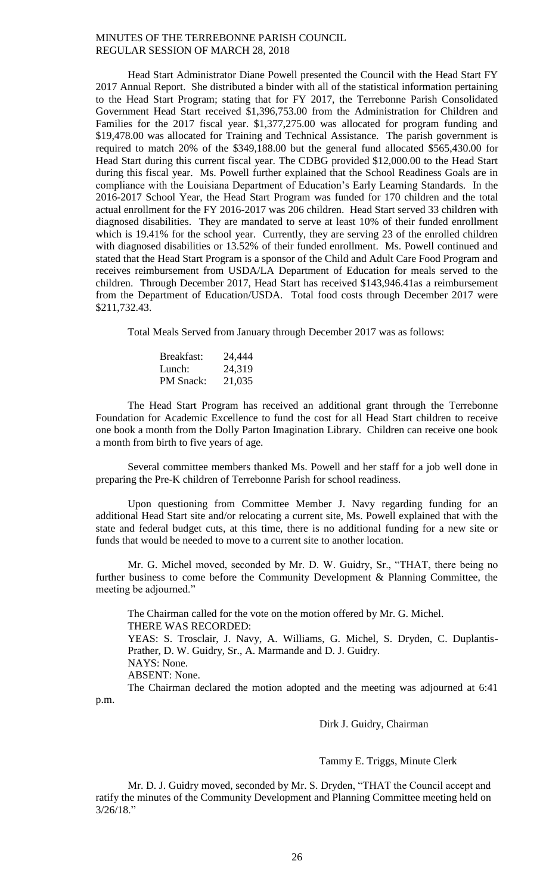Head Start Administrator Diane Powell presented the Council with the Head Start FY 2017 Annual Report. She distributed a binder with all of the statistical information pertaining to the Head Start Program; stating that for FY 2017, the Terrebonne Parish Consolidated Government Head Start received $1,396,753.00 from the Administration for Children and Families for the 2017 fiscal year. $1,377,275.00 was allocated for program funding and $19,478.00 was allocated for Training and Technical Assistance. The parish government is required to match 20% of the $349,188.00 but the general fund allocated $565,430.00 for Head Start during this current fiscal year. The CDBG provided $12,000.00 to the Head Start during this fiscal year. Ms. Powell further explained that the School Readiness Goals are in compliance with the Louisiana Department of Education's Early Learning Standards. In the 2016-2017 School Year, the Head Start Program was funded for 170 children and the total actual enrollment for the FY 2016-2017 was 206 children. Head Start served 33 children with diagnosed disabilities. They are mandated to serve at least 10% of their funded enrollment which is 19.41% for the school year. Currently, they are serving 23 of the enrolled children with diagnosed disabilities or 13.52% of their funded enrollment. Ms. Powell continued and stated that the Head Start Program is a sponsor of the Child and Adult Care Food Program and receives reimbursement from USDA/LA Department of Education for meals served to the children. Through December 2017, Head Start has received $143,946.41as a reimbursement from the Department of Education/USDA. Total food costs through December 2017 were $211,732.43.

Total Meals Served from January through December 2017 was as follows:

| | |
|---|---|
| Breakfast: | 24,444 |
| Lunch: | 24,319 |
| PM Snack: | 21,035 |

The Head Start Program has received an additional grant through the Terrebonne Foundation for Academic Excellence to fund the cost for all Head Start children to receive one book a month from the Dolly Parton Imagination Library. Children can receive one book a month from birth to five years of age.

Several committee members thanked Ms. Powell and her staff for a job well done in preparing the Pre-K children of Terrebonne Parish for school readiness.

Upon questioning from Committee Member J. Navy regarding funding for an additional Head Start site and/or relocating a current site, Ms. Powell explained that with the state and federal budget cuts, at this time, there is no additional funding for a new site or funds that would be needed to move to a current site to another location.

Mr. G. Michel moved, seconded by Mr. D. W. Guidry, Sr., "THAT, there being no further business to come before the Community Development & Planning Committee, the meeting be adjourned."

The Chairman called for the vote on the motion offered by Mr. G. Michel.
THERE WAS RECORDED:
YEAS: S. Trosclair, J. Navy, A. Williams, G. Michel, S. Dryden, C. Duplantis-Prather, D. W. Guidry, Sr., A. Marmande and D. J. Guidry.
NAYS: None.
ABSENT: None.
The Chairman declared the motion adopted and the meeting was adjourned at 6:41 p.m.

Dirk J. Guidry, Chairman

Tammy E. Triggs, Minute Clerk

Mr. D. J. Guidry moved, seconded by Mr. S. Dryden, "THAT the Council accept and ratify the minutes of the Community Development and Planning Committee meeting held on 3/26/18."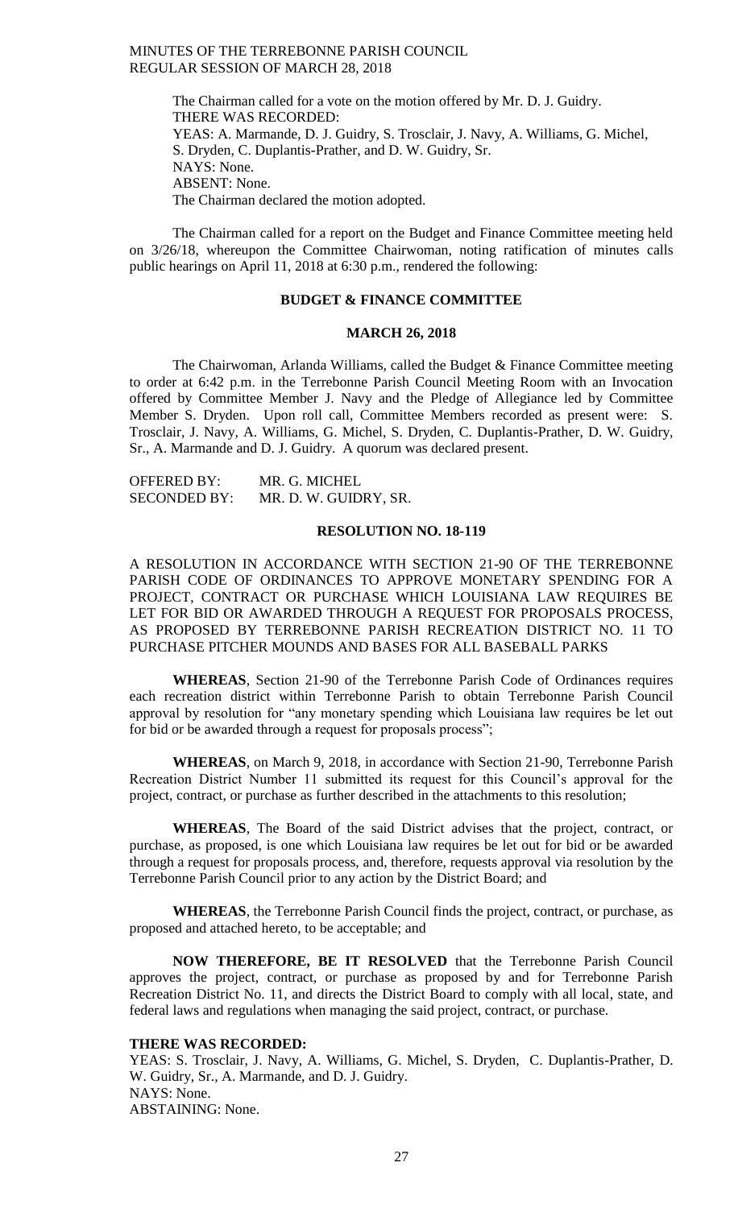The Chairman called for a vote on the motion offered by Mr. D. J. Guidry.
THERE WAS RECORDED:
YEAS: A. Marmande, D. J. Guidry, S. Trosclair, J. Navy, A. Williams, G. Michel, S. Dryden, C. Duplantis-Prather, and D. W. Guidry, Sr.
NAYS: None.
ABSENT: None.
The Chairman declared the motion adopted.

The Chairman called for a report on the Budget and Finance Committee meeting held on 3/26/18, whereupon the Committee Chairwoman, noting ratification of minutes calls public hearings on April 11, 2018 at 6:30 p.m., rendered the following:

## BUDGET & FINANCE COMMITTEE

### MARCH 26, 2018

The Chairwoman, Arlanda Williams, called the Budget & Finance Committee meeting to order at 6:42 p.m. in the Terrebonne Parish Council Meeting Room with an Invocation offered by Committee Member J. Navy and the Pledge of Allegiance led by Committee Member S. Dryden. Upon roll call, Committee Members recorded as present were: S. Trosclair, J. Navy, A. Williams, G. Michel, S. Dryden, C. Duplantis-Prather, D. W. Guidry, Sr., A. Marmande and D. J. Guidry. A quorum was declared present.

OFFERED BY: MR. G. MICHEL
SECONDED BY: MR. D. W. GUIDRY, SR.

### RESOLUTION NO. 18-119

A RESOLUTION IN ACCORDANCE WITH SECTION 21-90 OF THE TERREBONNE PARISH CODE OF ORDINANCES TO APPROVE MONETARY SPENDING FOR A PROJECT, CONTRACT OR PURCHASE WHICH LOUISIANA LAW REQUIRES BE LET FOR BID OR AWARDED THROUGH A REQUEST FOR PROPOSALS PROCESS, AS PROPOSED BY TERREBONNE PARISH RECREATION DISTRICT NO. 11 TO PURCHASE PITCHER MOUNDS AND BASES FOR ALL BASEBALL PARKS

**WHEREAS**, Section 21-90 of the Terrebonne Parish Code of Ordinances requires each recreation district within Terrebonne Parish to obtain Terrebonne Parish Council approval by resolution for "any monetary spending which Louisiana law requires be let out for bid or be awarded through a request for proposals process";

**WHEREAS**, on March 9, 2018, in accordance with Section 21-90, Terrebonne Parish Recreation District Number 11 submitted its request for this Council's approval for the project, contract, or purchase as further described in the attachments to this resolution;

**WHEREAS**, The Board of the said District advises that the project, contract, or purchase, as proposed, is one which Louisiana law requires be let out for bid or be awarded through a request for proposals process, and, therefore, requests approval via resolution by the Terrebonne Parish Council prior to any action by the District Board; and

**WHEREAS**, the Terrebonne Parish Council finds the project, contract, or purchase, as proposed and attached hereto, to be acceptable; and

**NOW THEREFORE, BE IT RESOLVED** that the Terrebonne Parish Council approves the project, contract, or purchase as proposed by and for Terrebonne Parish Recreation District No. 11, and directs the District Board to comply with all local, state, and federal laws and regulations when managing the said project, contract, or purchase.

**THERE WAS RECORDED:**
YEAS: S. Trosclair, J. Navy, A. Williams, G. Michel, S. Dryden, C. Duplantis-Prather, D. W. Guidry, Sr., A. Marmande, and D. J. Guidry.
NAYS: None.
ABSTAINING: None.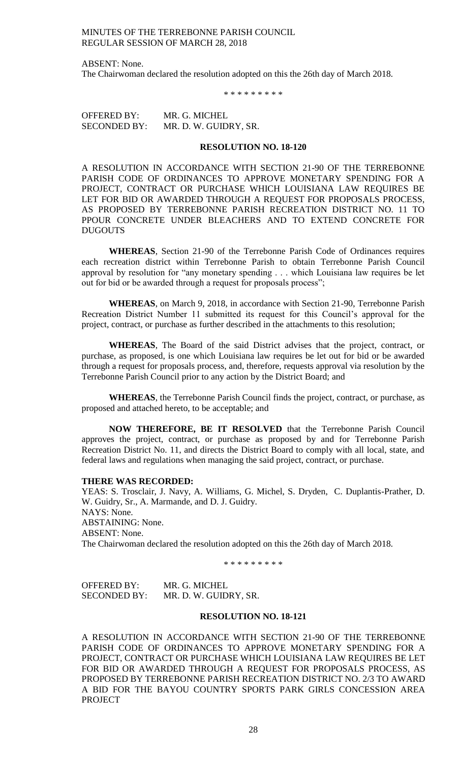ABSENT: None.
The Chairwoman declared the resolution adopted on this the 26th day of March 2018.

\* \* \* \* \* \* \* \* \*

OFFERED BY: MR. G. MICHEL
SECONDED BY: MR. D. W. GUIDRY, SR.

**RESOLUTION NO. 18-120**

A RESOLUTION IN ACCORDANCE WITH SECTION 21-90 OF THE TERREBONNE PARISH CODE OF ORDINANCES TO APPROVE MONETARY SPENDING FOR A PROJECT, CONTRACT OR PURCHASE WHICH LOUISIANA LAW REQUIRES BE LET FOR BID OR AWARDED THROUGH A REQUEST FOR PROPOSALS PROCESS, AS PROPOSED BY TERREBONNE PARISH RECREATION DISTRICT NO. 11 TO PPOUR CONCRETE UNDER BLEACHERS AND TO EXTEND CONCRETE FOR DUGOUTS

**WHEREAS**, Section 21-90 of the Terrebonne Parish Code of Ordinances requires each recreation district within Terrebonne Parish to obtain Terrebonne Parish Council approval by resolution for "any monetary spending . . . which Louisiana law requires be let out for bid or be awarded through a request for proposals process";

**WHEREAS**, on March 9, 2018, in accordance with Section 21-90, Terrebonne Parish Recreation District Number 11 submitted its request for this Council's approval for the project, contract, or purchase as further described in the attachments to this resolution;

**WHEREAS**, The Board of the said District advises that the project, contract, or purchase, as proposed, is one which Louisiana law requires be let out for bid or be awarded through a request for proposals process, and, therefore, requests approval via resolution by the Terrebonne Parish Council prior to any action by the District Board; and

**WHEREAS**, the Terrebonne Parish Council finds the project, contract, or purchase, as proposed and attached hereto, to be acceptable; and

**NOW THEREFORE, BE IT RESOLVED** that the Terrebonne Parish Council approves the project, contract, or purchase as proposed by and for Terrebonne Parish Recreation District No. 11, and directs the District Board to comply with all local, state, and federal laws and regulations when managing the said project, contract, or purchase.

**THERE WAS RECORDED:**
YEAS: S. Trosclair, J. Navy, A. Williams, G. Michel, S. Dryden, C. Duplantis-Prather, D. W. Guidry, Sr., A. Marmande, and D. J. Guidry.
NAYS: None.
ABSTAINING: None.
ABSENT: None.
The Chairwoman declared the resolution adopted on this the 26th day of March 2018.

\* \* \* \* \* \* \* \* \*

OFFERED BY: MR. G. MICHEL
SECONDED BY: MR. D. W. GUIDRY, SR.

**RESOLUTION NO. 18-121**

A RESOLUTION IN ACCORDANCE WITH SECTION 21-90 OF THE TERREBONNE PARISH CODE OF ORDINANCES TO APPROVE MONETARY SPENDING FOR A PROJECT, CONTRACT OR PURCHASE WHICH LOUISIANA LAW REQUIRES BE LET FOR BID OR AWARDED THROUGH A REQUEST FOR PROPOSALS PROCESS, AS PROPOSED BY TERREBONNE PARISH RECREATION DISTRICT NO. 2/3 TO AWARD A BID FOR THE BAYOU COUNTRY SPORTS PARK GIRLS CONCESSION AREA PROJECT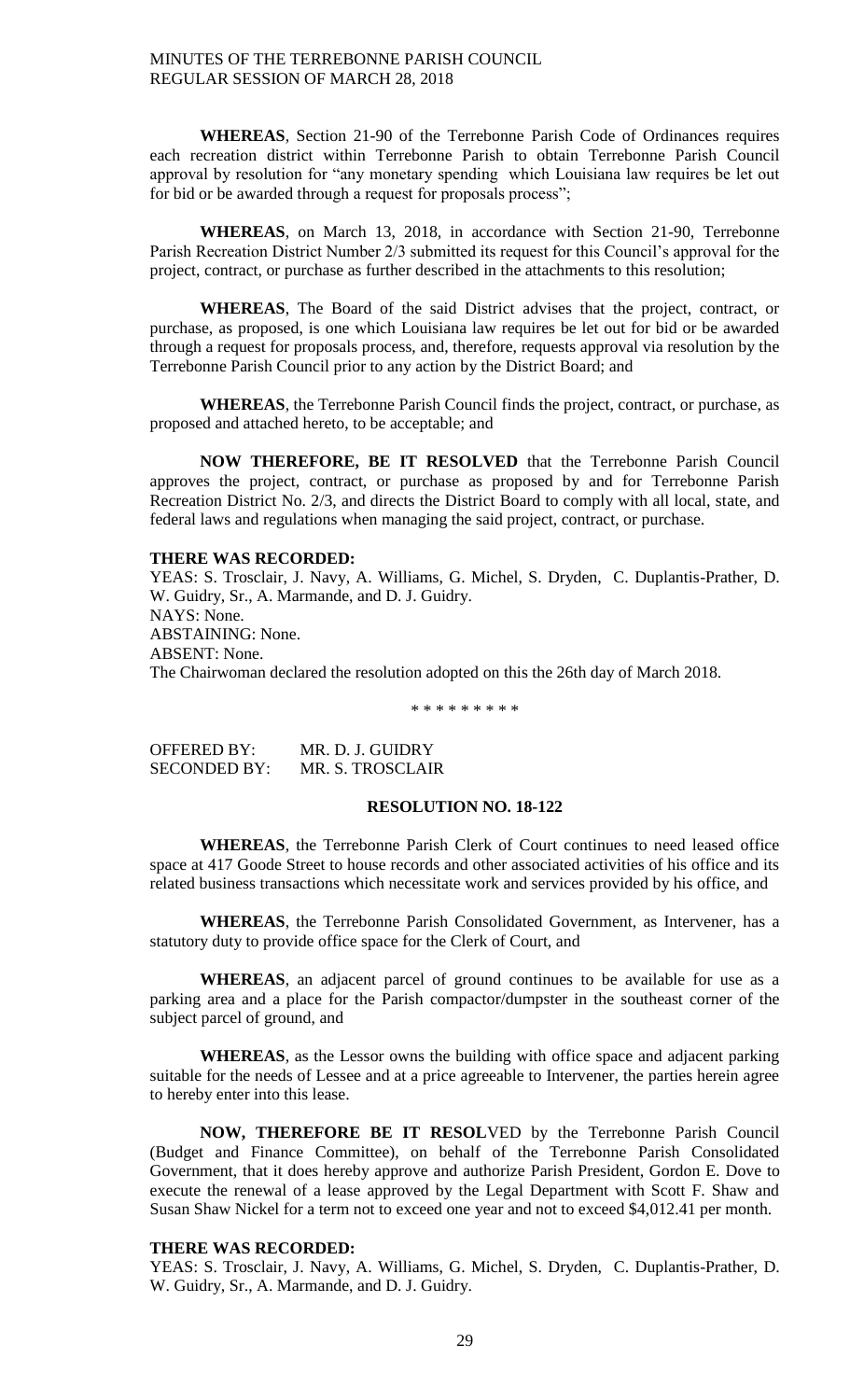**WHEREAS**, Section 21-90 of the Terrebonne Parish Code of Ordinances requires each recreation district within Terrebonne Parish to obtain Terrebonne Parish Council approval by resolution for "any monetary spending which Louisiana law requires be let out for bid or be awarded through a request for proposals process";

**WHEREAS**, on March 13, 2018, in accordance with Section 21-90, Terrebonne Parish Recreation District Number 2/3 submitted its request for this Council's approval for the project, contract, or purchase as further described in the attachments to this resolution;

**WHEREAS**, The Board of the said District advises that the project, contract, or purchase, as proposed, is one which Louisiana law requires be let out for bid or be awarded through a request for proposals process, and, therefore, requests approval via resolution by the Terrebonne Parish Council prior to any action by the District Board; and

**WHEREAS**, the Terrebonne Parish Council finds the project, contract, or purchase, as proposed and attached hereto, to be acceptable; and

**NOW THEREFORE, BE IT RESOLVED** that the Terrebonne Parish Council approves the project, contract, or purchase as proposed by and for Terrebonne Parish Recreation District No. 2/3, and directs the District Board to comply with all local, state, and federal laws and regulations when managing the said project, contract, or purchase.

**THERE WAS RECORDED:**
YEAS: S. Trosclair, J. Navy, A. Williams, G. Michel, S. Dryden, C. Duplantis-Prather, D. W. Guidry, Sr., A. Marmande, and D. J. Guidry.
NAYS: None.
ABSTAINING: None.
ABSENT: None.
The Chairwoman declared the resolution adopted on this the 26th day of March 2018.

\* \* \* \* \* \* \* \* \*

OFFERED BY: MR. D. J. GUIDRY
SECONDED BY: MR. S. TROSCLAIR

**RESOLUTION NO. 18-122**

**WHEREAS**, the Terrebonne Parish Clerk of Court continues to need leased office space at 417 Goode Street to house records and other associated activities of his office and its related business transactions which necessitate work and services provided by his office, and

**WHEREAS**, the Terrebonne Parish Consolidated Government, as Intervener, has a statutory duty to provide office space for the Clerk of Court, and

**WHEREAS**, an adjacent parcel of ground continues to be available for use as a parking area and a place for the Parish compactor/dumpster in the southeast corner of the subject parcel of ground, and

**WHEREAS**, as the Lessor owns the building with office space and adjacent parking suitable for the needs of Lessee and at a price agreeable to Intervener, the parties herein agree to hereby enter into this lease.

**NOW, THEREFORE BE IT RESOL**VED by the Terrebonne Parish Council (Budget and Finance Committee), on behalf of the Terrebonne Parish Consolidated Government, that it does hereby approve and authorize Parish President, Gordon E. Dove to execute the renewal of a lease approved by the Legal Department with Scott F. Shaw and Susan Shaw Nickel for a term not to exceed one year and not to exceed $4,012.41 per month.

**THERE WAS RECORDED:**
YEAS: S. Trosclair, J. Navy, A. Williams, G. Michel, S. Dryden, C. Duplantis-Prather, D. W. Guidry, Sr., A. Marmande, and D. J. Guidry.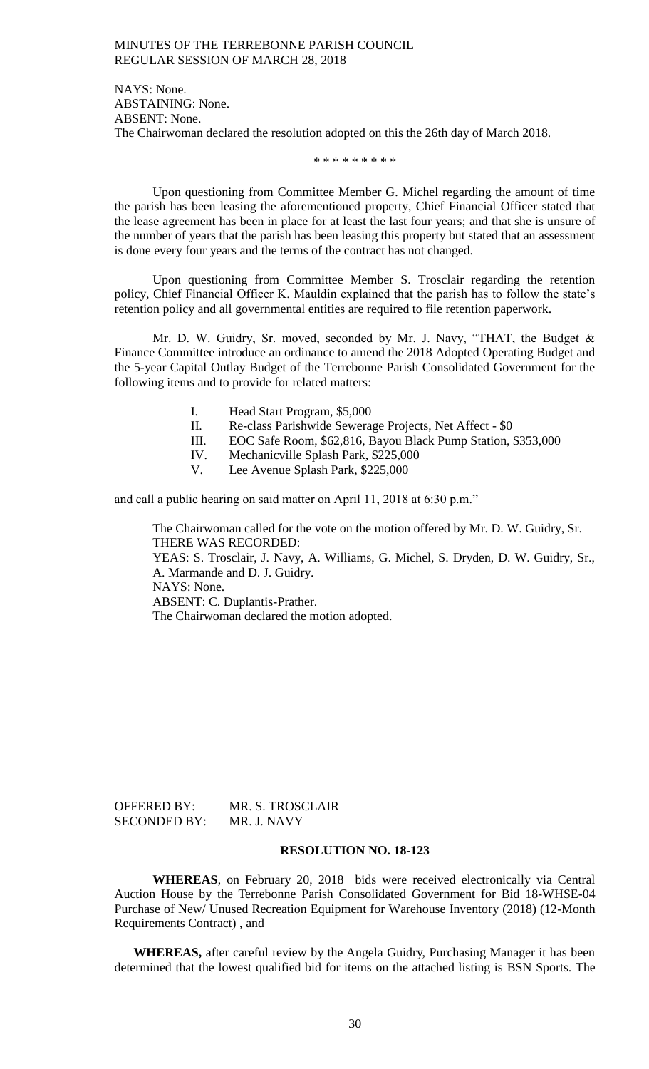NAYS: None.
ABSTAINING: None.
ABSENT: None.
The Chairwoman declared the resolution adopted on this the 26th day of March 2018.

\* \* \* \* \* \* \* \* \*

Upon questioning from Committee Member G. Michel regarding the amount of time the parish has been leasing the aforementioned property, Chief Financial Officer stated that the lease agreement has been in place for at least the last four years; and that she is unsure of the number of years that the parish has been leasing this property but stated that an assessment is done every four years and the terms of the contract has not changed.

Upon questioning from Committee Member S. Trosclair regarding the retention policy, Chief Financial Officer K. Mauldin explained that the parish has to follow the state's retention policy and all governmental entities are required to file retention paperwork.

Mr. D. W. Guidry, Sr. moved, seconded by Mr. J. Navy, "THAT, the Budget & Finance Committee introduce an ordinance to amend the 2018 Adopted Operating Budget and the 5-year Capital Outlay Budget of the Terrebonne Parish Consolidated Government for the following items and to provide for related matters:

I. Head Start Program, $5,000
II. Re-class Parishwide Sewerage Projects, Net Affect - $0
III. EOC Safe Room, $62,816, Bayou Black Pump Station, $353,000
IV. Mechanicville Splash Park, $225,000
V. Lee Avenue Splash Park, $225,000

and call a public hearing on said matter on April 11, 2018 at 6:30 p.m."

The Chairwoman called for the vote on the motion offered by Mr. D. W. Guidry, Sr.
THERE WAS RECORDED:
YEAS: S. Trosclair, J. Navy, A. Williams, G. Michel, S. Dryden, D. W. Guidry, Sr., A. Marmande and D. J. Guidry.
NAYS: None.
ABSENT: C. Duplantis-Prather.
The Chairwoman declared the motion adopted.

OFFERED BY: MR. S. TROSCLAIR
SECONDED BY: MR. J. NAVY

**RESOLUTION NO. 18-123**

**WHEREAS**, on February 20, 2018 bids were received electronically via Central Auction House by the Terrebonne Parish Consolidated Government for Bid 18-WHSE-04 Purchase of New/ Unused Recreation Equipment for Warehouse Inventory (2018) (12-Month Requirements Contract) , and

**WHEREAS,** after careful review by the Angela Guidry, Purchasing Manager it has been determined that the lowest qualified bid for items on the attached listing is BSN Sports. The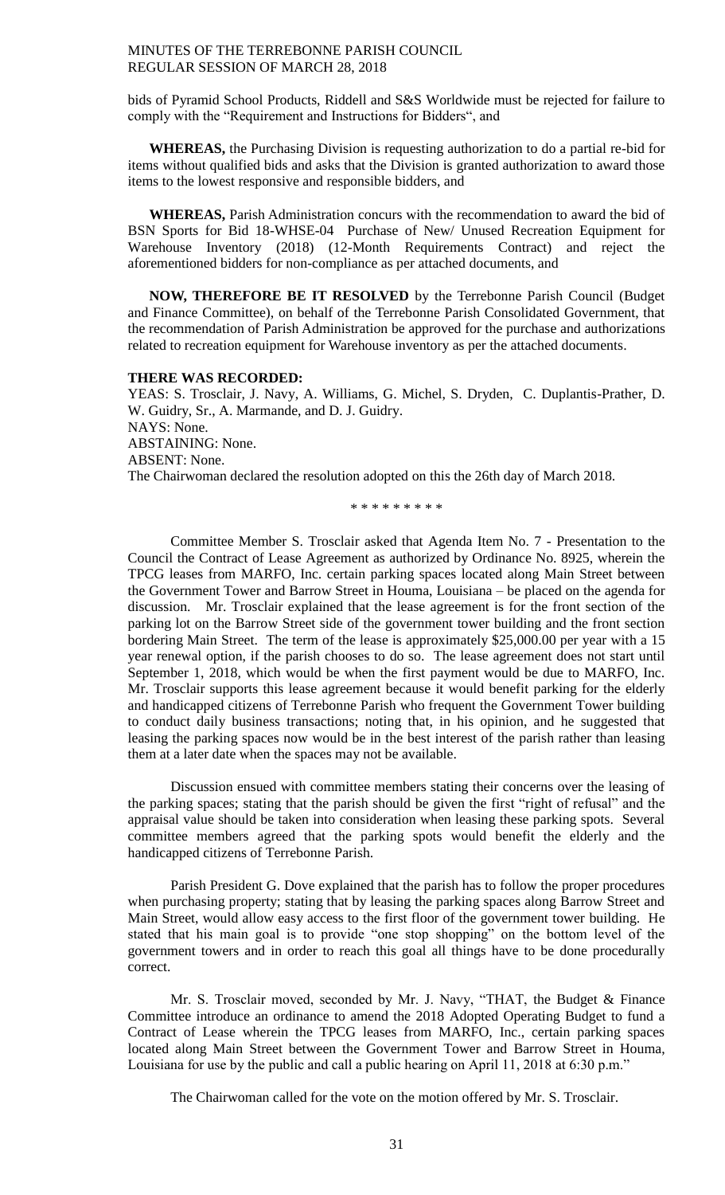bids of Pyramid School Products, Riddell and S&S Worldwide must be rejected for failure to comply with the "Requirement and Instructions for Bidders", and

**WHEREAS,** the Purchasing Division is requesting authorization to do a partial re-bid for items without qualified bids and asks that the Division is granted authorization to award those items to the lowest responsive and responsible bidders, and

**WHEREAS,** Parish Administration concurs with the recommendation to award the bid of BSN Sports for Bid 18-WHSE-04 Purchase of New/ Unused Recreation Equipment for Warehouse Inventory (2018) (12-Month Requirements Contract) and reject the aforementioned bidders for non-compliance as per attached documents, and

**NOW, THEREFORE BE IT RESOLVED** by the Terrebonne Parish Council (Budget and Finance Committee), on behalf of the Terrebonne Parish Consolidated Government, that the recommendation of Parish Administration be approved for the purchase and authorizations related to recreation equipment for Warehouse inventory as per the attached documents.

**THERE WAS RECORDED:**

YEAS: S. Trosclair, J. Navy, A. Williams, G. Michel, S. Dryden, C. Duplantis-Prather, D. W. Guidry, Sr., A. Marmande, and D. J. Guidry.
NAYS: None.
ABSTAINING: None.
ABSENT: None.
The Chairwoman declared the resolution adopted on this the 26th day of March 2018.

\* \* \* \* \* \* \* \* \*

Committee Member S. Trosclair asked that Agenda Item No. 7 - Presentation to the Council the Contract of Lease Agreement as authorized by Ordinance No. 8925, wherein the TPCG leases from MARFO, Inc. certain parking spaces located along Main Street between the Government Tower and Barrow Street in Houma, Louisiana – be placed on the agenda for discussion. Mr. Trosclair explained that the lease agreement is for the front section of the parking lot on the Barrow Street side of the government tower building and the front section bordering Main Street. The term of the lease is approximately $25,000.00 per year with a 15 year renewal option, if the parish chooses to do so. The lease agreement does not start until September 1, 2018, which would be when the first payment would be due to MARFO, Inc. Mr. Trosclair supports this lease agreement because it would benefit parking for the elderly and handicapped citizens of Terrebonne Parish who frequent the Government Tower building to conduct daily business transactions; noting that, in his opinion, and he suggested that leasing the parking spaces now would be in the best interest of the parish rather than leasing them at a later date when the spaces may not be available.

Discussion ensued with committee members stating their concerns over the leasing of the parking spaces; stating that the parish should be given the first "right of refusal" and the appraisal value should be taken into consideration when leasing these parking spots. Several committee members agreed that the parking spots would benefit the elderly and the handicapped citizens of Terrebonne Parish.

Parish President G. Dove explained that the parish has to follow the proper procedures when purchasing property; stating that by leasing the parking spaces along Barrow Street and Main Street, would allow easy access to the first floor of the government tower building. He stated that his main goal is to provide "one stop shopping" on the bottom level of the government towers and in order to reach this goal all things have to be done procedurally correct.

Mr. S. Trosclair moved, seconded by Mr. J. Navy, "THAT, the Budget & Finance Committee introduce an ordinance to amend the 2018 Adopted Operating Budget to fund a Contract of Lease wherein the TPCG leases from MARFO, Inc., certain parking spaces located along Main Street between the Government Tower and Barrow Street in Houma, Louisiana for use by the public and call a public hearing on April 11, 2018 at 6:30 p.m."

The Chairwoman called for the vote on the motion offered by Mr. S. Trosclair.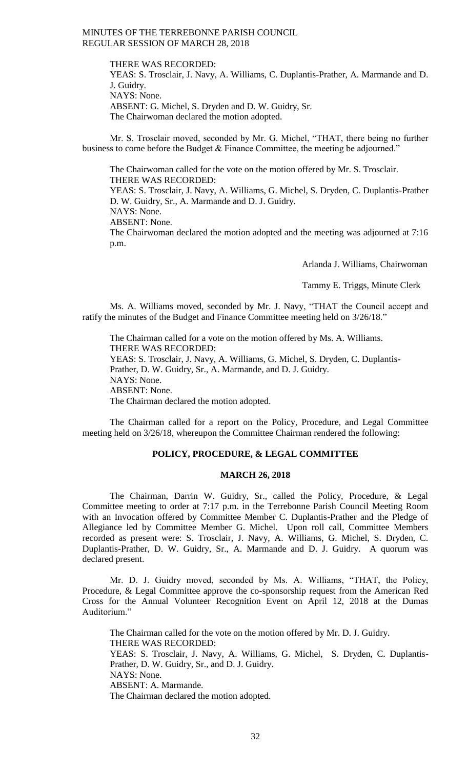THERE WAS RECORDED:
YEAS: S. Trosclair, J. Navy, A. Williams, C. Duplantis-Prather, A. Marmande and D. J. Guidry.
NAYS: None.
ABSENT: G. Michel, S. Dryden and D. W. Guidry, Sr.
The Chairwoman declared the motion adopted.

Mr. S. Trosclair moved, seconded by Mr. G. Michel, "THAT, there being no further business to come before the Budget & Finance Committee, the meeting be adjourned."

The Chairwoman called for the vote on the motion offered by Mr. S. Trosclair.
THERE WAS RECORDED:
YEAS: S. Trosclair, J. Navy, A. Williams, G. Michel, S. Dryden, C. Duplantis-Prather D. W. Guidry, Sr., A. Marmande and D. J. Guidry.
NAYS: None.
ABSENT: None.
The Chairwoman declared the motion adopted and the meeting was adjourned at 7:16 p.m.

Arlanda J. Williams, Chairwoman

Tammy E. Triggs, Minute Clerk

Ms. A. Williams moved, seconded by Mr. J. Navy, "THAT the Council accept and ratify the minutes of the Budget and Finance Committee meeting held on 3/26/18."

The Chairman called for a vote on the motion offered by Ms. A. Williams.
THERE WAS RECORDED:
YEAS: S. Trosclair, J. Navy, A. Williams, G. Michel, S. Dryden, C. Duplantis-Prather, D. W. Guidry, Sr., A. Marmande, and D. J. Guidry.
NAYS: None.
ABSENT: None.
The Chairman declared the motion adopted.

The Chairman called for a report on the Policy, Procedure, and Legal Committee meeting held on 3/26/18, whereupon the Committee Chairman rendered the following:

## POLICY, PROCEDURE, & LEGAL COMMITTEE

### MARCH 26, 2018

The Chairman, Darrin W. Guidry, Sr., called the Policy, Procedure, & Legal Committee meeting to order at 7:17 p.m. in the Terrebonne Parish Council Meeting Room with an Invocation offered by Committee Member C. Duplantis-Prather and the Pledge of Allegiance led by Committee Member G. Michel. Upon roll call, Committee Members recorded as present were: S. Trosclair, J. Navy, A. Williams, G. Michel, S. Dryden, C. Duplantis-Prather, D. W. Guidry, Sr., A. Marmande and D. J. Guidry. A quorum was declared present.

Mr. D. J. Guidry moved, seconded by Ms. A. Williams, "THAT, the Policy, Procedure, & Legal Committee approve the co-sponsorship request from the American Red Cross for the Annual Volunteer Recognition Event on April 12, 2018 at the Dumas Auditorium."

The Chairman called for the vote on the motion offered by Mr. D. J. Guidry.
THERE WAS RECORDED:
YEAS: S. Trosclair, J. Navy, A. Williams, G. Michel, S. Dryden, C. Duplantis-Prather, D. W. Guidry, Sr., and D. J. Guidry.
NAYS: None.
ABSENT: A. Marmande.
The Chairman declared the motion adopted.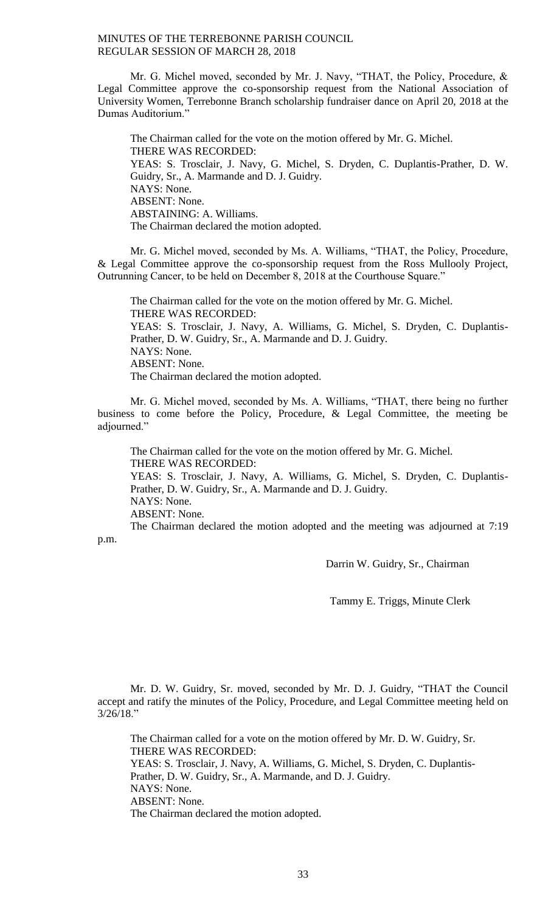Mr. G. Michel moved, seconded by Mr. J. Navy, "THAT, the Policy, Procedure, & Legal Committee approve the co-sponsorship request from the National Association of University Women, Terrebonne Branch scholarship fundraiser dance on April 20, 2018 at the Dumas Auditorium."

The Chairman called for the vote on the motion offered by Mr. G. Michel.
THERE WAS RECORDED:
YEAS: S. Trosclair, J. Navy, G. Michel, S. Dryden, C. Duplantis-Prather, D. W. Guidry, Sr., A. Marmande and D. J. Guidry.
NAYS: None.
ABSENT: None.
ABSTAINING: A. Williams.
The Chairman declared the motion adopted.

Mr. G. Michel moved, seconded by Ms. A. Williams, "THAT, the Policy, Procedure, & Legal Committee approve the co-sponsorship request from the Ross Mullooly Project, Outrunning Cancer, to be held on December 8, 2018 at the Courthouse Square."

The Chairman called for the vote on the motion offered by Mr. G. Michel.
THERE WAS RECORDED:
YEAS: S. Trosclair, J. Navy, A. Williams, G. Michel, S. Dryden, C. Duplantis-Prather, D. W. Guidry, Sr., A. Marmande and D. J. Guidry.
NAYS: None.
ABSENT: None.
The Chairman declared the motion adopted.

Mr. G. Michel moved, seconded by Ms. A. Williams, "THAT, there being no further business to come before the Policy, Procedure, & Legal Committee, the meeting be adjourned."

The Chairman called for the vote on the motion offered by Mr. G. Michel.
THERE WAS RECORDED:
YEAS: S. Trosclair, J. Navy, A. Williams, G. Michel, S. Dryden, C. Duplantis-Prather, D. W. Guidry, Sr., A. Marmande and D. J. Guidry.
NAYS: None.
ABSENT: None.
The Chairman declared the motion adopted and the meeting was adjourned at 7:19 p.m.

Darrin W. Guidry, Sr., Chairman

Tammy E. Triggs, Minute Clerk

Mr. D. W. Guidry, Sr. moved, seconded by Mr. D. J. Guidry, "THAT the Council accept and ratify the minutes of the Policy, Procedure, and Legal Committee meeting held on 3/26/18."

The Chairman called for a vote on the motion offered by Mr. D. W. Guidry, Sr.
THERE WAS RECORDED:
YEAS: S. Trosclair, J. Navy, A. Williams, G. Michel, S. Dryden, C. Duplantis-Prather, D. W. Guidry, Sr., A. Marmande, and D. J. Guidry.
NAYS: None.
ABSENT: None.
The Chairman declared the motion adopted.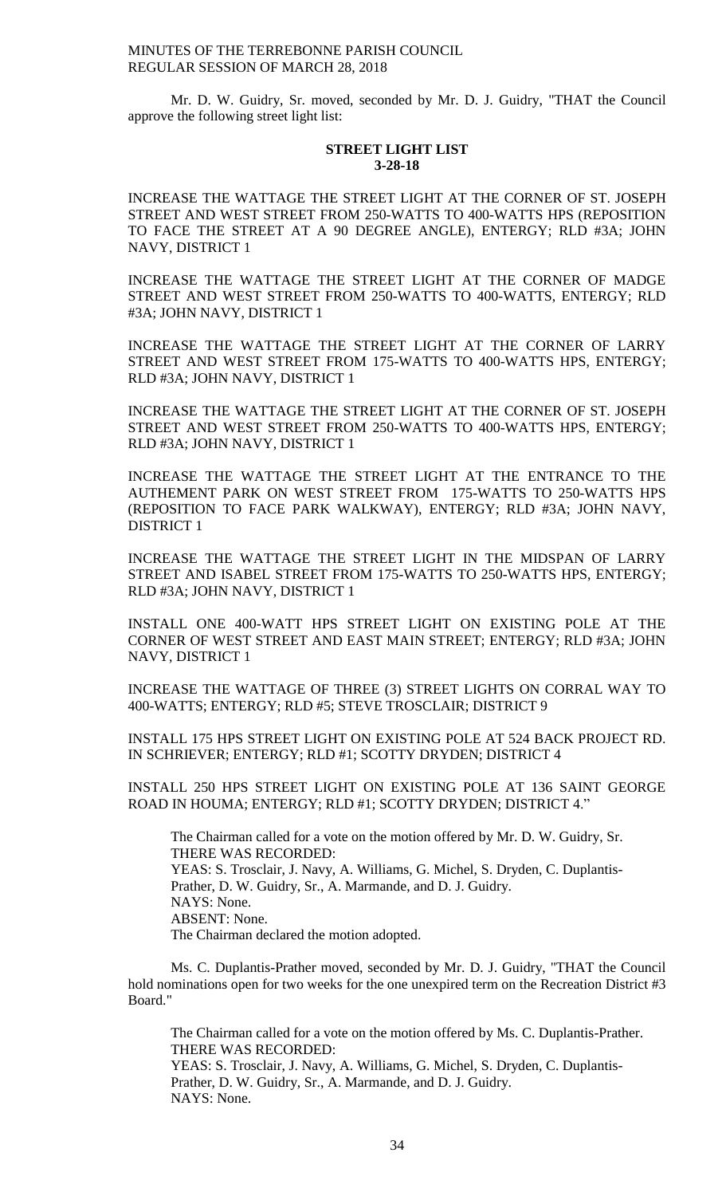Mr. D. W. Guidry, Sr. moved, seconded by Mr. D. J. Guidry, "THAT the Council approve the following street light list:

**STREET LIGHT LIST**
**3-28-18**

INCREASE THE WATTAGE THE STREET LIGHT AT THE CORNER OF ST. JOSEPH STREET AND WEST STREET FROM 250-WATTS TO 400-WATTS HPS (REPOSITION TO FACE THE STREET AT A 90 DEGREE ANGLE), ENTERGY; RLD #3A; JOHN NAVY, DISTRICT 1

INCREASE THE WATTAGE THE STREET LIGHT AT THE CORNER OF MADGE STREET AND WEST STREET FROM 250-WATTS TO 400-WATTS, ENTERGY; RLD #3A; JOHN NAVY, DISTRICT 1

INCREASE THE WATTAGE THE STREET LIGHT AT THE CORNER OF LARRY STREET AND WEST STREET FROM 175-WATTS TO 400-WATTS HPS, ENTERGY; RLD #3A; JOHN NAVY, DISTRICT 1

INCREASE THE WATTAGE THE STREET LIGHT AT THE CORNER OF ST. JOSEPH STREET AND WEST STREET FROM 250-WATTS TO 400-WATTS HPS, ENTERGY; RLD #3A; JOHN NAVY, DISTRICT 1

INCREASE THE WATTAGE THE STREET LIGHT AT THE ENTRANCE TO THE AUTHEMENT PARK ON WEST STREET FROM 175-WATTS TO 250-WATTS HPS (REPOSITION TO FACE PARK WALKWAY), ENTERGY; RLD #3A; JOHN NAVY, DISTRICT 1

INCREASE THE WATTAGE THE STREET LIGHT IN THE MIDSPAN OF LARRY STREET AND ISABEL STREET FROM 175-WATTS TO 250-WATTS HPS, ENTERGY; RLD #3A; JOHN NAVY, DISTRICT 1

INSTALL ONE 400-WATT HPS STREET LIGHT ON EXISTING POLE AT THE CORNER OF WEST STREET AND EAST MAIN STREET; ENTERGY; RLD #3A; JOHN NAVY, DISTRICT 1

INCREASE THE WATTAGE OF THREE (3) STREET LIGHTS ON CORRAL WAY TO 400-WATTS; ENTERGY; RLD #5; STEVE TROSCLAIR; DISTRICT 9

INSTALL 175 HPS STREET LIGHT ON EXISTING POLE AT 524 BACK PROJECT RD. IN SCHRIEVER; ENTERGY; RLD #1; SCOTTY DRYDEN; DISTRICT 4

INSTALL 250 HPS STREET LIGHT ON EXISTING POLE AT 136 SAINT GEORGE ROAD IN HOUMA; ENTERGY; RLD #1; SCOTTY DRYDEN; DISTRICT 4."

The Chairman called for a vote on the motion offered by Mr. D. W. Guidry, Sr.
THERE WAS RECORDED:
YEAS: S. Trosclair, J. Navy, A. Williams, G. Michel, S. Dryden, C. Duplantis-Prather, D. W. Guidry, Sr., A. Marmande, and D. J. Guidry.
NAYS: None.
ABSENT: None.
The Chairman declared the motion adopted.

Ms. C. Duplantis-Prather moved, seconded by Mr. D. J. Guidry, "THAT the Council hold nominations open for two weeks for the one unexpired term on the Recreation District #3 Board."

The Chairman called for a vote on the motion offered by Ms. C. Duplantis-Prather.
THERE WAS RECORDED:
YEAS: S. Trosclair, J. Navy, A. Williams, G. Michel, S. Dryden, C. Duplantis-Prather, D. W. Guidry, Sr., A. Marmande, and D. J. Guidry.
NAYS: None.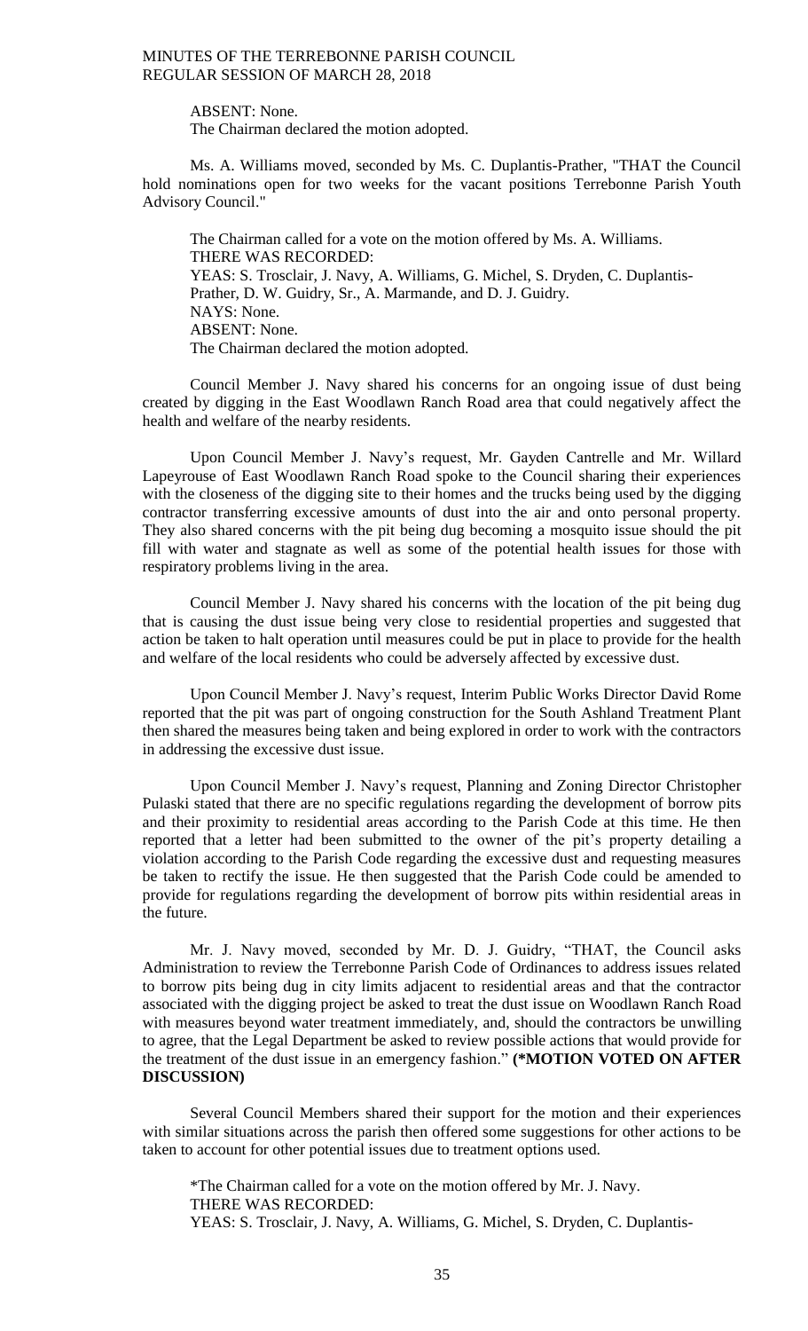ABSENT: None.
The Chairman declared the motion adopted.

Ms. A. Williams moved, seconded by Ms. C. Duplantis-Prather, "THAT the Council hold nominations open for two weeks for the vacant positions Terrebonne Parish Youth Advisory Council."

The Chairman called for a vote on the motion offered by Ms. A. Williams.
THERE WAS RECORDED:
YEAS: S. Trosclair, J. Navy, A. Williams, G. Michel, S. Dryden, C. Duplantis-Prather, D. W. Guidry, Sr., A. Marmande, and D. J. Guidry.
NAYS: None.
ABSENT: None.
The Chairman declared the motion adopted.

Council Member J. Navy shared his concerns for an ongoing issue of dust being created by digging in the East Woodlawn Ranch Road area that could negatively affect the health and welfare of the nearby residents.

Upon Council Member J. Navy's request, Mr. Gayden Cantrelle and Mr. Willard Lapeyrouse of East Woodlawn Ranch Road spoke to the Council sharing their experiences with the closeness of the digging site to their homes and the trucks being used by the digging contractor transferring excessive amounts of dust into the air and onto personal property. They also shared concerns with the pit being dug becoming a mosquito issue should the pit fill with water and stagnate as well as some of the potential health issues for those with respiratory problems living in the area.

Council Member J. Navy shared his concerns with the location of the pit being dug that is causing the dust issue being very close to residential properties and suggested that action be taken to halt operation until measures could be put in place to provide for the health and welfare of the local residents who could be adversely affected by excessive dust.

Upon Council Member J. Navy's request, Interim Public Works Director David Rome reported that the pit was part of ongoing construction for the South Ashland Treatment Plant then shared the measures being taken and being explored in order to work with the contractors in addressing the excessive dust issue.

Upon Council Member J. Navy's request, Planning and Zoning Director Christopher Pulaski stated that there are no specific regulations regarding the development of borrow pits and their proximity to residential areas according to the Parish Code at this time. He then reported that a letter had been submitted to the owner of the pit's property detailing a violation according to the Parish Code regarding the excessive dust and requesting measures be taken to rectify the issue. He then suggested that the Parish Code could be amended to provide for regulations regarding the development of borrow pits within residential areas in the future.

Mr. J. Navy moved, seconded by Mr. D. J. Guidry, "THAT, the Council asks Administration to review the Terrebonne Parish Code of Ordinances to address issues related to borrow pits being dug in city limits adjacent to residential areas and that the contractor associated with the digging project be asked to treat the dust issue on Woodlawn Ranch Road with measures beyond water treatment immediately, and, should the contractors be unwilling to agree, that the Legal Department be asked to review possible actions that would provide for the treatment of the dust issue in an emergency fashion." **(*MOTION VOTED ON AFTER DISCUSSION)**

Several Council Members shared their support for the motion and their experiences with similar situations across the parish then offered some suggestions for other actions to be taken to account for other potential issues due to treatment options used.

*The Chairman called for a vote on the motion offered by Mr. J. Navy.
THERE WAS RECORDED:
YEAS: S. Trosclair, J. Navy, A. Williams, G. Michel, S. Dryden, C. Duplantis-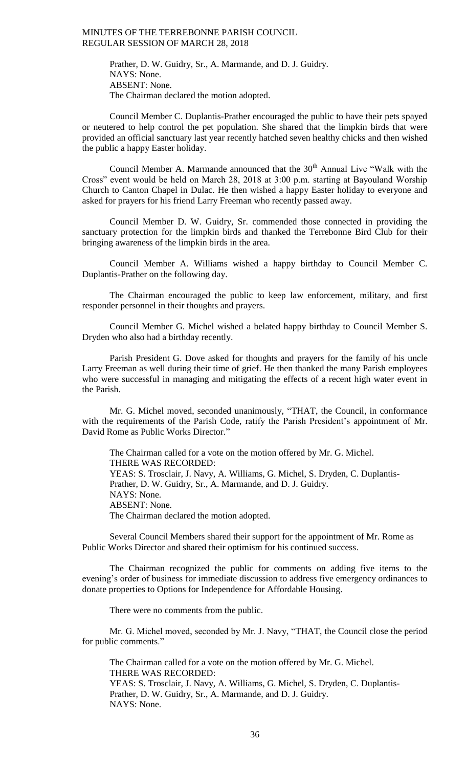Prather, D. W. Guidry, Sr., A. Marmande, and D. J. Guidry.
NAYS: None.
ABSENT: None.
The Chairman declared the motion adopted.

Council Member C. Duplantis-Prather encouraged the public to have their pets spayed or neutered to help control the pet population. She shared that the limpkin birds that were provided an official sanctuary last year recently hatched seven healthy chicks and then wished the public a happy Easter holiday.

Council Member A. Marmande announced that the 30th Annual Live "Walk with the Cross" event would be held on March 28, 2018 at 3:00 p.m. starting at Bayouland Worship Church to Canton Chapel in Dulac. He then wished a happy Easter holiday to everyone and asked for prayers for his friend Larry Freeman who recently passed away.

Council Member D. W. Guidry, Sr. commended those connected in providing the sanctuary protection for the limpkin birds and thanked the Terrebonne Bird Club for their bringing awareness of the limpkin birds in the area.

Council Member A. Williams wished a happy birthday to Council Member C. Duplantis-Prather on the following day.

The Chairman encouraged the public to keep law enforcement, military, and first responder personnel in their thoughts and prayers.

Council Member G. Michel wished a belated happy birthday to Council Member S. Dryden who also had a birthday recently.

Parish President G. Dove asked for thoughts and prayers for the family of his uncle Larry Freeman as well during their time of grief. He then thanked the many Parish employees who were successful in managing and mitigating the effects of a recent high water event in the Parish.

Mr. G. Michel moved, seconded unanimously, "THAT, the Council, in conformance with the requirements of the Parish Code, ratify the Parish President's appointment of Mr. David Rome as Public Works Director."

The Chairman called for a vote on the motion offered by Mr. G. Michel.
THERE WAS RECORDED:
YEAS: S. Trosclair, J. Navy, A. Williams, G. Michel, S. Dryden, C. Duplantis-Prather, D. W. Guidry, Sr., A. Marmande, and D. J. Guidry.
NAYS: None.
ABSENT: None.
The Chairman declared the motion adopted.

Several Council Members shared their support for the appointment of Mr. Rome as Public Works Director and shared their optimism for his continued success.

The Chairman recognized the public for comments on adding five items to the evening's order of business for immediate discussion to address five emergency ordinances to donate properties to Options for Independence for Affordable Housing.

There were no comments from the public.

Mr. G. Michel moved, seconded by Mr. J. Navy, "THAT, the Council close the period for public comments."

The Chairman called for a vote on the motion offered by Mr. G. Michel.
THERE WAS RECORDED:
YEAS: S. Trosclair, J. Navy, A. Williams, G. Michel, S. Dryden, C. Duplantis-Prather, D. W. Guidry, Sr., A. Marmande, and D. J. Guidry.
NAYS: None.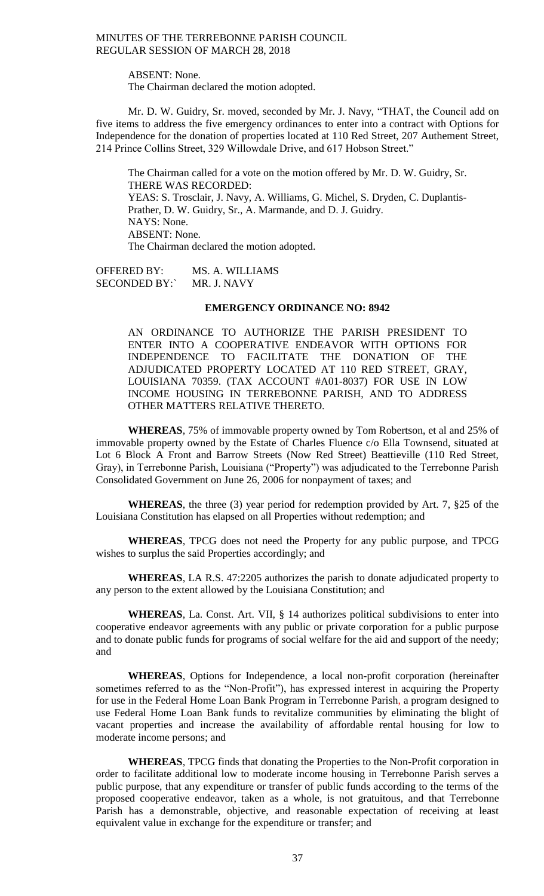ABSENT: None.
The Chairman declared the motion adopted.

Mr. D. W. Guidry, Sr. moved, seconded by Mr. J. Navy, "THAT, the Council add on five items to address the five emergency ordinances to enter into a contract with Options for Independence for the donation of properties located at 110 Red Street, 207 Authement Street, 214 Prince Collins Street, 329 Willowdale Drive, and 617 Hobson Street."

The Chairman called for a vote on the motion offered by Mr. D. W. Guidry, Sr.
THERE WAS RECORDED:
YEAS: S. Trosclair, J. Navy, A. Williams, G. Michel, S. Dryden, C. Duplantis-Prather, D. W. Guidry, Sr., A. Marmande, and D. J. Guidry.
NAYS: None.
ABSENT: None.
The Chairman declared the motion adopted.

OFFERED BY: MS. A. WILLIAMS
SECONDED BY:` MR. J. NAVY

**EMERGENCY ORDINANCE NO: 8942**

AN ORDINANCE TO AUTHORIZE THE PARISH PRESIDENT TO ENTER INTO A COOPERATIVE ENDEAVOR WITH OPTIONS FOR INDEPENDENCE TO FACILITATE THE DONATION OF THE ADJUDICATED PROPERTY LOCATED AT 110 RED STREET, GRAY, LOUISIANA 70359. (TAX ACCOUNT #A01-8037) FOR USE IN LOW INCOME HOUSING IN TERREBONNE PARISH, AND TO ADDRESS OTHER MATTERS RELATIVE THERETO.

**WHEREAS**, 75% of immovable property owned by Tom Robertson, et al and 25% of immovable property owned by the Estate of Charles Fluence c/o Ella Townsend, situated at Lot 6 Block A Front and Barrow Streets (Now Red Street) Beattieville (110 Red Street, Gray), in Terrebonne Parish, Louisiana ("Property") was adjudicated to the Terrebonne Parish Consolidated Government on June 26, 2006 for nonpayment of taxes; and

**WHEREAS**, the three (3) year period for redemption provided by Art. 7, §25 of the Louisiana Constitution has elapsed on all Properties without redemption; and

**WHEREAS**, TPCG does not need the Property for any public purpose, and TPCG wishes to surplus the said Properties accordingly; and

**WHEREAS**, LA R.S. 47:2205 authorizes the parish to donate adjudicated property to any person to the extent allowed by the Louisiana Constitution; and

**WHEREAS**, La. Const. Art. VII, § 14 authorizes political subdivisions to enter into cooperative endeavor agreements with any public or private corporation for a public purpose and to donate public funds for programs of social welfare for the aid and support of the needy; and

**WHEREAS**, Options for Independence, a local non-profit corporation (hereinafter sometimes referred to as the "Non-Profit"), has expressed interest in acquiring the Property for use in the Federal Home Loan Bank Program in Terrebonne Parish, a program designed to use Federal Home Loan Bank funds to revitalize communities by eliminating the blight of vacant properties and increase the availability of affordable rental housing for low to moderate income persons; and

**WHEREAS**, TPCG finds that donating the Properties to the Non-Profit corporation in order to facilitate additional low to moderate income housing in Terrebonne Parish serves a public purpose, that any expenditure or transfer of public funds according to the terms of the proposed cooperative endeavor, taken as a whole, is not gratuitous, and that Terrebonne Parish has a demonstrable, objective, and reasonable expectation of receiving at least equivalent value in exchange for the expenditure or transfer; and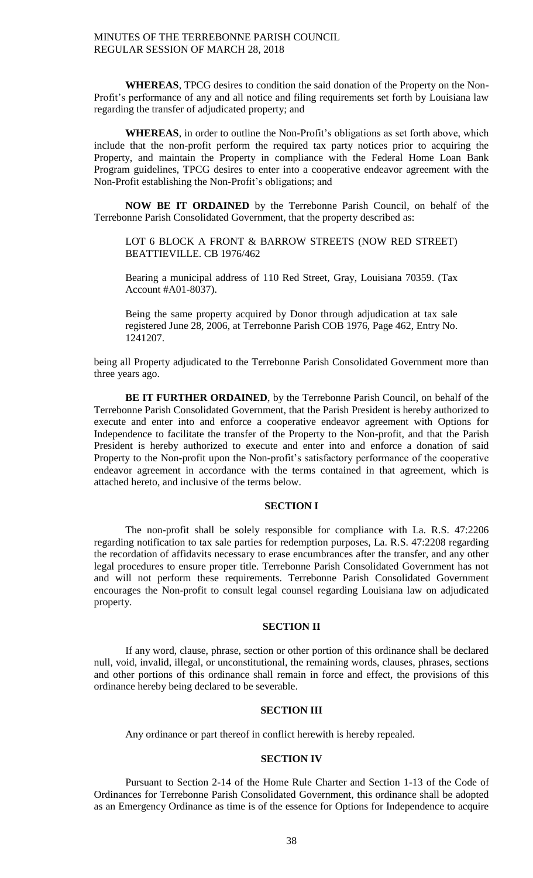**WHEREAS**, TPCG desires to condition the said donation of the Property on the Non-Profit's performance of any and all notice and filing requirements set forth by Louisiana law regarding the transfer of adjudicated property; and

**WHEREAS**, in order to outline the Non-Profit's obligations as set forth above, which include that the non-profit perform the required tax party notices prior to acquiring the Property, and maintain the Property in compliance with the Federal Home Loan Bank Program guidelines, TPCG desires to enter into a cooperative endeavor agreement with the Non-Profit establishing the Non-Profit's obligations; and

**NOW BE IT ORDAINED** by the Terrebonne Parish Council, on behalf of the Terrebonne Parish Consolidated Government, that the property described as:

> LOT 6 BLOCK A FRONT & BARROW STREETS (NOW RED STREET) BEATTIEVILLE. CB 1976/462
>
> Bearing a municipal address of 110 Red Street, Gray, Louisiana 70359. (Tax Account #A01-8037).
>
> Being the same property acquired by Donor through adjudication at tax sale registered June 28, 2006, at Terrebonne Parish COB 1976, Page 462, Entry No. 1241207.

being all Property adjudicated to the Terrebonne Parish Consolidated Government more than three years ago.

**BE IT FURTHER ORDAINED**, by the Terrebonne Parish Council, on behalf of the Terrebonne Parish Consolidated Government, that the Parish President is hereby authorized to execute and enter into and enforce a cooperative endeavor agreement with Options for Independence to facilitate the transfer of the Property to the Non-profit, and that the Parish President is hereby authorized to execute and enter into and enforce a donation of said Property to the Non-profit upon the Non-profit's satisfactory performance of the cooperative endeavor agreement in accordance with the terms contained in that agreement, which is attached hereto, and inclusive of the terms below.

## SECTION I

The non-profit shall be solely responsible for compliance with La. R.S. 47:2206 regarding notification to tax sale parties for redemption purposes, La. R.S. 47:2208 regarding the recordation of affidavits necessary to erase encumbrances after the transfer, and any other legal procedures to ensure proper title. Terrebonne Parish Consolidated Government has not and will not perform these requirements. Terrebonne Parish Consolidated Government encourages the Non-profit to consult legal counsel regarding Louisiana law on adjudicated property.

## SECTION II

If any word, clause, phrase, section or other portion of this ordinance shall be declared null, void, invalid, illegal, or unconstitutional, the remaining words, clauses, phrases, sections and other portions of this ordinance shall remain in force and effect, the provisions of this ordinance hereby being declared to be severable.

## SECTION III

Any ordinance or part thereof in conflict herewith is hereby repealed.

## SECTION IV

Pursuant to Section 2-14 of the Home Rule Charter and Section 1-13 of the Code of Ordinances for Terrebonne Parish Consolidated Government, this ordinance shall be adopted as an Emergency Ordinance as time is of the essence for Options for Independence to acquire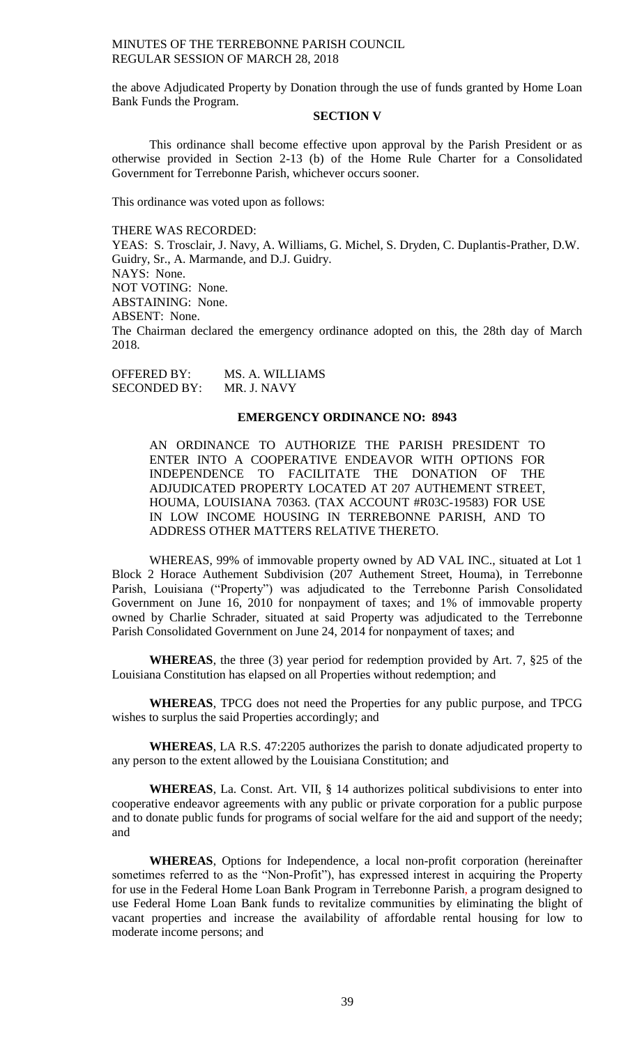the above Adjudicated Property by Donation through the use of funds granted by Home Loan Bank Funds the Program.

**SECTION V**

This ordinance shall become effective upon approval by the Parish President or as otherwise provided in Section 2-13 (b) of the Home Rule Charter for a Consolidated Government for Terrebonne Parish, whichever occurs sooner.

This ordinance was voted upon as follows:

THERE WAS RECORDED:
YEAS: S. Trosclair, J. Navy, A. Williams, G. Michel, S. Dryden, C. Duplantis-Prather, D.W. Guidry, Sr., A. Marmande, and D.J. Guidry.
NAYS: None.
NOT VOTING: None.
ABSTAINING: None.
ABSENT: None.
The Chairman declared the emergency ordinance adopted on this, the 28th day of March 2018.

OFFERED BY: MS. A. WILLIAMS
SECONDED BY: MR. J. NAVY

**EMERGENCY ORDINANCE NO: 8943**

AN ORDINANCE TO AUTHORIZE THE PARISH PRESIDENT TO ENTER INTO A COOPERATIVE ENDEAVOR WITH OPTIONS FOR INDEPENDENCE TO FACILITATE THE DONATION OF THE ADJUDICATED PROPERTY LOCATED AT 207 AUTHEMENT STREET, HOUMA, LOUISIANA 70363. (TAX ACCOUNT #R03C-19583) FOR USE IN LOW INCOME HOUSING IN TERREBONNE PARISH, AND TO ADDRESS OTHER MATTERS RELATIVE THERETO.

WHEREAS, 99% of immovable property owned by AD VAL INC., situated at Lot 1 Block 2 Horace Authement Subdivision (207 Authement Street, Houma), in Terrebonne Parish, Louisiana ("Property") was adjudicated to the Terrebonne Parish Consolidated Government on June 16, 2010 for nonpayment of taxes; and 1% of immovable property owned by Charlie Schrader, situated at said Property was adjudicated to the Terrebonne Parish Consolidated Government on June 24, 2014 for nonpayment of taxes; and

**WHEREAS**, the three (3) year period for redemption provided by Art. 7, §25 of the Louisiana Constitution has elapsed on all Properties without redemption; and

**WHEREAS**, TPCG does not need the Properties for any public purpose, and TPCG wishes to surplus the said Properties accordingly; and

**WHEREAS**, LA R.S. 47:2205 authorizes the parish to donate adjudicated property to any person to the extent allowed by the Louisiana Constitution; and

**WHEREAS**, La. Const. Art. VII, § 14 authorizes political subdivisions to enter into cooperative endeavor agreements with any public or private corporation for a public purpose and to donate public funds for programs of social welfare for the aid and support of the needy; and

**WHEREAS**, Options for Independence, a local non-profit corporation (hereinafter sometimes referred to as the "Non-Profit"), has expressed interest in acquiring the Property for use in the Federal Home Loan Bank Program in Terrebonne Parish, a program designed to use Federal Home Loan Bank funds to revitalize communities by eliminating the blight of vacant properties and increase the availability of affordable rental housing for low to moderate income persons; and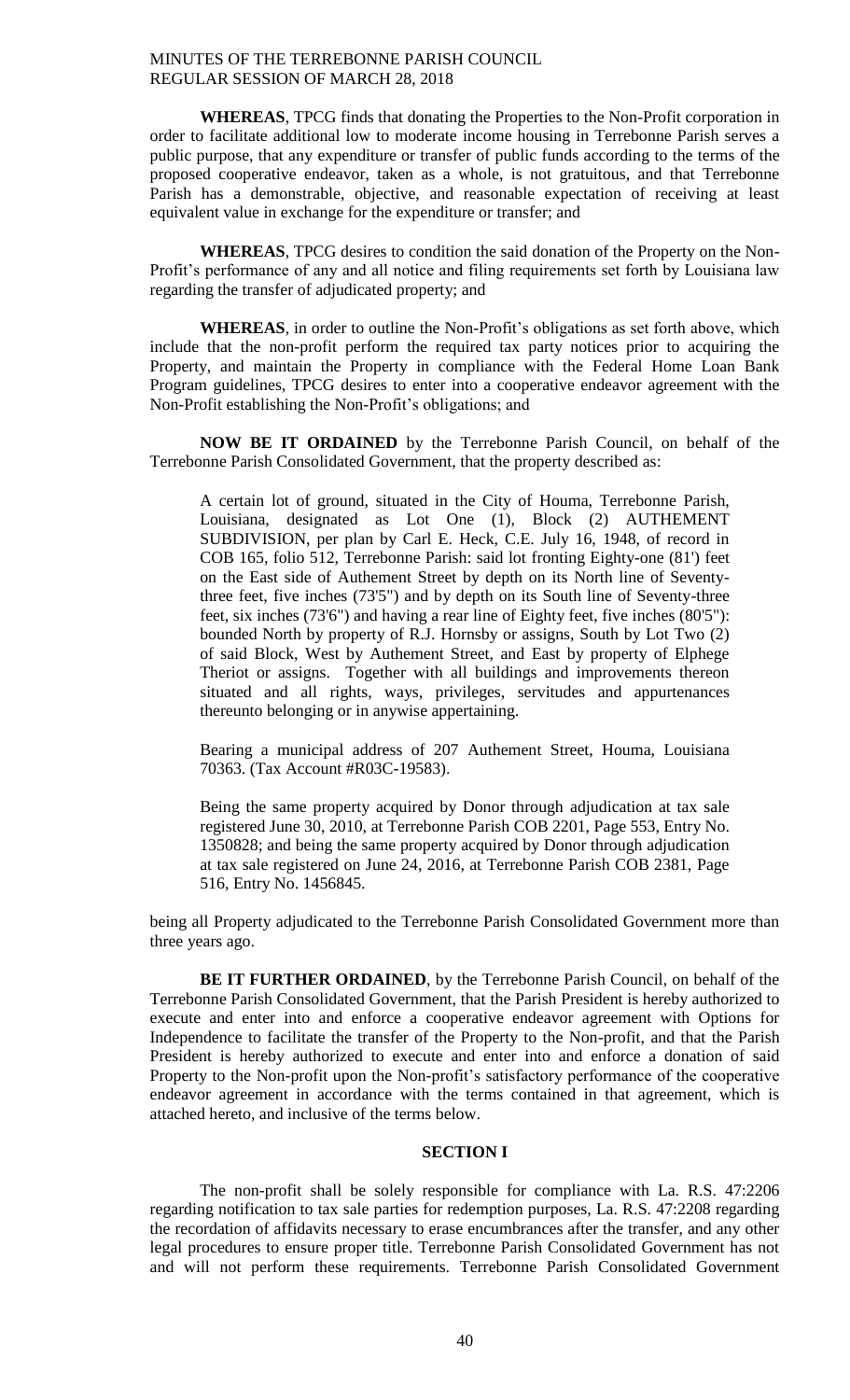**WHEREAS**, TPCG finds that donating the Properties to the Non-Profit corporation in order to facilitate additional low to moderate income housing in Terrebonne Parish serves a public purpose, that any expenditure or transfer of public funds according to the terms of the proposed cooperative endeavor, taken as a whole, is not gratuitous, and that Terrebonne Parish has a demonstrable, objective, and reasonable expectation of receiving at least equivalent value in exchange for the expenditure or transfer; and

**WHEREAS**, TPCG desires to condition the said donation of the Property on the Non-Profit's performance of any and all notice and filing requirements set forth by Louisiana law regarding the transfer of adjudicated property; and

**WHEREAS**, in order to outline the Non-Profit's obligations as set forth above, which include that the non-profit perform the required tax party notices prior to acquiring the Property, and maintain the Property in compliance with the Federal Home Loan Bank Program guidelines, TPCG desires to enter into a cooperative endeavor agreement with the Non-Profit establishing the Non-Profit's obligations; and

**NOW BE IT ORDAINED** by the Terrebonne Parish Council, on behalf of the Terrebonne Parish Consolidated Government, that the property described as:

> A certain lot of ground, situated in the City of Houma, Terrebonne Parish, Louisiana, designated as Lot One (1), Block (2) AUTHEMENT SUBDIVISION, per plan by Carl E. Heck, C.E. July 16, 1948, of record in COB 165, folio 512, Terrebonne Parish: said lot fronting Eighty-one (81') feet on the East side of Authement Street by depth on its North line of Seventy-three feet, five inches (73'5") and by depth on its South line of Seventy-three feet, six inches (73'6") and having a rear line of Eighty feet, five inches (80'5"): bounded North by property of R.J. Hornsby or assigns, South by Lot Two (2) of said Block, West by Authement Street, and East by property of Elphege Theriot or assigns. Together with all buildings and improvements thereon situated and all rights, ways, privileges, servitudes and appurtenances thereunto belonging or in anywise appertaining.
>
> Bearing a municipal address of 207 Authement Street, Houma, Louisiana 70363. (Tax Account #R03C-19583).
>
> Being the same property acquired by Donor through adjudication at tax sale registered June 30, 2010, at Terrebonne Parish COB 2201, Page 553, Entry No. 1350828; and being the same property acquired by Donor through adjudication at tax sale registered on June 24, 2016, at Terrebonne Parish COB 2381, Page 516, Entry No. 1456845.

being all Property adjudicated to the Terrebonne Parish Consolidated Government more than three years ago.

**BE IT FURTHER ORDAINED**, by the Terrebonne Parish Council, on behalf of the Terrebonne Parish Consolidated Government, that the Parish President is hereby authorized to execute and enter into and enforce a cooperative endeavor agreement with Options for Independence to facilitate the transfer of the Property to the Non-profit, and that the Parish President is hereby authorized to execute and enter into and enforce a donation of said Property to the Non-profit upon the Non-profit's satisfactory performance of the cooperative endeavor agreement in accordance with the terms contained in that agreement, which is attached hereto, and inclusive of the terms below.

**SECTION I**

The non-profit shall be solely responsible for compliance with La. R.S. 47:2206 regarding notification to tax sale parties for redemption purposes, La. R.S. 47:2208 regarding the recordation of affidavits necessary to erase encumbrances after the transfer, and any other legal procedures to ensure proper title. Terrebonne Parish Consolidated Government has not and will not perform these requirements. Terrebonne Parish Consolidated Government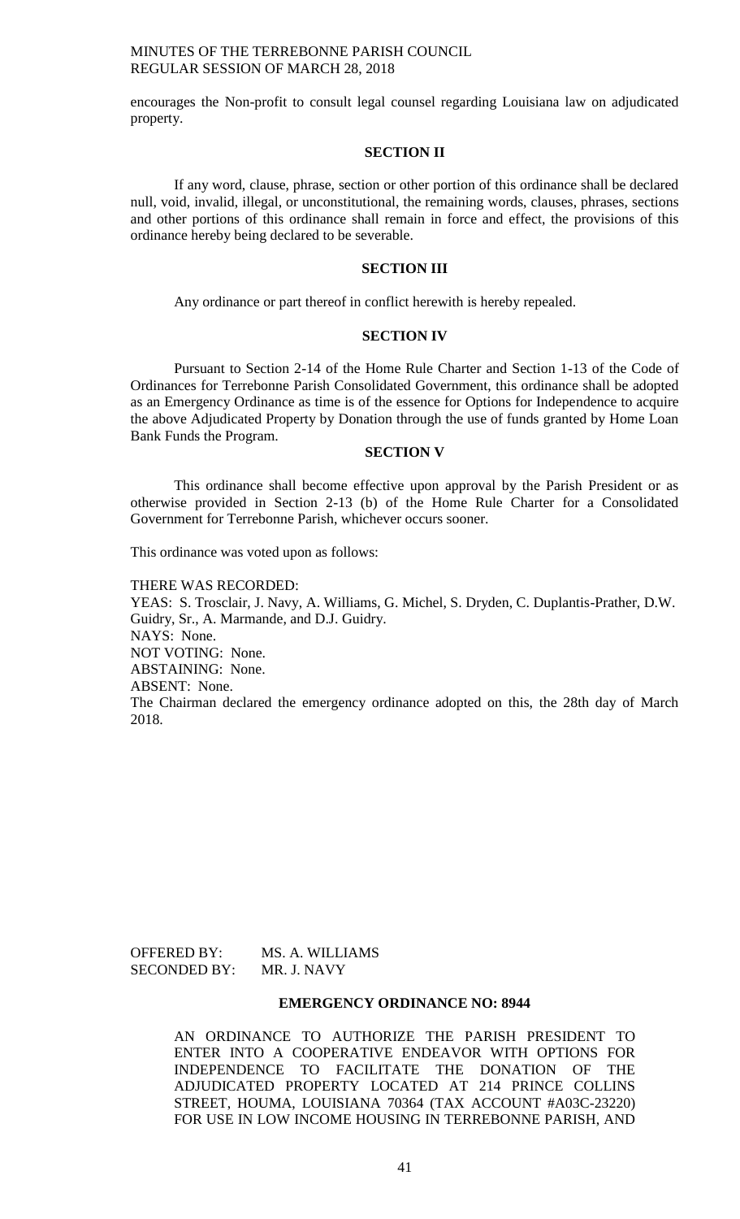encourages the Non-profit to consult legal counsel regarding Louisiana law on adjudicated property.

**SECTION II**

If any word, clause, phrase, section or other portion of this ordinance shall be declared null, void, invalid, illegal, or unconstitutional, the remaining words, clauses, phrases, sections and other portions of this ordinance shall remain in force and effect, the provisions of this ordinance hereby being declared to be severable.

**SECTION III**

Any ordinance or part thereof in conflict herewith is hereby repealed.

**SECTION IV**

Pursuant to Section 2-14 of the Home Rule Charter and Section 1-13 of the Code of Ordinances for Terrebonne Parish Consolidated Government, this ordinance shall be adopted as an Emergency Ordinance as time is of the essence for Options for Independence to acquire the above Adjudicated Property by Donation through the use of funds granted by Home Loan Bank Funds the Program.

**SECTION V**

This ordinance shall become effective upon approval by the Parish President or as otherwise provided in Section 2-13 (b) of the Home Rule Charter for a Consolidated Government for Terrebonne Parish, whichever occurs sooner.

This ordinance was voted upon as follows:

THERE WAS RECORDED:
YEAS: S. Trosclair, J. Navy, A. Williams, G. Michel, S. Dryden, C. Duplantis-Prather, D.W. Guidry, Sr., A. Marmande, and D.J. Guidry.
NAYS: None.
NOT VOTING: None.
ABSTAINING: None.
ABSENT: None.
The Chairman declared the emergency ordinance adopted on this, the 28th day of March 2018.

OFFERED BY: MS. A. WILLIAMS
SECONDED BY: MR. J. NAVY

**EMERGENCY ORDINANCE NO: 8944**

AN ORDINANCE TO AUTHORIZE THE PARISH PRESIDENT TO ENTER INTO A COOPERATIVE ENDEAVOR WITH OPTIONS FOR INDEPENDENCE TO FACILITATE THE DONATION OF THE ADJUDICATED PROPERTY LOCATED AT 214 PRINCE COLLINS STREET, HOUMA, LOUISIANA 70364 (TAX ACCOUNT #A03C-23220) FOR USE IN LOW INCOME HOUSING IN TERREBONNE PARISH, AND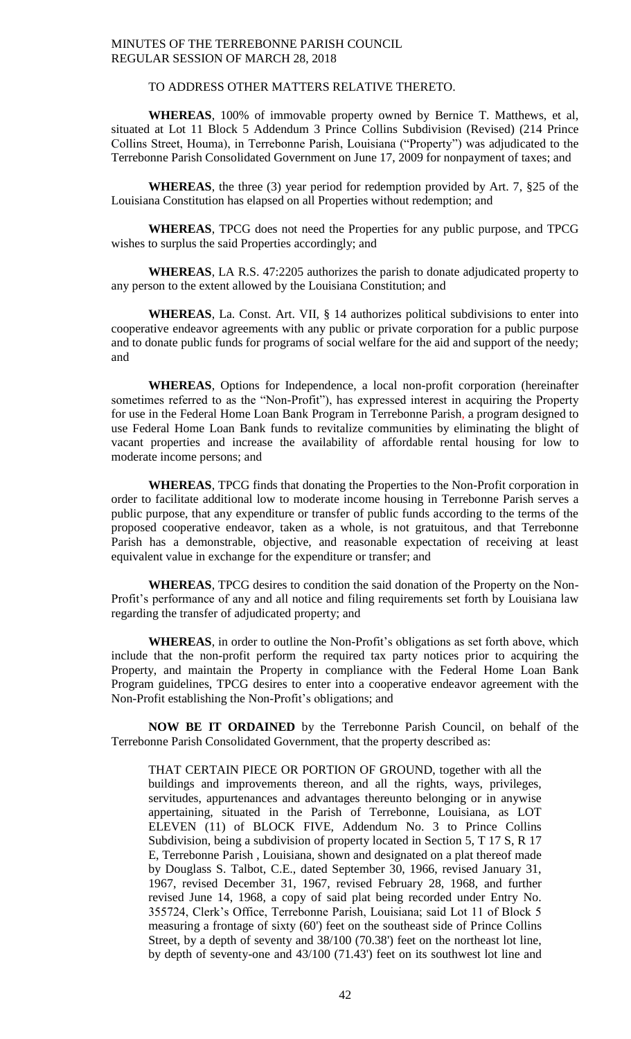TO ADDRESS OTHER MATTERS RELATIVE THERETO.

**WHEREAS**, 100% of immovable property owned by Bernice T. Matthews, et al, situated at Lot 11 Block 5 Addendum 3 Prince Collins Subdivision (Revised) (214 Prince Collins Street, Houma), in Terrebonne Parish, Louisiana ("Property") was adjudicated to the Terrebonne Parish Consolidated Government on June 17, 2009 for nonpayment of taxes; and

**WHEREAS**, the three (3) year period for redemption provided by Art. 7, §25 of the Louisiana Constitution has elapsed on all Properties without redemption; and

**WHEREAS**, TPCG does not need the Properties for any public purpose, and TPCG wishes to surplus the said Properties accordingly; and

**WHEREAS**, LA R.S. 47:2205 authorizes the parish to donate adjudicated property to any person to the extent allowed by the Louisiana Constitution; and

**WHEREAS**, La. Const. Art. VII, § 14 authorizes political subdivisions to enter into cooperative endeavor agreements with any public or private corporation for a public purpose and to donate public funds for programs of social welfare for the aid and support of the needy; and

**WHEREAS**, Options for Independence, a local non-profit corporation (hereinafter sometimes referred to as the "Non-Profit"), has expressed interest in acquiring the Property for use in the Federal Home Loan Bank Program in Terrebonne Parish, a program designed to use Federal Home Loan Bank funds to revitalize communities by eliminating the blight of vacant properties and increase the availability of affordable rental housing for low to moderate income persons; and

**WHEREAS**, TPCG finds that donating the Properties to the Non-Profit corporation in order to facilitate additional low to moderate income housing in Terrebonne Parish serves a public purpose, that any expenditure or transfer of public funds according to the terms of the proposed cooperative endeavor, taken as a whole, is not gratuitous, and that Terrebonne Parish has a demonstrable, objective, and reasonable expectation of receiving at least equivalent value in exchange for the expenditure or transfer; and

**WHEREAS**, TPCG desires to condition the said donation of the Property on the Non-Profit's performance of any and all notice and filing requirements set forth by Louisiana law regarding the transfer of adjudicated property; and

**WHEREAS**, in order to outline the Non-Profit's obligations as set forth above, which include that the non-profit perform the required tax party notices prior to acquiring the Property, and maintain the Property in compliance with the Federal Home Loan Bank Program guidelines, TPCG desires to enter into a cooperative endeavor agreement with the Non-Profit establishing the Non-Profit's obligations; and

**NOW BE IT ORDAINED** by the Terrebonne Parish Council, on behalf of the Terrebonne Parish Consolidated Government, that the property described as:

> THAT CERTAIN PIECE OR PORTION OF GROUND, together with all the buildings and improvements thereon, and all the rights, ways, privileges, servitudes, appurtenances and advantages thereunto belonging or in anywise appertaining, situated in the Parish of Terrebonne, Louisiana, as LOT ELEVEN (11) of BLOCK FIVE, Addendum No. 3 to Prince Collins Subdivision, being a subdivision of property located in Section 5, T 17 S, R 17 E, Terrebonne Parish , Louisiana, shown and designated on a plat thereof made by Douglass S. Talbot, C.E., dated September 30, 1966, revised January 31, 1967, revised December 31, 1967, revised February 28, 1968, and further revised June 14, 1968, a copy of said plat being recorded under Entry No. 355724, Clerk's Office, Terrebonne Parish, Louisiana; said Lot 11 of Block 5 measuring a frontage of sixty (60') feet on the southeast side of Prince Collins Street, by a depth of seventy and 38/100 (70.38') feet on the northeast lot line, by depth of seventy-one and 43/100 (71.43') feet on its southwest lot line and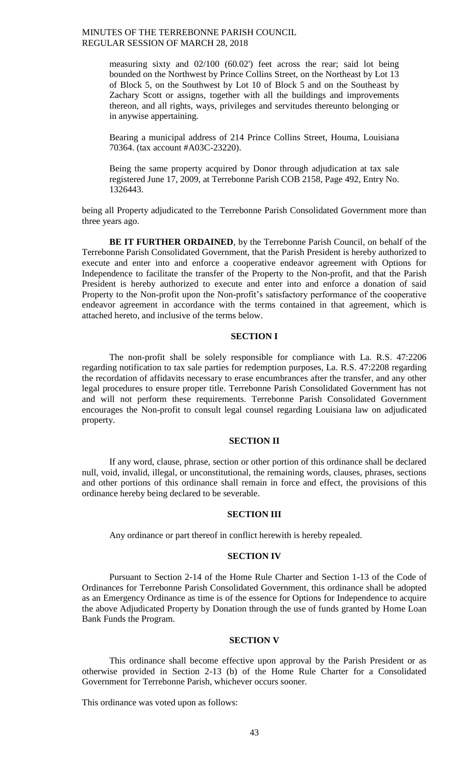measuring sixty and 02/100 (60.02') feet across the rear; said lot being bounded on the Northwest by Prince Collins Street, on the Northeast by Lot 13 of Block 5, on the Southwest by Lot 10 of Block 5 and on the Southeast by Zachary Scott or assigns, together with all the buildings and improvements thereon, and all rights, ways, privileges and servitudes thereunto belonging or in anywise appertaining.

Bearing a municipal address of 214 Prince Collins Street, Houma, Louisiana 70364. (tax account #A03C-23220).

Being the same property acquired by Donor through adjudication at tax sale registered June 17, 2009, at Terrebonne Parish COB 2158, Page 492, Entry No. 1326443.

being all Property adjudicated to the Terrebonne Parish Consolidated Government more than three years ago.

**BE IT FURTHER ORDAINED**, by the Terrebonne Parish Council, on behalf of the Terrebonne Parish Consolidated Government, that the Parish President is hereby authorized to execute and enter into and enforce a cooperative endeavor agreement with Options for Independence to facilitate the transfer of the Property to the Non-profit, and that the Parish President is hereby authorized to execute and enter into and enforce a donation of said Property to the Non-profit upon the Non-profit's satisfactory performance of the cooperative endeavor agreement in accordance with the terms contained in that agreement, which is attached hereto, and inclusive of the terms below.

## SECTION I

The non-profit shall be solely responsible for compliance with La. R.S. 47:2206 regarding notification to tax sale parties for redemption purposes, La. R.S. 47:2208 regarding the recordation of affidavits necessary to erase encumbrances after the transfer, and any other legal procedures to ensure proper title. Terrebonne Parish Consolidated Government has not and will not perform these requirements. Terrebonne Parish Consolidated Government encourages the Non-profit to consult legal counsel regarding Louisiana law on adjudicated property.

## SECTION II

If any word, clause, phrase, section or other portion of this ordinance shall be declared null, void, invalid, illegal, or unconstitutional, the remaining words, clauses, phrases, sections and other portions of this ordinance shall remain in force and effect, the provisions of this ordinance hereby being declared to be severable.

## SECTION III

Any ordinance or part thereof in conflict herewith is hereby repealed.

## SECTION IV

Pursuant to Section 2-14 of the Home Rule Charter and Section 1-13 of the Code of Ordinances for Terrebonne Parish Consolidated Government, this ordinance shall be adopted as an Emergency Ordinance as time is of the essence for Options for Independence to acquire the above Adjudicated Property by Donation through the use of funds granted by Home Loan Bank Funds the Program.

## SECTION V

This ordinance shall become effective upon approval by the Parish President or as otherwise provided in Section 2-13 (b) of the Home Rule Charter for a Consolidated Government for Terrebonne Parish, whichever occurs sooner.

This ordinance was voted upon as follows: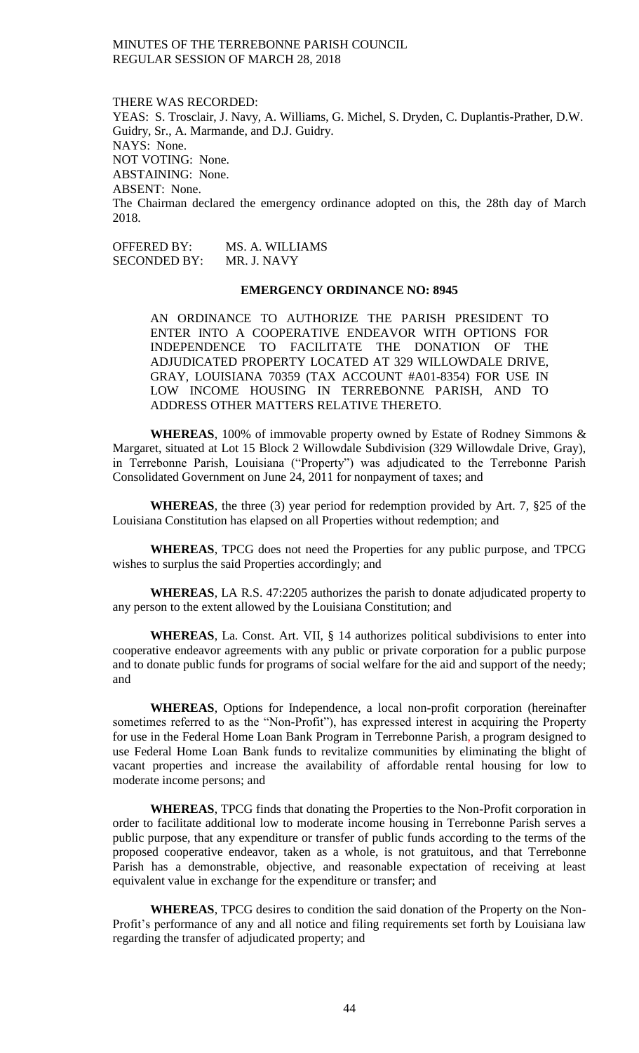THERE WAS RECORDED:
YEAS: S. Trosclair, J. Navy, A. Williams, G. Michel, S. Dryden, C. Duplantis-Prather, D.W. Guidry, Sr., A. Marmande, and D.J. Guidry.
NAYS: None.
NOT VOTING: None.
ABSTAINING: None.
ABSENT: None.
The Chairman declared the emergency ordinance adopted on this, the 28th day of March 2018.

OFFERED BY: MS. A. WILLIAMS
SECONDED BY: MR. J. NAVY

**EMERGENCY ORDINANCE NO: 8945**

AN ORDINANCE TO AUTHORIZE THE PARISH PRESIDENT TO ENTER INTO A COOPERATIVE ENDEAVOR WITH OPTIONS FOR INDEPENDENCE TO FACILITATE THE DONATION OF THE ADJUDICATED PROPERTY LOCATED AT 329 WILLOWDALE DRIVE, GRAY, LOUISIANA 70359 (TAX ACCOUNT #A01-8354) FOR USE IN LOW INCOME HOUSING IN TERREBONNE PARISH, AND TO ADDRESS OTHER MATTERS RELATIVE THERETO.

**WHEREAS**, 100% of immovable property owned by Estate of Rodney Simmons & Margaret, situated at Lot 15 Block 2 Willowdale Subdivision (329 Willowdale Drive, Gray), in Terrebonne Parish, Louisiana ("Property") was adjudicated to the Terrebonne Parish Consolidated Government on June 24, 2011 for nonpayment of taxes; and

**WHEREAS**, the three (3) year period for redemption provided by Art. 7, §25 of the Louisiana Constitution has elapsed on all Properties without redemption; and

**WHEREAS**, TPCG does not need the Properties for any public purpose, and TPCG wishes to surplus the said Properties accordingly; and

**WHEREAS**, LA R.S. 47:2205 authorizes the parish to donate adjudicated property to any person to the extent allowed by the Louisiana Constitution; and

**WHEREAS**, La. Const. Art. VII, § 14 authorizes political subdivisions to enter into cooperative endeavor agreements with any public or private corporation for a public purpose and to donate public funds for programs of social welfare for the aid and support of the needy; and

**WHEREAS**, Options for Independence, a local non-profit corporation (hereinafter sometimes referred to as the "Non-Profit"), has expressed interest in acquiring the Property for use in the Federal Home Loan Bank Program in Terrebonne Parish, a program designed to use Federal Home Loan Bank funds to revitalize communities by eliminating the blight of vacant properties and increase the availability of affordable rental housing for low to moderate income persons; and

**WHEREAS**, TPCG finds that donating the Properties to the Non-Profit corporation in order to facilitate additional low to moderate income housing in Terrebonne Parish serves a public purpose, that any expenditure or transfer of public funds according to the terms of the proposed cooperative endeavor, taken as a whole, is not gratuitous, and that Terrebonne Parish has a demonstrable, objective, and reasonable expectation of receiving at least equivalent value in exchange for the expenditure or transfer; and

**WHEREAS**, TPCG desires to condition the said donation of the Property on the Non-Profit's performance of any and all notice and filing requirements set forth by Louisiana law regarding the transfer of adjudicated property; and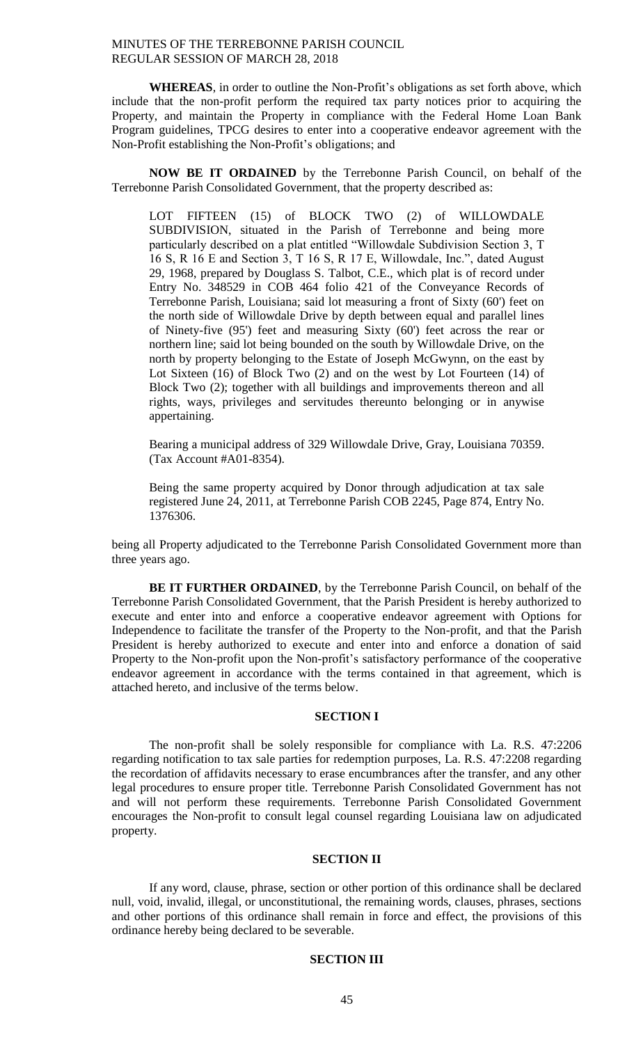**WHEREAS**, in order to outline the Non-Profit's obligations as set forth above, which include that the non-profit perform the required tax party notices prior to acquiring the Property, and maintain the Property in compliance with the Federal Home Loan Bank Program guidelines, TPCG desires to enter into a cooperative endeavor agreement with the Non-Profit establishing the Non-Profit's obligations; and

**NOW BE IT ORDAINED** by the Terrebonne Parish Council, on behalf of the Terrebonne Parish Consolidated Government, that the property described as:

> LOT FIFTEEN (15) of BLOCK TWO (2) of WILLOWDALE SUBDIVISION, situated in the Parish of Terrebonne and being more particularly described on a plat entitled "Willowdale Subdivision Section 3, T 16 S, R 16 E and Section 3, T 16 S, R 17 E, Willowdale, Inc.", dated August 29, 1968, prepared by Douglass S. Talbot, C.E., which plat is of record under Entry No. 348529 in COB 464 folio 421 of the Conveyance Records of Terrebonne Parish, Louisiana; said lot measuring a front of Sixty (60') feet on the north side of Willowdale Drive by depth between equal and parallel lines of Ninety-five (95') feet and measuring Sixty (60') feet across the rear or northern line; said lot being bounded on the south by Willowdale Drive, on the north by property belonging to the Estate of Joseph McGwynn, on the east by Lot Sixteen (16) of Block Two (2) and on the west by Lot Fourteen (14) of Block Two (2); together with all buildings and improvements thereon and all rights, ways, privileges and servitudes thereunto belonging or in anywise appertaining.
>
> Bearing a municipal address of 329 Willowdale Drive, Gray, Louisiana 70359. (Tax Account #A01-8354).
>
> Being the same property acquired by Donor through adjudication at tax sale registered June 24, 2011, at Terrebonne Parish COB 2245, Page 874, Entry No. 1376306.

being all Property adjudicated to the Terrebonne Parish Consolidated Government more than three years ago.

**BE IT FURTHER ORDAINED**, by the Terrebonne Parish Council, on behalf of the Terrebonne Parish Consolidated Government, that the Parish President is hereby authorized to execute and enter into and enforce a cooperative endeavor agreement with Options for Independence to facilitate the transfer of the Property to the Non-profit, and that the Parish President is hereby authorized to execute and enter into and enforce a donation of said Property to the Non-profit upon the Non-profit's satisfactory performance of the cooperative endeavor agreement in accordance with the terms contained in that agreement, which is attached hereto, and inclusive of the terms below.

**SECTION I**

The non-profit shall be solely responsible for compliance with La. R.S. 47:2206 regarding notification to tax sale parties for redemption purposes, La. R.S. 47:2208 regarding the recordation of affidavits necessary to erase encumbrances after the transfer, and any other legal procedures to ensure proper title. Terrebonne Parish Consolidated Government has not and will not perform these requirements. Terrebonne Parish Consolidated Government encourages the Non-profit to consult legal counsel regarding Louisiana law on adjudicated property.

**SECTION II**

If any word, clause, phrase, section or other portion of this ordinance shall be declared null, void, invalid, illegal, or unconstitutional, the remaining words, clauses, phrases, sections and other portions of this ordinance shall remain in force and effect, the provisions of this ordinance hereby being declared to be severable.

**SECTION III**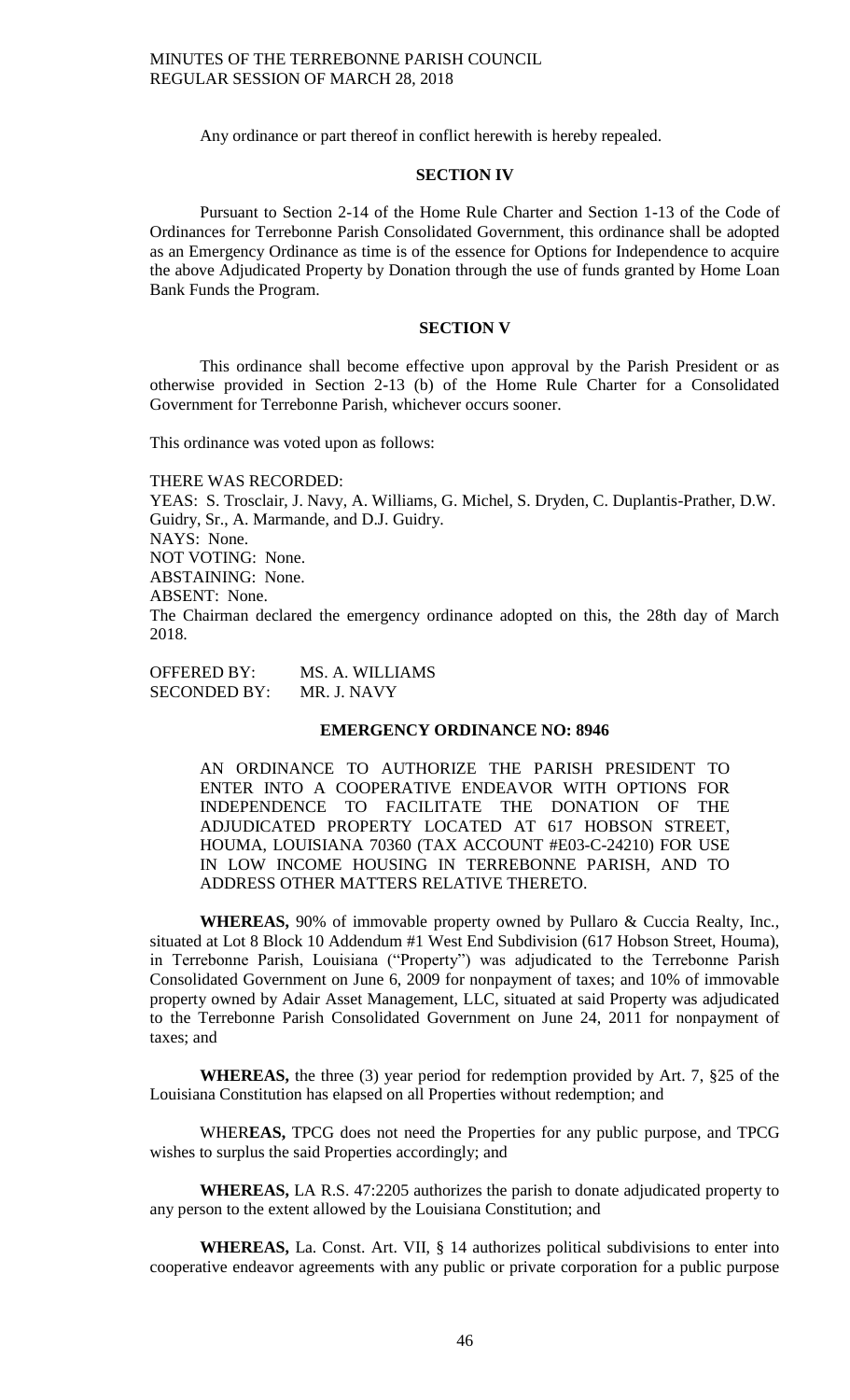Any ordinance or part thereof in conflict herewith is hereby repealed.

### SECTION IV

Pursuant to Section 2-14 of the Home Rule Charter and Section 1-13 of the Code of Ordinances for Terrebonne Parish Consolidated Government, this ordinance shall be adopted as an Emergency Ordinance as time is of the essence for Options for Independence to acquire the above Adjudicated Property by Donation through the use of funds granted by Home Loan Bank Funds the Program.

### SECTION V

This ordinance shall become effective upon approval by the Parish President or as otherwise provided in Section 2-13 (b) of the Home Rule Charter for a Consolidated Government for Terrebonne Parish, whichever occurs sooner.

This ordinance was voted upon as follows:

THERE WAS RECORDED:
YEAS: S. Trosclair, J. Navy, A. Williams, G. Michel, S. Dryden, C. Duplantis-Prather, D.W. Guidry, Sr., A. Marmande, and D.J. Guidry.
NAYS: None.
NOT VOTING: None.
ABSTAINING: None.
ABSENT: None.
The Chairman declared the emergency ordinance adopted on this, the 28th day of March 2018.

OFFERED BY: MS. A. WILLIAMS
SECONDED BY: MR. J. NAVY

### EMERGENCY ORDINANCE NO: 8946

AN ORDINANCE TO AUTHORIZE THE PARISH PRESIDENT TO ENTER INTO A COOPERATIVE ENDEAVOR WITH OPTIONS FOR INDEPENDENCE TO FACILITATE THE DONATION OF THE ADJUDICATED PROPERTY LOCATED AT 617 HOBSON STREET, HOUMA, LOUISIANA 70360 (TAX ACCOUNT #E03-C-24210) FOR USE IN LOW INCOME HOUSING IN TERREBONNE PARISH, AND TO ADDRESS OTHER MATTERS RELATIVE THERETO.

**WHEREAS,** 90% of immovable property owned by Pullaro & Cuccia Realty, Inc., situated at Lot 8 Block 10 Addendum #1 West End Subdivision (617 Hobson Street, Houma), in Terrebonne Parish, Louisiana ("Property") was adjudicated to the Terrebonne Parish Consolidated Government on June 6, 2009 for nonpayment of taxes; and 10% of immovable property owned by Adair Asset Management, LLC, situated at said Property was adjudicated to the Terrebonne Parish Consolidated Government on June 24, 2011 for nonpayment of taxes; and

**WHEREAS,** the three (3) year period for redemption provided by Art. 7, §25 of the Louisiana Constitution has elapsed on all Properties without redemption; and

WHER**EAS,** TPCG does not need the Properties for any public purpose, and TPCG wishes to surplus the said Properties accordingly; and

**WHEREAS,** LA R.S. 47:2205 authorizes the parish to donate adjudicated property to any person to the extent allowed by the Louisiana Constitution; and

**WHEREAS,** La. Const. Art. VII, § 14 authorizes political subdivisions to enter into cooperative endeavor agreements with any public or private corporation for a public purpose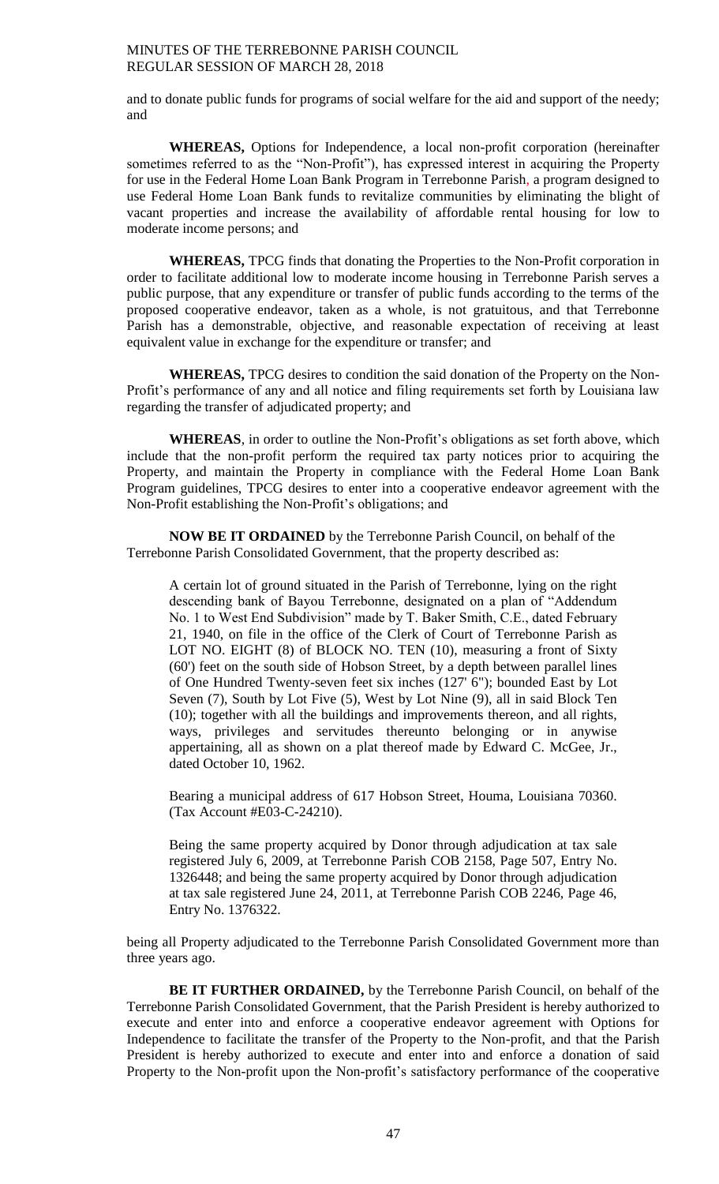and to donate public funds for programs of social welfare for the aid and support of the needy; and

**WHEREAS,** Options for Independence, a local non-profit corporation (hereinafter sometimes referred to as the "Non-Profit"), has expressed interest in acquiring the Property for use in the Federal Home Loan Bank Program in Terrebonne Parish, a program designed to use Federal Home Loan Bank funds to revitalize communities by eliminating the blight of vacant properties and increase the availability of affordable rental housing for low to moderate income persons; and

**WHEREAS,** TPCG finds that donating the Properties to the Non-Profit corporation in order to facilitate additional low to moderate income housing in Terrebonne Parish serves a public purpose, that any expenditure or transfer of public funds according to the terms of the proposed cooperative endeavor, taken as a whole, is not gratuitous, and that Terrebonne Parish has a demonstrable, objective, and reasonable expectation of receiving at least equivalent value in exchange for the expenditure or transfer; and

**WHEREAS,** TPCG desires to condition the said donation of the Property on the Non-Profit's performance of any and all notice and filing requirements set forth by Louisiana law regarding the transfer of adjudicated property; and

**WHEREAS**, in order to outline the Non-Profit's obligations as set forth above, which include that the non-profit perform the required tax party notices prior to acquiring the Property, and maintain the Property in compliance with the Federal Home Loan Bank Program guidelines, TPCG desires to enter into a cooperative endeavor agreement with the Non-Profit establishing the Non-Profit's obligations; and

**NOW BE IT ORDAINED** by the Terrebonne Parish Council, on behalf of the Terrebonne Parish Consolidated Government, that the property described as:

> A certain lot of ground situated in the Parish of Terrebonne, lying on the right descending bank of Bayou Terrebonne, designated on a plan of "Addendum No. 1 to West End Subdivision" made by T. Baker Smith, C.E., dated February 21, 1940, on file in the office of the Clerk of Court of Terrebonne Parish as LOT NO. EIGHT (8) of BLOCK NO. TEN (10), measuring a front of Sixty (60') feet on the south side of Hobson Street, by a depth between parallel lines of One Hundred Twenty-seven feet six inches (127' 6"); bounded East by Lot Seven (7), South by Lot Five (5), West by Lot Nine (9), all in said Block Ten (10); together with all the buildings and improvements thereon, and all rights, ways, privileges and servitudes thereunto belonging or in anywise appertaining, all as shown on a plat thereof made by Edward C. McGee, Jr., dated October 10, 1962.
>
> Bearing a municipal address of 617 Hobson Street, Houma, Louisiana 70360. (Tax Account #E03-C-24210).
>
> Being the same property acquired by Donor through adjudication at tax sale registered July 6, 2009, at Terrebonne Parish COB 2158, Page 507, Entry No. 1326448; and being the same property acquired by Donor through adjudication at tax sale registered June 24, 2011, at Terrebonne Parish COB 2246, Page 46, Entry No. 1376322.

being all Property adjudicated to the Terrebonne Parish Consolidated Government more than three years ago.

**BE IT FURTHER ORDAINED,** by the Terrebonne Parish Council, on behalf of the Terrebonne Parish Consolidated Government, that the Parish President is hereby authorized to execute and enter into and enforce a cooperative endeavor agreement with Options for Independence to facilitate the transfer of the Property to the Non-profit, and that the Parish President is hereby authorized to execute and enter into and enforce a donation of said Property to the Non-profit upon the Non-profit's satisfactory performance of the cooperative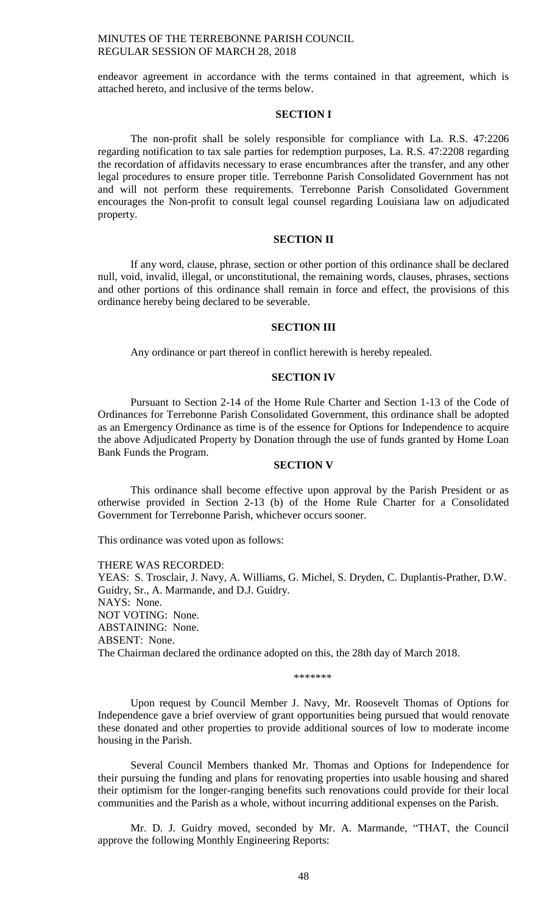endeavor agreement in accordance with the terms contained in that agreement, which is attached hereto, and inclusive of the terms below.

**SECTION I**

The non-profit shall be solely responsible for compliance with La. R.S. 47:2206 regarding notification to tax sale parties for redemption purposes, La. R.S. 47:2208 regarding the recordation of affidavits necessary to erase encumbrances after the transfer, and any other legal procedures to ensure proper title. Terrebonne Parish Consolidated Government has not and will not perform these requirements. Terrebonne Parish Consolidated Government encourages the Non-profit to consult legal counsel regarding Louisiana law on adjudicated property.

**SECTION II**

If any word, clause, phrase, section or other portion of this ordinance shall be declared null, void, invalid, illegal, or unconstitutional, the remaining words, clauses, phrases, sections and other portions of this ordinance shall remain in force and effect, the provisions of this ordinance hereby being declared to be severable.

**SECTION III**

Any ordinance or part thereof in conflict herewith is hereby repealed.

**SECTION IV**

Pursuant to Section 2-14 of the Home Rule Charter and Section 1-13 of the Code of Ordinances for Terrebonne Parish Consolidated Government, this ordinance shall be adopted as an Emergency Ordinance as time is of the essence for Options for Independence to acquire the above Adjudicated Property by Donation through the use of funds granted by Home Loan Bank Funds the Program.

**SECTION V**

This ordinance shall become effective upon approval by the Parish President or as otherwise provided in Section 2-13 (b) of the Home Rule Charter for a Consolidated Government for Terrebonne Parish, whichever occurs sooner.

This ordinance was voted upon as follows:

THERE WAS RECORDED:
YEAS: S. Trosclair, J. Navy, A. Williams, G. Michel, S. Dryden, C. Duplantis-Prather, D.W. Guidry, Sr., A. Marmande, and D.J. Guidry.
NAYS: None.
NOT VOTING: None.
ABSTAINING: None.
ABSENT: None.
The Chairman declared the ordinance adopted on this, the 28th day of March 2018.

\*\*\*\*\*\*\*

Upon request by Council Member J. Navy, Mr. Roosevelt Thomas of Options for Independence gave a brief overview of grant opportunities being pursued that would renovate these donated and other properties to provide additional sources of low to moderate income housing in the Parish.

Several Council Members thanked Mr. Thomas and Options for Independence for their pursuing the funding and plans for renovating properties into usable housing and shared their optimism for the longer-ranging benefits such renovations could provide for their local communities and the Parish as a whole, without incurring additional expenses on the Parish.

Mr. D. J. Guidry moved, seconded by Mr. A. Marmande, "THAT, the Council approve the following Monthly Engineering Reports: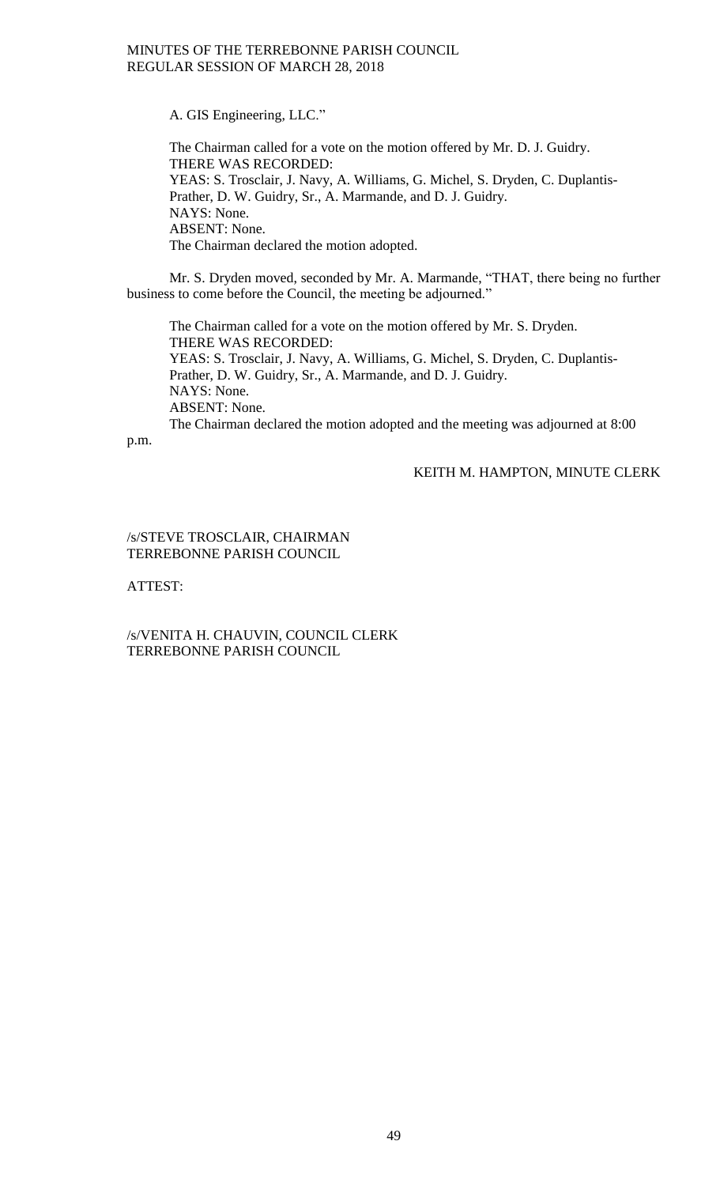A. GIS Engineering, LLC."

The Chairman called for a vote on the motion offered by Mr. D. J. Guidry.
THERE WAS RECORDED:
YEAS: S. Trosclair, J. Navy, A. Williams, G. Michel, S. Dryden, C. Duplantis-Prather, D. W. Guidry, Sr., A. Marmande, and D. J. Guidry.
NAYS: None.
ABSENT: None.
The Chairman declared the motion adopted.

Mr. S. Dryden moved, seconded by Mr. A. Marmande, "THAT, there being no further business to come before the Council, the meeting be adjourned."

The Chairman called for a vote on the motion offered by Mr. S. Dryden.
THERE WAS RECORDED:
YEAS: S. Trosclair, J. Navy, A. Williams, G. Michel, S. Dryden, C. Duplantis-Prather, D. W. Guidry, Sr., A. Marmande, and D. J. Guidry.
NAYS: None.
ABSENT: None.
The Chairman declared the motion adopted and the meeting was adjourned at 8:00 p.m.

KEITH M. HAMPTON, MINUTE CLERK

/s/STEVE TROSCLAIR, CHAIRMAN
TERREBONNE PARISH COUNCIL

ATTEST:

/s/VENITA H. CHAUVIN, COUNCIL CLERK
TERREBONNE PARISH COUNCIL